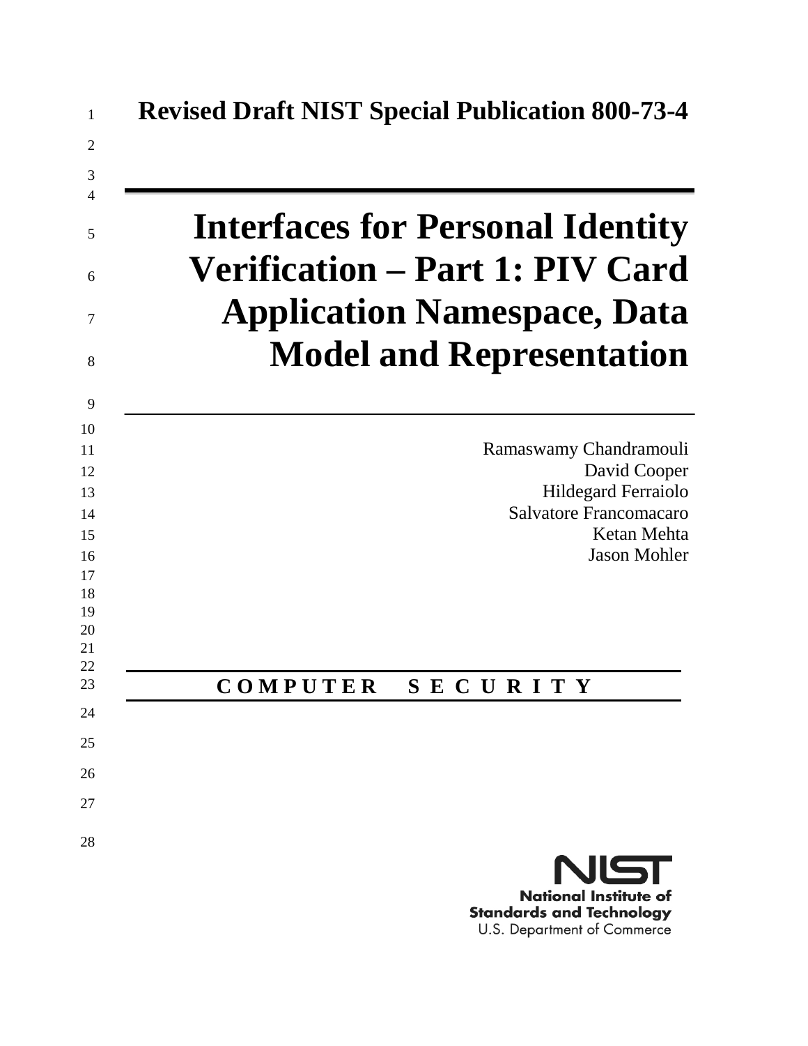# Revised Draft NIST Special Publication 800-73-4

# Interfaces for Personal Identity Verification – Part 1: PIV Card Application Namespace, Data Model and Representation

Ramaswamy Chandramouli
David Cooper
Hildegard Ferraiolo
Salvatore Francomacaro
Ketan Mehta
Jason Mohler

**C O M P U T E R   S E C U R I T Y**

NIST
National Institute of Standards and Technology
U.S. Department of Commerce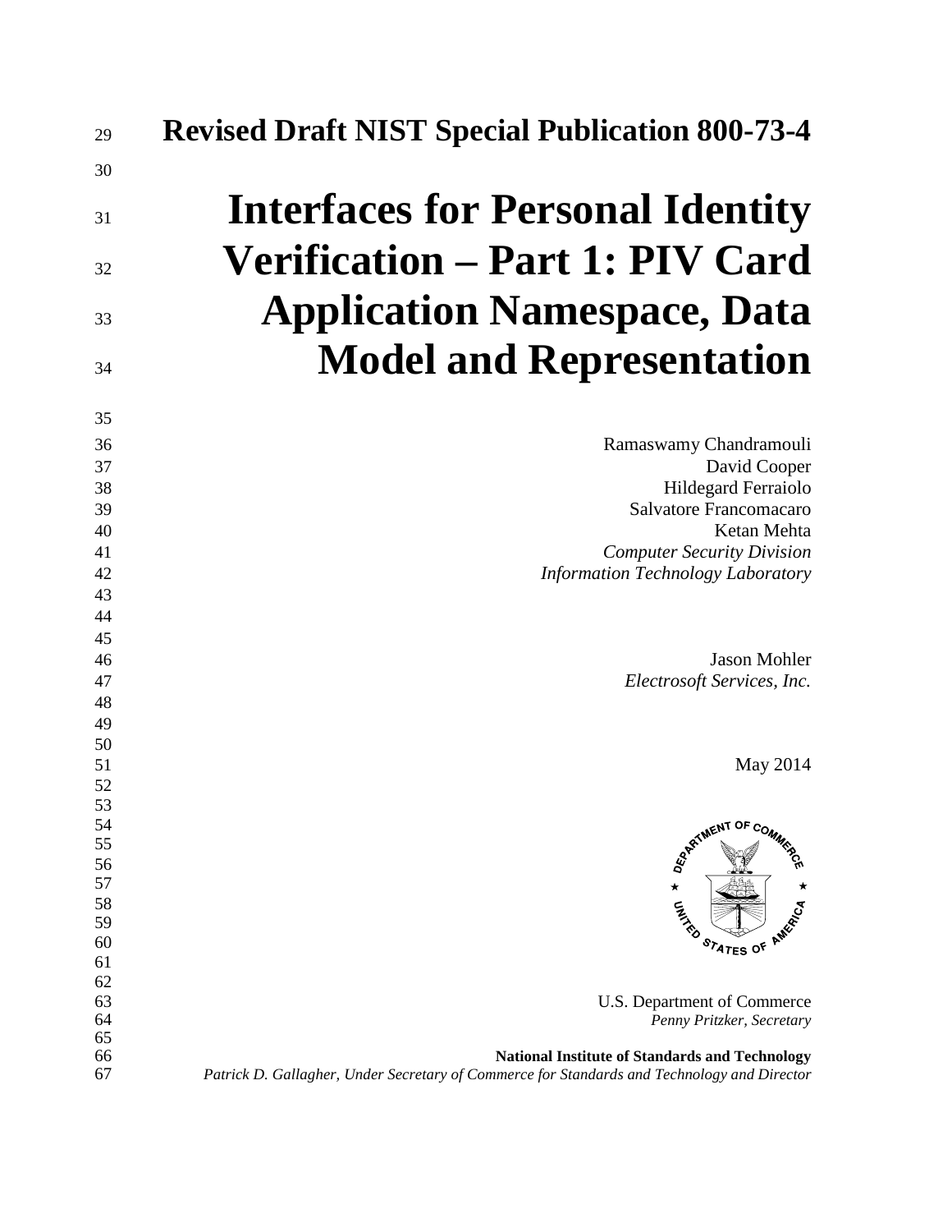# Revised Draft NIST Special Publication 800-73-4

# Interfaces for Personal Identity Verification – Part 1: PIV Card Application Namespace, Data Model and Representation

Ramaswamy Chandramouli
David Cooper
Hildegard Ferraiolo
Salvatore Francomacaro
Ketan Mehta
*Computer Security Division*
*Information Technology Laboratory*

Jason Mohler
*Electrosoft Services, Inc.*

May 2014

U.S. Department of Commerce
*Penny Pritzker, Secretary*

**National Institute of Standards and Technology**
*Patrick D. Gallagher, Under Secretary of Commerce for Standards and Technology and Director*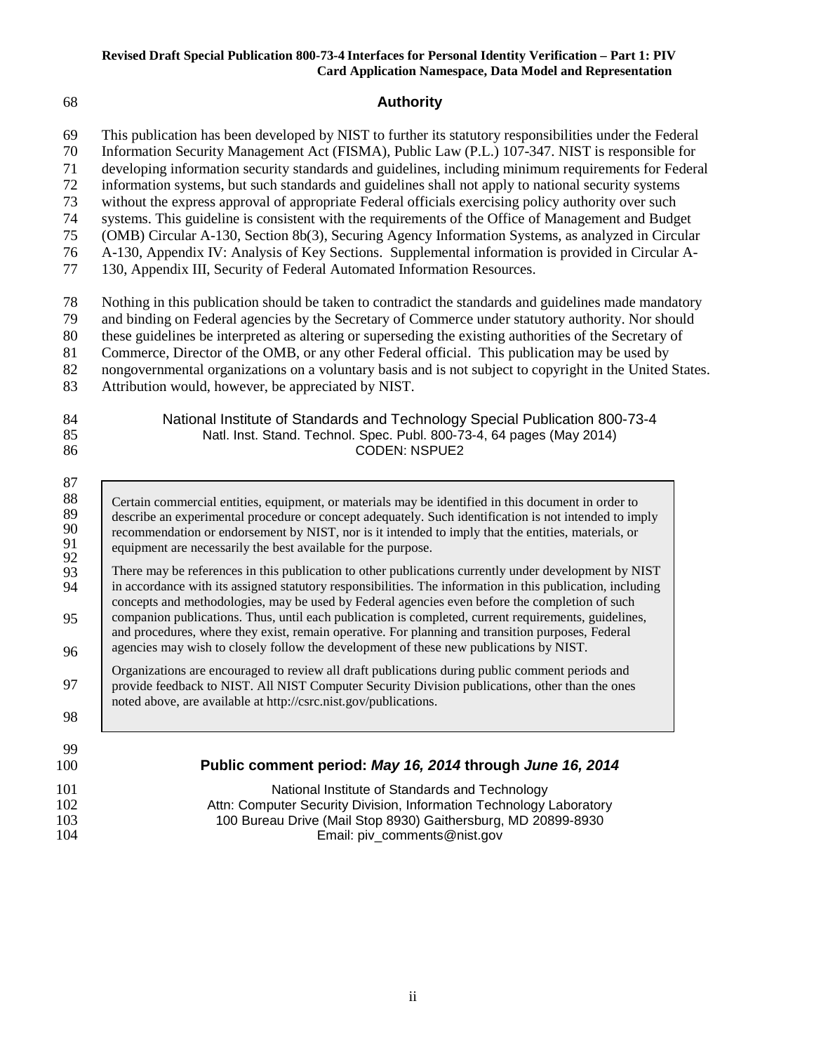## Authority

This publication has been developed by NIST to further its statutory responsibilities under the Federal Information Security Management Act (FISMA), Public Law (P.L.) 107-347. NIST is responsible for developing information security standards and guidelines, including minimum requirements for Federal information systems, but such standards and guidelines shall not apply to national security systems without the express approval of appropriate Federal officials exercising policy authority over such systems. This guideline is consistent with the requirements of the Office of Management and Budget (OMB) Circular A-130, Section 8b(3), Securing Agency Information Systems, as analyzed in Circular A-130, Appendix IV: Analysis of Key Sections. Supplemental information is provided in Circular A-130, Appendix III, Security of Federal Automated Information Resources.

Nothing in this publication should be taken to contradict the standards and guidelines made mandatory and binding on Federal agencies by the Secretary of Commerce under statutory authority. Nor should these guidelines be interpreted as altering or superseding the existing authorities of the Secretary of Commerce, Director of the OMB, or any other Federal official. This publication may be used by nongovernmental organizations on a voluntary basis and is not subject to copyright in the United States. Attribution would, however, be appreciated by NIST.

National Institute of Standards and Technology Special Publication 800-73-4
Natl. Inst. Stand. Technol. Spec. Publ. 800-73-4, 64 pages (May 2014)
CODEN: NSPUE2

Certain commercial entities, equipment, or materials may be identified in this document in order to describe an experimental procedure or concept adequately. Such identification is not intended to imply recommendation or endorsement by NIST, nor is it intended to imply that the entities, materials, or equipment are necessarily the best available for the purpose.

There may be references in this publication to other publications currently under development by NIST in accordance with its assigned statutory responsibilities. The information in this publication, including concepts and methodologies, may be used by Federal agencies even before the completion of such companion publications. Thus, until each publication is completed, current requirements, guidelines, and procedures, where they exist, remain operative. For planning and transition purposes, Federal agencies may wish to closely follow the development of these new publications by NIST.

Organizations are encouraged to review all draft publications during public comment periods and provide feedback to NIST. All NIST Computer Security Division publications, other than the ones noted above, are available at http://csrc.nist.gov/publications.

**Public comment period: *May 16, 2014* through *June 16, 2014***

National Institute of Standards and Technology
Attn: Computer Security Division, Information Technology Laboratory
100 Bureau Drive (Mail Stop 8930) Gaithersburg, MD 20899-8930
Email: piv_comments@nist.gov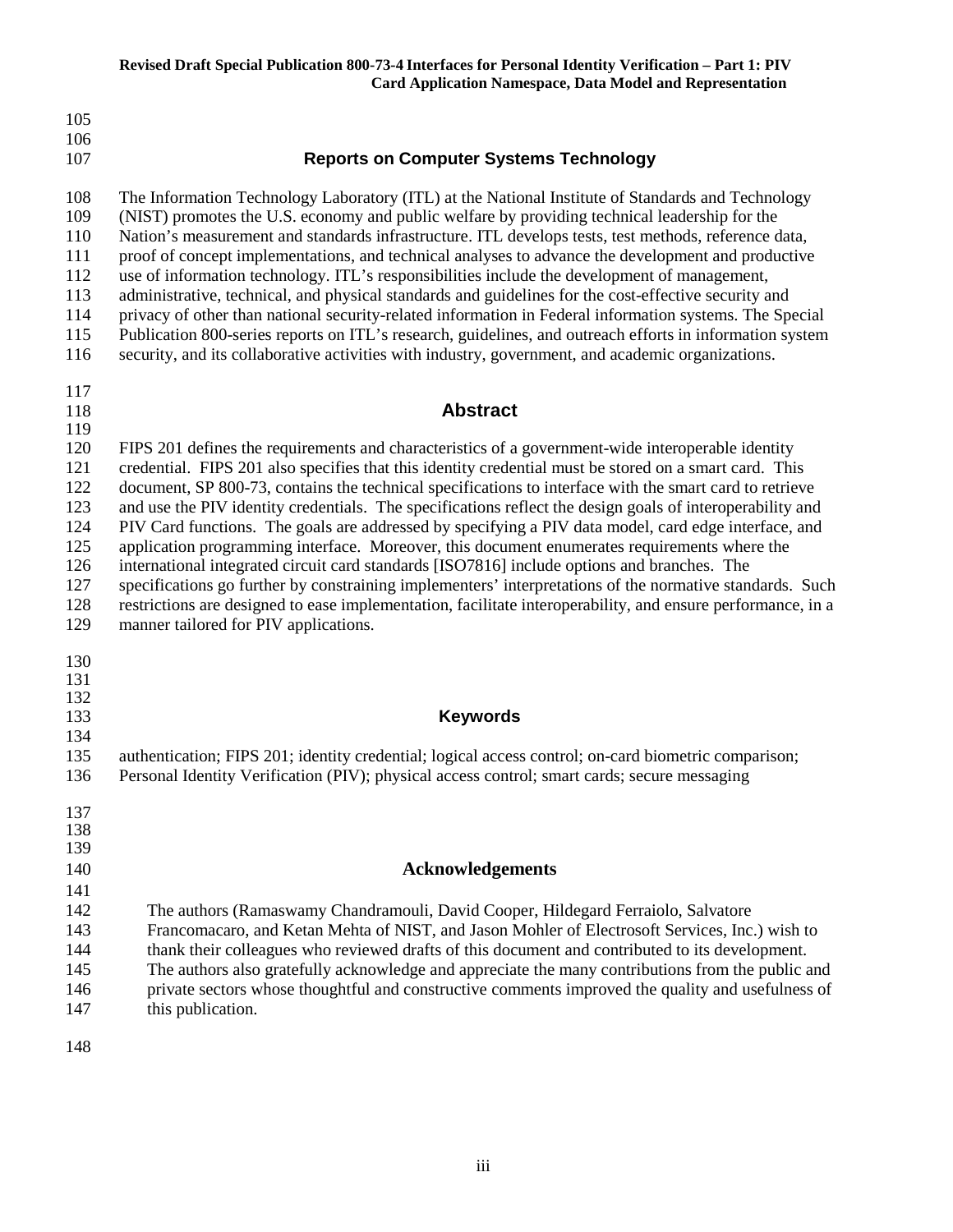## Reports on Computer Systems Technology

The Information Technology Laboratory (ITL) at the National Institute of Standards and Technology (NIST) promotes the U.S. economy and public welfare by providing technical leadership for the Nation's measurement and standards infrastructure. ITL develops tests, test methods, reference data, proof of concept implementations, and technical analyses to advance the development and productive use of information technology. ITL's responsibilities include the development of management, administrative, technical, and physical standards and guidelines for the cost-effective security and privacy of other than national security-related information in Federal information systems. The Special Publication 800-series reports on ITL's research, guidelines, and outreach efforts in information system security, and its collaborative activities with industry, government, and academic organizations.

## Abstract

FIPS 201 defines the requirements and characteristics of a government-wide interoperable identity credential. FIPS 201 also specifies that this identity credential must be stored on a smart card. This document, SP 800-73, contains the technical specifications to interface with the smart card to retrieve and use the PIV identity credentials. The specifications reflect the design goals of interoperability and PIV Card functions. The goals are addressed by specifying a PIV data model, card edge interface, and application programming interface. Moreover, this document enumerates requirements where the international integrated circuit card standards [ISO7816] include options and branches. The specifications go further by constraining implementers' interpretations of the normative standards. Such restrictions are designed to ease implementation, facilitate interoperability, and ensure performance, in a manner tailored for PIV applications.

## Keywords

authentication; FIPS 201; identity credential; logical access control; on-card biometric comparison; Personal Identity Verification (PIV); physical access control; smart cards; secure messaging

## Acknowledgements

The authors (Ramaswamy Chandramouli, David Cooper, Hildegard Ferraiolo, Salvatore Francomacaro, and Ketan Mehta of NIST, and Jason Mohler of Electrosoft Services, Inc.) wish to thank their colleagues who reviewed drafts of this document and contributed to its development. The authors also gratefully acknowledge and appreciate the many contributions from the public and private sectors whose thoughtful and constructive comments improved the quality and usefulness of this publication.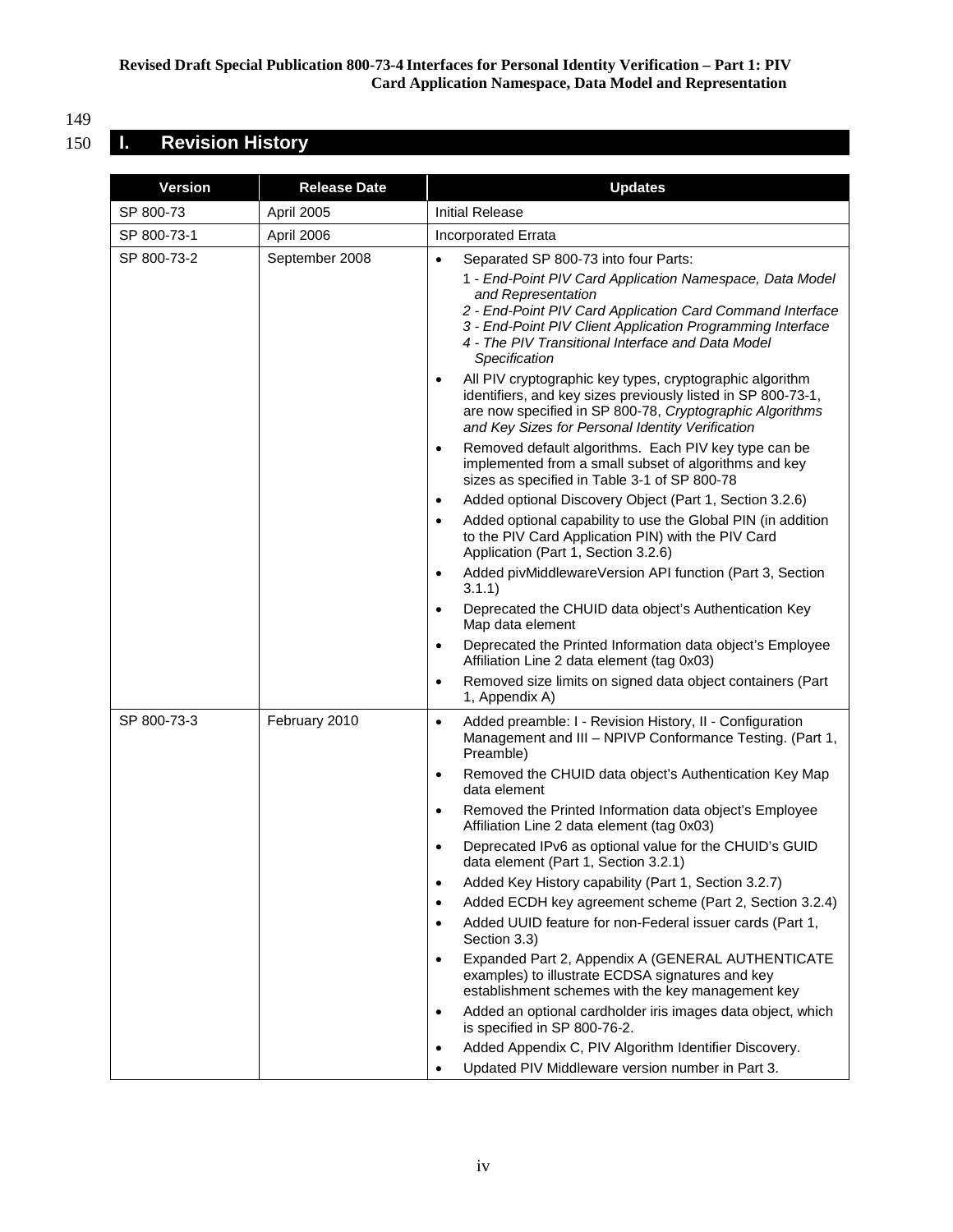# I. Revision History

| Version | Release Date | Updates |
| --- | --- | --- |
| SP 800-73 | April 2005 | Initial Release |
| SP 800-73-1 | April 2006 | Incorporated Errata |
| SP 800-73-2 | September 2008 | • Separated SP 800-73 into four Parts:<br>1 - *End-Point PIV Card Application Namespace, Data Model and Representation*<br>*2 - End-Point PIV Card Application Card Command Interface*<br>*3 - End-Point PIV Client Application Programming Interface*<br>*4 - The PIV Transitional Interface and Data Model Specification*<br>• All PIV cryptographic key types, cryptographic algorithm identifiers, and key sizes previously listed in SP 800-73-1, are now specified in SP 800-78, *Cryptographic Algorithms and Key Sizes for Personal Identity Verification*<br>• Removed default algorithms. Each PIV key type can be implemented from a small subset of algorithms and key sizes as specified in Table 3-1 of SP 800-78<br>• Added optional Discovery Object (Part 1, Section 3.2.6)<br>• Added optional capability to use the Global PIN (in addition to the PIV Card Application PIN) with the PIV Card Application (Part 1, Section 3.2.6)<br>• Added pivMiddlewareVersion API function (Part 3, Section 3.1.1)<br>• Deprecated the CHUID data object's Authentication Key Map data element<br>• Deprecated the Printed Information data object's Employee Affiliation Line 2 data element (tag 0x03)<br>• Removed size limits on signed data object containers (Part 1, Appendix A) |
| SP 800-73-3 | February 2010 | • Added preamble: I - Revision History, II - Configuration Management and III – NPIVP Conformance Testing. (Part 1, Preamble)<br>• Removed the CHUID data object's Authentication Key Map data element<br>• Removed the Printed Information data object's Employee Affiliation Line 2 data element (tag 0x03)<br>• Deprecated IPv6 as optional value for the CHUID's GUID data element (Part 1, Section 3.2.1)<br>• Added Key History capability (Part 1, Section 3.2.7)<br>• Added ECDH key agreement scheme (Part 2, Section 3.2.4)<br>• Added UUID feature for non-Federal issuer cards (Part 1, Section 3.3)<br>• Expanded Part 2, Appendix A (GENERAL AUTHENTICATE examples) to illustrate ECDSA signatures and key establishment schemes with the key management key<br>• Added an optional cardholder iris images data object, which is specified in SP 800-76-2.<br>• Added Appendix C, PIV Algorithm Identifier Discovery.<br>• Updated PIV Middleware version number in Part 3. |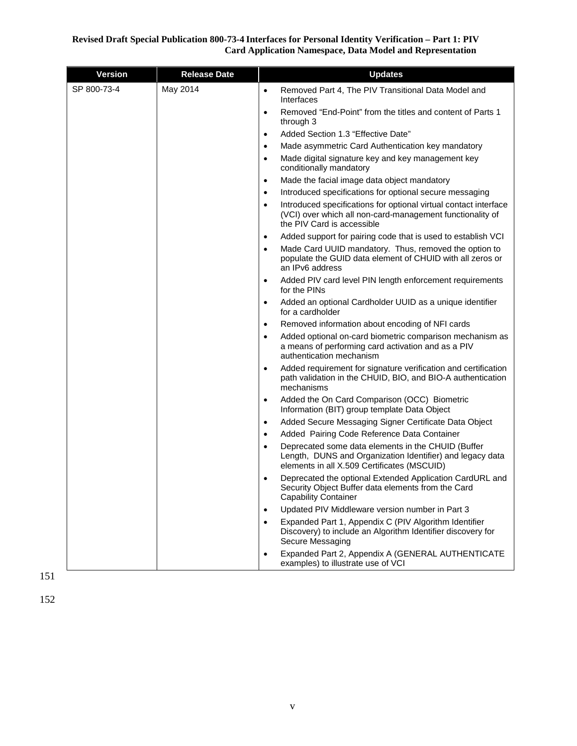| Version | Release Date | Updates |
| --- | --- | --- |
| SP 800-73-4 | May 2014 | • Removed Part 4, The PIV Transitional Data Model and Interfaces<br>• Removed "End-Point" from the titles and content of Parts 1 through 3<br>• Added Section 1.3 "Effective Date"<br>• Made asymmetric Card Authentication key mandatory<br>• Made digital signature key and key management key conditionally mandatory<br>• Made the facial image data object mandatory<br>• Introduced specifications for optional secure messaging<br>• Introduced specifications for optional virtual contact interface (VCI) over which all non-card-management functionality of the PIV Card is accessible<br>• Added support for pairing code that is used to establish VCI<br>• Made Card UUID mandatory. Thus, removed the option to populate the GUID data element of CHUID with all zeros or an IPv6 address<br>• Added PIV card level PIN length enforcement requirements for the PINs<br>• Added an optional Cardholder UUID as a unique identifier for a cardholder<br>• Removed information about encoding of NFI cards<br>• Added optional on-card biometric comparison mechanism as a means of performing card activation and as a PIV authentication mechanism<br>• Added requirement for signature verification and certification path validation in the CHUID, BIO, and BIO-A authentication mechanisms<br>• Added the On Card Comparison (OCC) Biometric Information (BIT) group template Data Object<br>• Added Secure Messaging Signer Certificate Data Object<br>• Added Pairing Code Reference Data Container<br>• Deprecated some data elements in the CHUID (Buffer Length, DUNS and Organization Identifier) and legacy data elements in all X.509 Certificates (MSCUID)<br>• Deprecated the optional Extended Application CardURL and Security Object Buffer data elements from the Card Capability Container<br>• Updated PIV Middleware version number in Part 3<br>• Expanded Part 1, Appendix C (PIV Algorithm Identifier Discovery) to include an Algorithm Identifier discovery for Secure Messaging<br>• Expanded Part 2, Appendix A (GENERAL AUTHENTICATE examples) to illustrate use of VCI |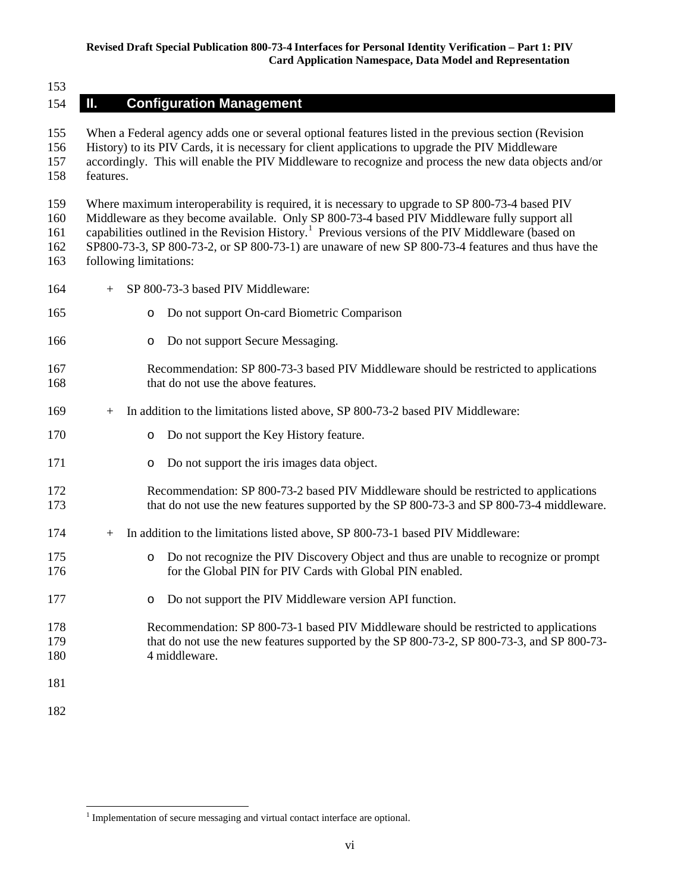## II. Configuration Management

When a Federal agency adds one or several optional features listed in the previous section (Revision History) to its PIV Cards, it is necessary for client applications to upgrade the PIV Middleware accordingly. This will enable the PIV Middleware to recognize and process the new data objects and/or features.

Where maximum interoperability is required, it is necessary to upgrade to SP 800-73-4 based PIV Middleware as they become available. Only SP 800-73-4 based PIV Middleware fully support all capabilities outlined in the Revision History.[1] Previous versions of the PIV Middleware (based on SP800-73-3, SP 800-73-2, or SP 800-73-1) are unaware of new SP 800-73-4 features and thus have the following limitations:

+ SP 800-73-3 based PIV Middleware:
  - Do not support On-card Biometric Comparison
  - Do not support Secure Messaging.

  Recommendation: SP 800-73-3 based PIV Middleware should be restricted to applications that do not use the above features.

+ In addition to the limitations listed above, SP 800-73-2 based PIV Middleware:
  - Do not support the Key History feature.
  - Do not support the iris images data object.

  Recommendation: SP 800-73-2 based PIV Middleware should be restricted to applications that do not use the new features supported by the SP 800-73-3 and SP 800-73-4 middleware.

+ In addition to the limitations listed above, SP 800-73-1 based PIV Middleware:
  - Do not recognize the PIV Discovery Object and thus are unable to recognize or prompt for the Global PIN for PIV Cards with Global PIN enabled.
  - Do not support the PIV Middleware version API function.

  Recommendation: SP 800-73-1 based PIV Middleware should be restricted to applications that do not use the new features supported by the SP 800-73-2, SP 800-73-3, and SP 800-73-4 middleware.

[1] Implementation of secure messaging and virtual contact interface are optional.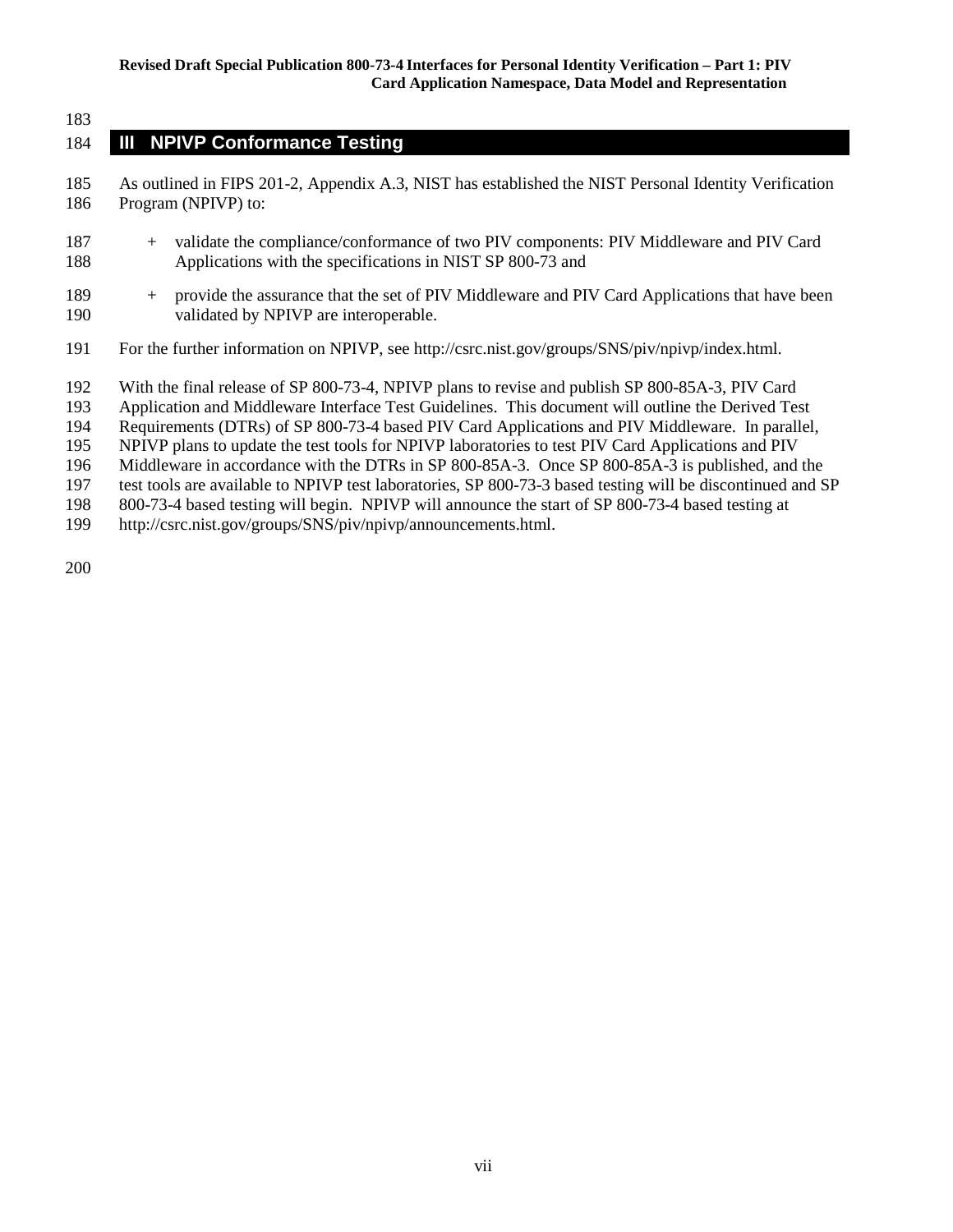## III NPIVP Conformance Testing

As outlined in FIPS 201-2, Appendix A.3, NIST has established the NIST Personal Identity Verification Program (NPIVP) to:

- validate the compliance/conformance of two PIV components: PIV Middleware and PIV Card Applications with the specifications in NIST SP 800-73 and
- provide the assurance that the set of PIV Middleware and PIV Card Applications that have been validated by NPIVP are interoperable.

For the further information on NPIVP, see http://csrc.nist.gov/groups/SNS/piv/npivp/index.html.

With the final release of SP 800-73-4, NPIVP plans to revise and publish SP 800-85A-3, PIV Card Application and Middleware Interface Test Guidelines. This document will outline the Derived Test Requirements (DTRs) of SP 800-73-4 based PIV Card Applications and PIV Middleware. In parallel, NPIVP plans to update the test tools for NPIVP laboratories to test PIV Card Applications and PIV Middleware in accordance with the DTRs in SP 800-85A-3. Once SP 800-85A-3 is published, and the test tools are available to NPIVP test laboratories, SP 800-73-3 based testing will be discontinued and SP 800-73-4 based testing will begin. NPIVP will announce the start of SP 800-73-4 based testing at http://csrc.nist.gov/groups/SNS/piv/npivp/announcements.html.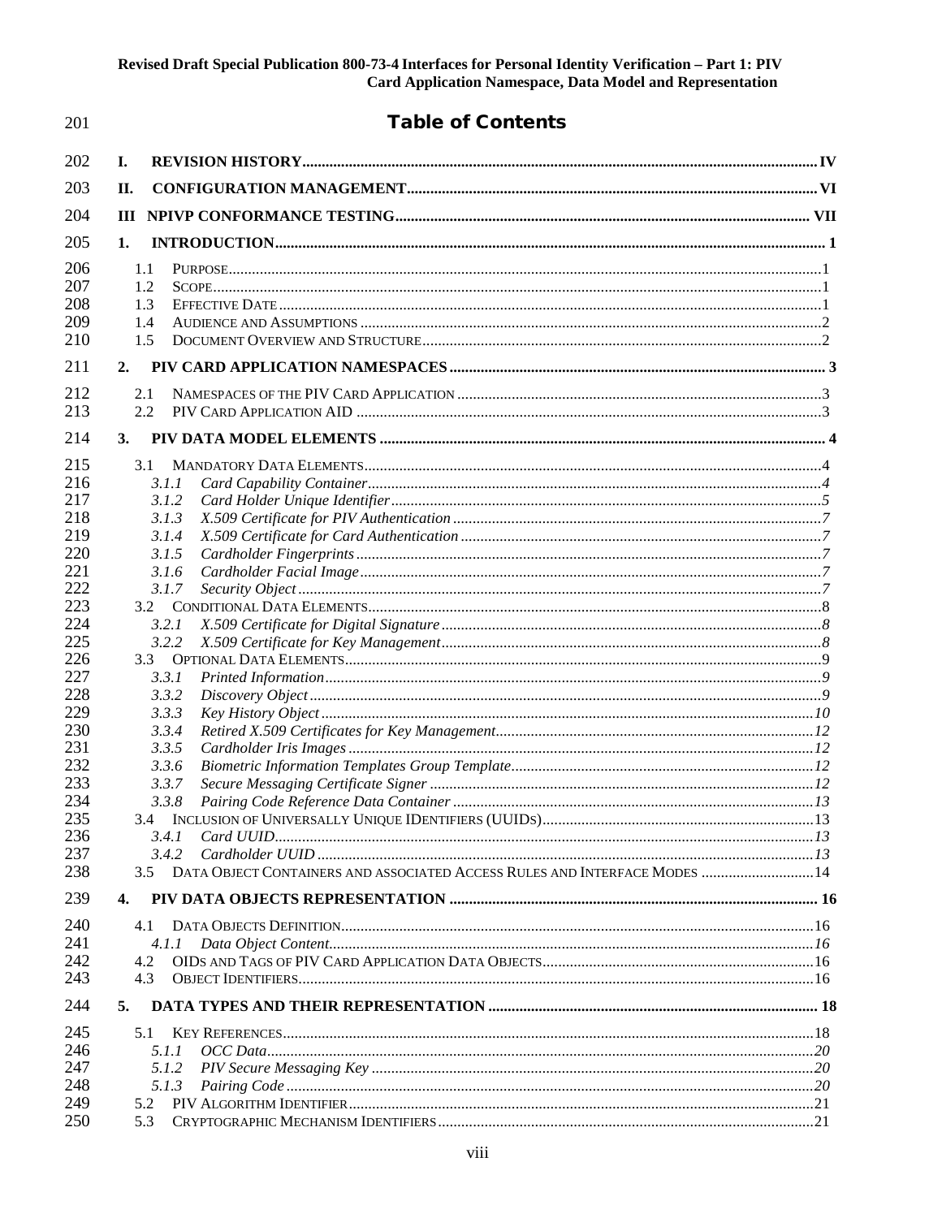# Table of Contents

I. REVISION HISTORY ..... IV

II. CONFIGURATION MANAGEMENT ..... VI

III NPIVP CONFORMANCE TESTING ..... VII

1. INTRODUCTION ..... 1
   - 1.1 PURPOSE ..... 1
   - 1.2 SCOPE ..... 1
   - 1.3 EFFECTIVE DATE ..... 1
   - 1.4 AUDIENCE AND ASSUMPTIONS ..... 2
   - 1.5 DOCUMENT OVERVIEW AND STRUCTURE ..... 2

2. PIV CARD APPLICATION NAMESPACES ..... 3
   - 2.1 NAMESPACES OF THE PIV CARD APPLICATION ..... 3
   - 2.2 PIV CARD APPLICATION AID ..... 3

3. PIV DATA MODEL ELEMENTS ..... 4
   - 3.1 MANDATORY DATA ELEMENTS ..... 4
     - *3.1.1 Card Capability Container ..... 4*
     - *3.1.2 Card Holder Unique Identifier ..... 5*
     - *3.1.3 X.509 Certificate for PIV Authentication ..... 7*
     - *3.1.4 X.509 Certificate for Card Authentication ..... 7*
     - *3.1.5 Cardholder Fingerprints ..... 7*
     - *3.1.6 Cardholder Facial Image ..... 7*
     - *3.1.7 Security Object ..... 7*
   - 3.2 CONDITIONAL DATA ELEMENTS ..... 8
     - *3.2.1 X.509 Certificate for Digital Signature ..... 8*
     - *3.2.2 X.509 Certificate for Key Management ..... 8*
   - 3.3 OPTIONAL DATA ELEMENTS ..... 9
     - *3.3.1 Printed Information ..... 9*
     - *3.3.2 Discovery Object ..... 9*
     - *3.3.3 Key History Object ..... 10*
     - *3.3.4 Retired X.509 Certificates for Key Management ..... 12*
     - *3.3.5 Cardholder Iris Images ..... 12*
     - *3.3.6 Biometric Information Templates Group Template ..... 12*
     - *3.3.7 Secure Messaging Certificate Signer ..... 12*
     - *3.3.8 Pairing Code Reference Data Container ..... 13*
   - 3.4 INCLUSION OF UNIVERSALLY UNIQUE IDENTIFIERS (UUIDS) ..... 13
     - *3.4.1 Card UUID ..... 13*
     - *3.4.2 Cardholder UUID ..... 13*
   - 3.5 DATA OBJECT CONTAINERS AND ASSOCIATED ACCESS RULES AND INTERFACE MODES ..... 14

4. PIV DATA OBJECTS REPRESENTATION ..... 16
   - 4.1 DATA OBJECTS DEFINITION ..... 16
     - *4.1.1 Data Object Content ..... 16*
   - 4.2 OIDS AND TAGS OF PIV CARD APPLICATION DATA OBJECTS ..... 16
   - 4.3 OBJECT IDENTIFIERS ..... 16

5. DATA TYPES AND THEIR REPRESENTATION ..... 18
   - 5.1 KEY REFERENCES ..... 18
     - *5.1.1 OCC Data ..... 20*
     - *5.1.2 PIV Secure Messaging Key ..... 20*
     - *5.1.3 Pairing Code ..... 20*
   - 5.2 PIV ALGORITHM IDENTIFIER ..... 21
   - 5.3 CRYPTOGRAPHIC MECHANISM IDENTIFIERS ..... 21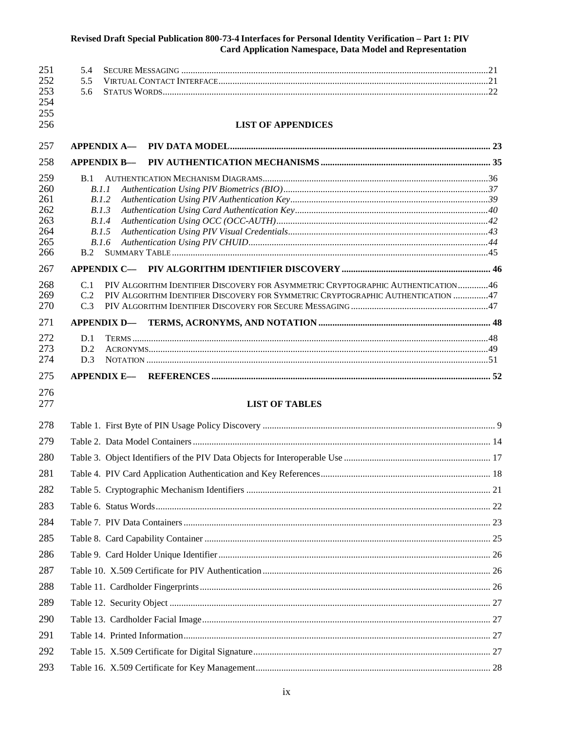5.4 SECURE MESSAGING ....................................................................................................................21
5.5 VIRTUAL CONTACT INTERFACE....................................................................................................21
5.6 STATUS WORDS..............................................................................................................................22

## LIST OF APPENDICES

**APPENDIX A— PIV DATA MODEL............................................................................................................... 23**

**APPENDIX B— PIV AUTHENTICATION MECHANISMS ........................................................................ 35**

B.1 AUTHENTICATION MECHANISM DIAGRAMS...............................................................................36
*B.1.1 Authentication Using PIV Biometrics (BIO).......................................................................37*
*B.1.2 Authentication Using PIV Authentication Key....................................................................39*
*B.1.3 Authentication Using Card Authentication Key..................................................................40*
*B.1.4 Authentication Using OCC (OCC-AUTH)..........................................................................42*
*B.1.5 Authentication Using PIV Visual Credentials.....................................................................43*
*B.1.6 Authentication Using PIV CHUID......................................................................................44*
B.2 SUMMARY TABLE.........................................................................................................................45

**APPENDIX C— PIV ALGORITHM IDENTIFIER DISCOVERY ............................................................... 46**

C.1 PIV ALGORITHM IDENTIFIER DISCOVERY FOR ASYMMETRIC CRYPTOGRAPHIC AUTHENTICATION.............46
C.2 PIV ALGORITHM IDENTIFIER DISCOVERY FOR SYMMETRIC CRYPTOGRAPHIC AUTHENTICATION ...............47
C.3 PIV ALGORITHM IDENTIFIER DISCOVERY FOR SECURE MESSAGING ...........................................................47

**APPENDIX D— TERMS, ACRONYMS, AND NOTATION .......................................................................... 48**

D.1 TERMS ...........................................................................................................................................48
D.2 ACRONYMS.....................................................................................................................................49
D.3 NOTATION ......................................................................................................................................51

**APPENDIX E— REFERENCES ...................................................................................................................... 52**

## LIST OF TABLES

Table 1. First Byte of PIN Usage Policy Discovery ................................................................................................... 9
Table 2. Data Model Containers ............................................................................................................................... 14
Table 3. Object Identifiers of the PIV Data Objects for Interoperable Use .............................................................. 17
Table 4. PIV Card Application Authentication and Key References......................................................................... 18
Table 5. Cryptographic Mechanism Identifiers ........................................................................................................ 21
Table 6. Status Words................................................................................................................................................ 22
Table 7. PIV Data Containers ................................................................................................................................... 23
Table 8. Card Capability Container .......................................................................................................................... 25
Table 9. Card Holder Unique Identifier .................................................................................................................... 26
Table 10. X.509 Certificate for PIV Authentication ................................................................................................. 26
Table 11. Cardholder Fingerprints............................................................................................................................ 26
Table 12. Security Object ......................................................................................................................................... 27
Table 13. Cardholder Facial Image........................................................................................................................... 27
Table 14. Printed Information................................................................................................................................... 27
Table 15. X.509 Certificate for Digital Signature..................................................................................................... 27
Table 16. X.509 Certificate for Key Management..................................................................................................... 28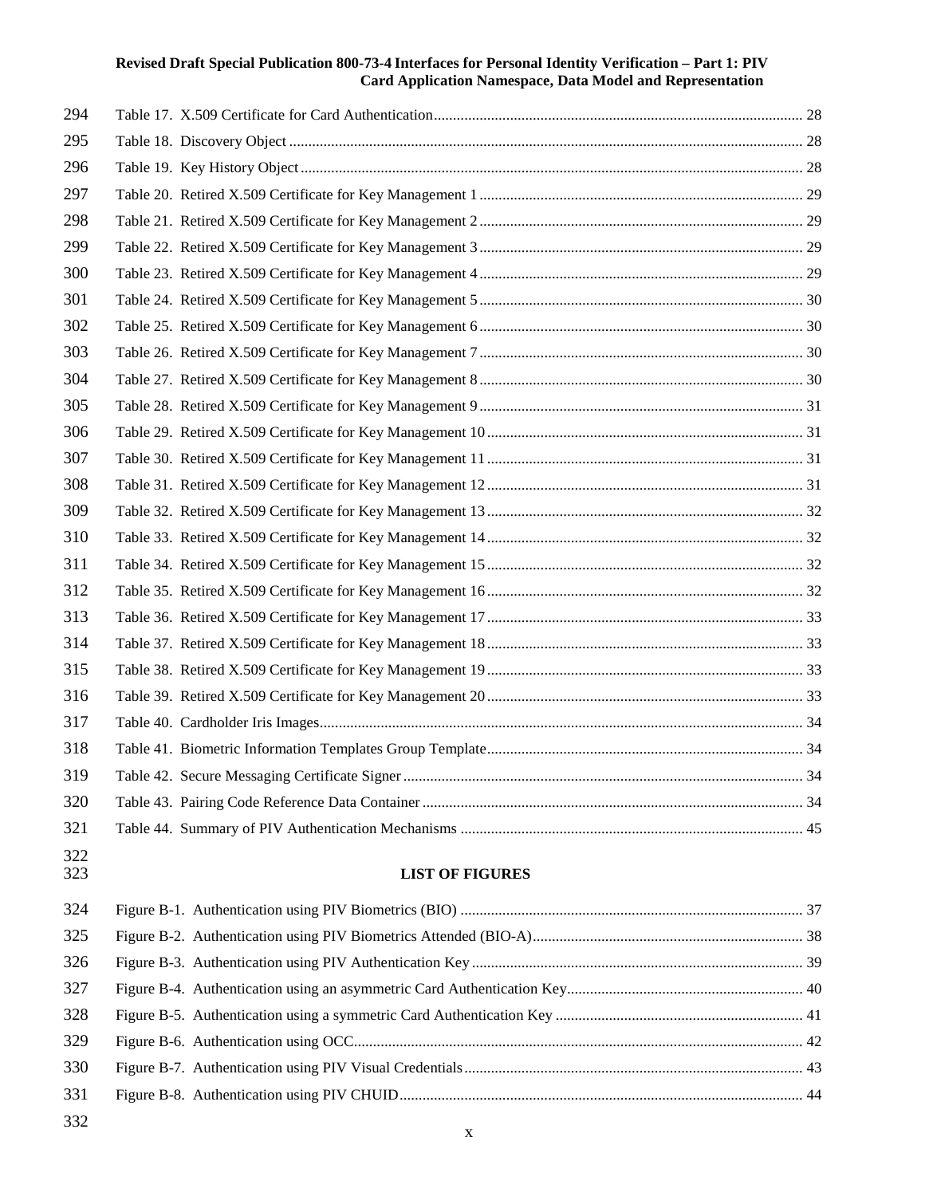Table 17. X.509 Certificate for Card Authentication ... 28
Table 18. Discovery Object ... 28
Table 19. Key History Object ... 28
Table 20. Retired X.509 Certificate for Key Management 1 ... 29
Table 21. Retired X.509 Certificate for Key Management 2 ... 29
Table 22. Retired X.509 Certificate for Key Management 3 ... 29
Table 23. Retired X.509 Certificate for Key Management 4 ... 29
Table 24. Retired X.509 Certificate for Key Management 5 ... 30
Table 25. Retired X.509 Certificate for Key Management 6 ... 30
Table 26. Retired X.509 Certificate for Key Management 7 ... 30
Table 27. Retired X.509 Certificate for Key Management 8 ... 30
Table 28. Retired X.509 Certificate for Key Management 9 ... 31
Table 29. Retired X.509 Certificate for Key Management 10 ... 31
Table 30. Retired X.509 Certificate for Key Management 11 ... 31
Table 31. Retired X.509 Certificate for Key Management 12 ... 31
Table 32. Retired X.509 Certificate for Key Management 13 ... 32
Table 33. Retired X.509 Certificate for Key Management 14 ... 32
Table 34. Retired X.509 Certificate for Key Management 15 ... 32
Table 35. Retired X.509 Certificate for Key Management 16 ... 32
Table 36. Retired X.509 Certificate for Key Management 17 ... 33
Table 37. Retired X.509 Certificate for Key Management 18 ... 33
Table 38. Retired X.509 Certificate for Key Management 19 ... 33
Table 39. Retired X.509 Certificate for Key Management 20 ... 33
Table 40. Cardholder Iris Images ... 34
Table 41. Biometric Information Templates Group Template ... 34
Table 42. Secure Messaging Certificate Signer ... 34
Table 43. Pairing Code Reference Data Container ... 34
Table 44. Summary of PIV Authentication Mechanisms ... 45

## LIST OF FIGURES

Figure B-1. Authentication using PIV Biometrics (BIO) ... 37
Figure B-2. Authentication using PIV Biometrics Attended (BIO-A) ... 38
Figure B-3. Authentication using PIV Authentication Key ... 39
Figure B-4. Authentication using an asymmetric Card Authentication Key ... 40
Figure B-5. Authentication using a symmetric Card Authentication Key ... 41
Figure B-6. Authentication using OCC ... 42
Figure B-7. Authentication using PIV Visual Credentials ... 43
Figure B-8. Authentication using PIV CHUID ... 44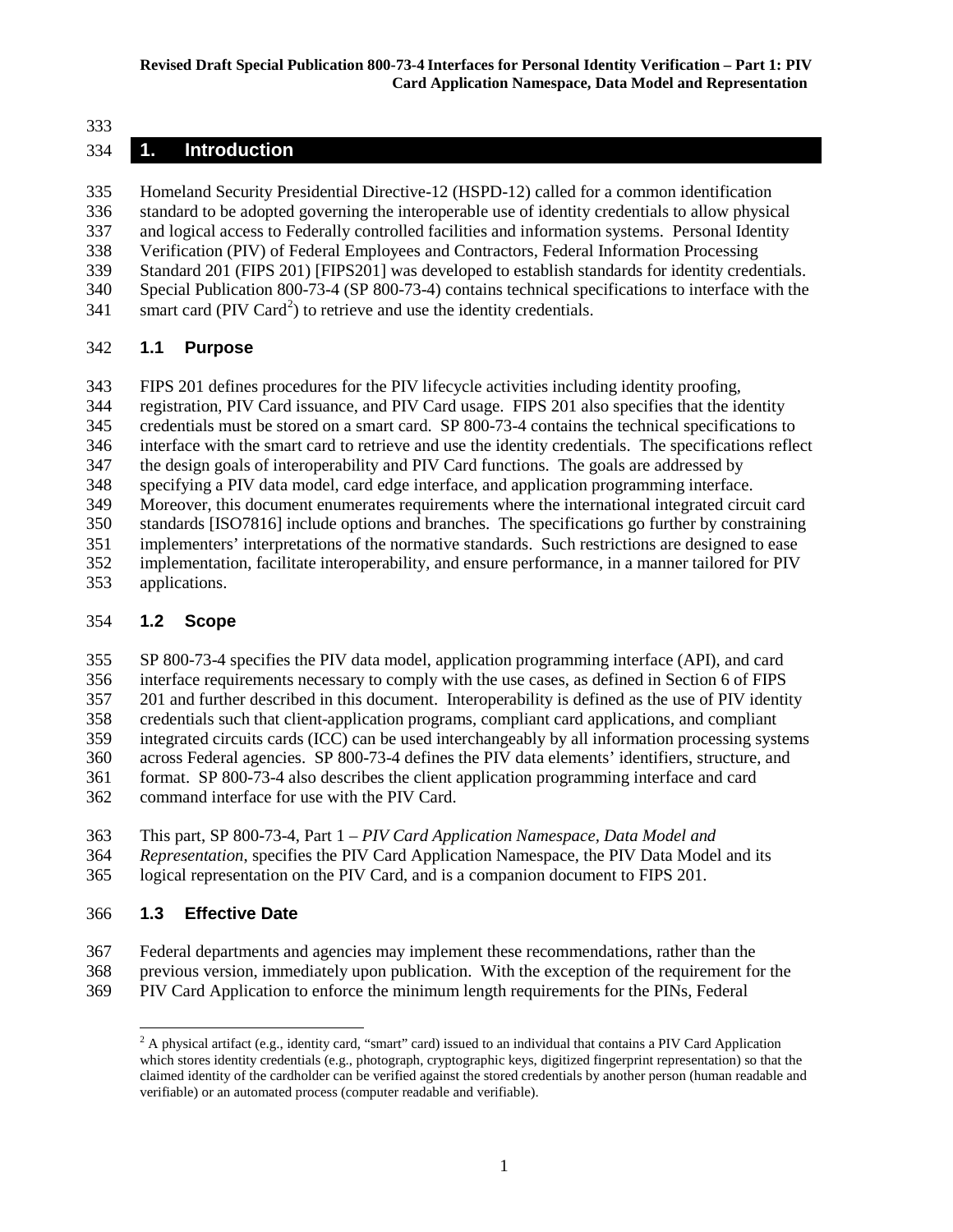# 1. Introduction

Homeland Security Presidential Directive-12 (HSPD-12) called for a common identification standard to be adopted governing the interoperable use of identity credentials to allow physical and logical access to Federally controlled facilities and information systems. Personal Identity Verification (PIV) of Federal Employees and Contractors, Federal Information Processing Standard 201 (FIPS 201) [FIPS201] was developed to establish standards for identity credentials. Special Publication 800-73-4 (SP 800-73-4) contains technical specifications to interface with the smart card (PIV Card[2]) to retrieve and use the identity credentials.

## 1.1 Purpose

FIPS 201 defines procedures for the PIV lifecycle activities including identity proofing, registration, PIV Card issuance, and PIV Card usage. FIPS 201 also specifies that the identity credentials must be stored on a smart card. SP 800-73-4 contains the technical specifications to interface with the smart card to retrieve and use the identity credentials. The specifications reflect the design goals of interoperability and PIV Card functions. The goals are addressed by specifying a PIV data model, card edge interface, and application programming interface. Moreover, this document enumerates requirements where the international integrated circuit card standards [ISO7816] include options and branches. The specifications go further by constraining implementers' interpretations of the normative standards. Such restrictions are designed to ease implementation, facilitate interoperability, and ensure performance, in a manner tailored for PIV applications.

## 1.2 Scope

SP 800-73-4 specifies the PIV data model, application programming interface (API), and card interface requirements necessary to comply with the use cases, as defined in Section 6 of FIPS 201 and further described in this document. Interoperability is defined as the use of PIV identity credentials such that client-application programs, compliant card applications, and compliant integrated circuits cards (ICC) can be used interchangeably by all information processing systems across Federal agencies. SP 800-73-4 defines the PIV data elements' identifiers, structure, and format. SP 800-73-4 also describes the client application programming interface and card command interface for use with the PIV Card.

This part, SP 800-73-4, Part 1 – *PIV Card Application Namespace, Data Model and Representation*, specifies the PIV Card Application Namespace, the PIV Data Model and its logical representation on the PIV Card, and is a companion document to FIPS 201.

## 1.3 Effective Date

Federal departments and agencies may implement these recommendations, rather than the previous version, immediately upon publication. With the exception of the requirement for the PIV Card Application to enforce the minimum length requirements for the PINs, Federal

[2] A physical artifact (e.g., identity card, "smart" card) issued to an individual that contains a PIV Card Application which stores identity credentials (e.g., photograph, cryptographic keys, digitized fingerprint representation) so that the claimed identity of the cardholder can be verified against the stored credentials by another person (human readable and verifiable) or an automated process (computer readable and verifiable).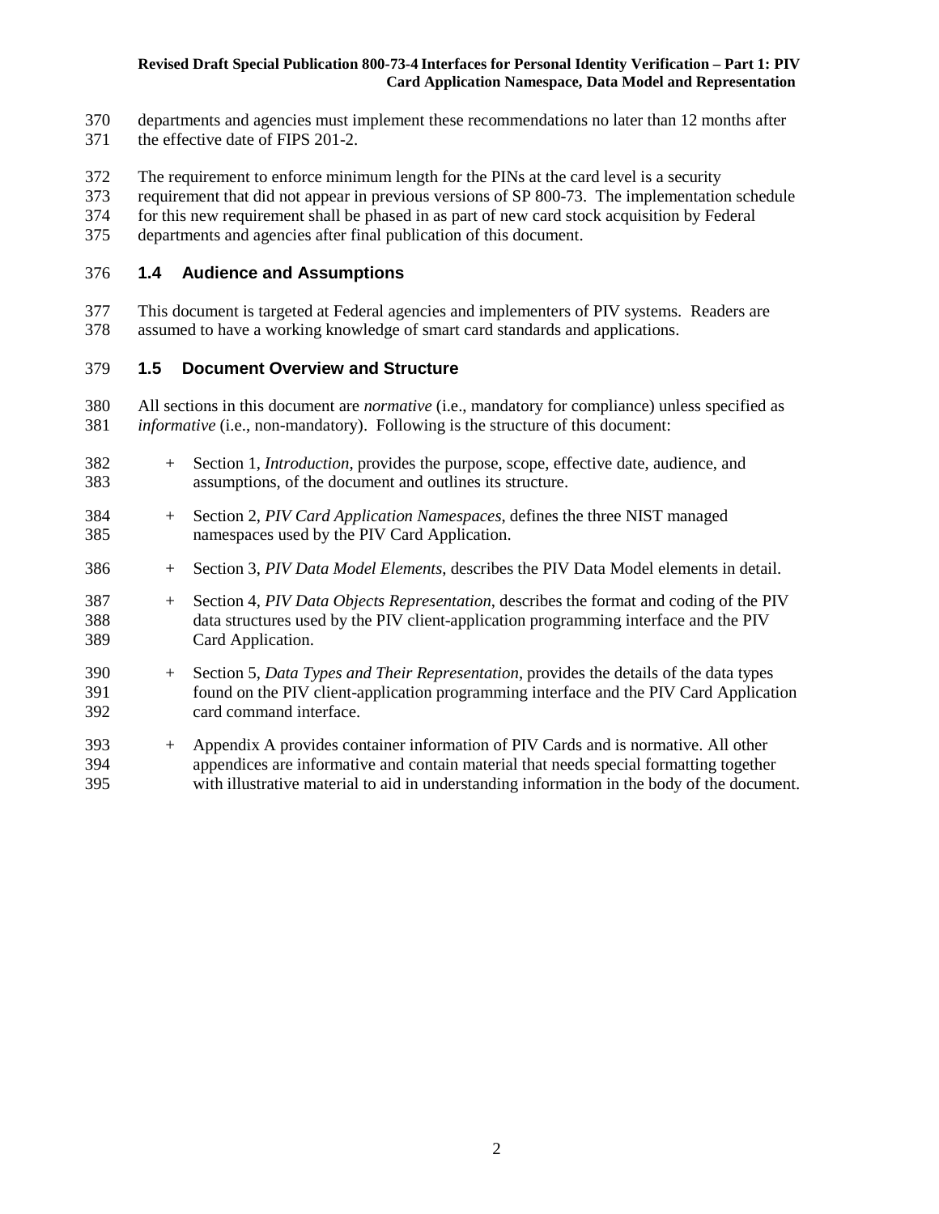departments and agencies must implement these recommendations no later than 12 months after the effective date of FIPS 201-2.

The requirement to enforce minimum length for the PINs at the card level is a security requirement that did not appear in previous versions of SP 800-73. The implementation schedule for this new requirement shall be phased in as part of new card stock acquisition by Federal departments and agencies after final publication of this document.

## 1.4 Audience and Assumptions

This document is targeted at Federal agencies and implementers of PIV systems. Readers are assumed to have a working knowledge of smart card standards and applications.

## 1.5 Document Overview and Structure

All sections in this document are *normative* (i.e., mandatory for compliance) unless specified as *informative* (i.e., non-mandatory). Following is the structure of this document:

+ Section 1, *Introduction*, provides the purpose, scope, effective date, audience, and assumptions, of the document and outlines its structure.
+ Section 2, *PIV Card Application Namespaces*, defines the three NIST managed namespaces used by the PIV Card Application.
+ Section 3, *PIV Data Model Elements*, describes the PIV Data Model elements in detail.
+ Section 4, *PIV Data Objects Representation*, describes the format and coding of the PIV data structures used by the PIV client-application programming interface and the PIV Card Application.
+ Section 5, *Data Types and Their Representation*, provides the details of the data types found on the PIV client-application programming interface and the PIV Card Application card command interface.
+ Appendix A provides container information of PIV Cards and is normative. All other appendices are informative and contain material that needs special formatting together with illustrative material to aid in understanding information in the body of the document.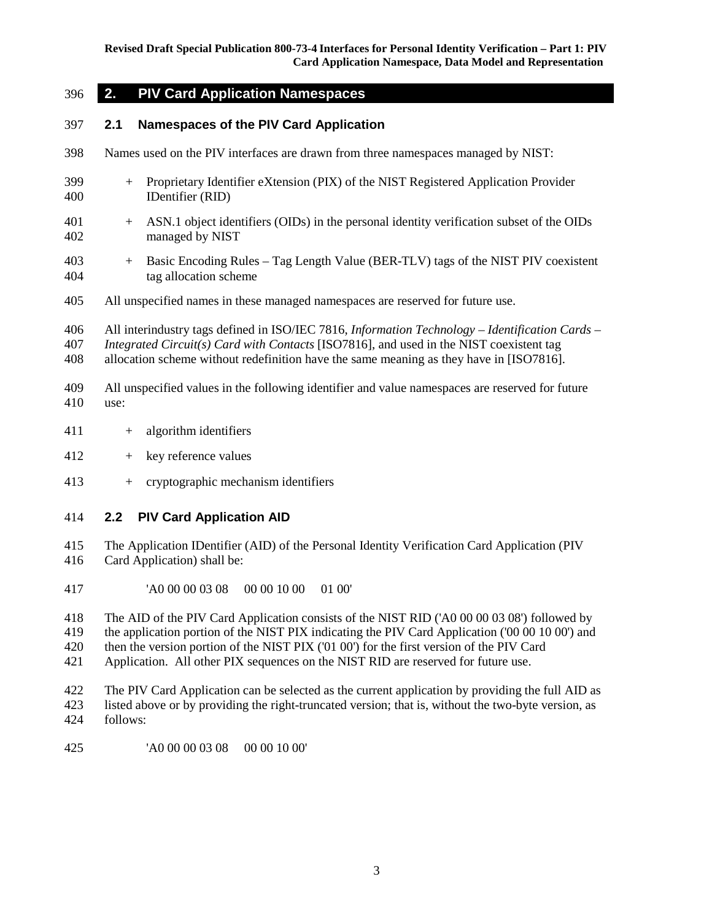# 2. PIV Card Application Namespaces

## 2.1 Namespaces of the PIV Card Application

Names used on the PIV interfaces are drawn from three namespaces managed by NIST:

- Proprietary Identifier eXtension (PIX) of the NIST Registered Application Provider IDentifier (RID)
- ASN.1 object identifiers (OIDs) in the personal identity verification subset of the OIDs managed by NIST
- Basic Encoding Rules – Tag Length Value (BER-TLV) tags of the NIST PIV coexistent tag allocation scheme

All unspecified names in these managed namespaces are reserved for future use.

All interindustry tags defined in ISO/IEC 7816, *Information Technology – Identification Cards – Integrated Circuit(s) Card with Contacts* [ISO7816], and used in the NIST coexistent tag allocation scheme without redefinition have the same meaning as they have in [ISO7816].

All unspecified values in the following identifier and value namespaces are reserved for future use:

- algorithm identifiers
- key reference values
- cryptographic mechanism identifiers

## 2.2 PIV Card Application AID

The Application IDentifier (AID) of the Personal Identity Verification Card Application (PIV Card Application) shall be:

'A0 00 00 03 08 00 00 10 00 01 00'

The AID of the PIV Card Application consists of the NIST RID ('A0 00 00 03 08') followed by the application portion of the NIST PIX indicating the PIV Card Application ('00 00 10 00') and then the version portion of the NIST PIX ('01 00') for the first version of the PIV Card Application. All other PIX sequences on the NIST RID are reserved for future use.

The PIV Card Application can be selected as the current application by providing the full AID as listed above or by providing the right-truncated version; that is, without the two-byte version, as follows:

'A0 00 00 03 08 00 00 10 00'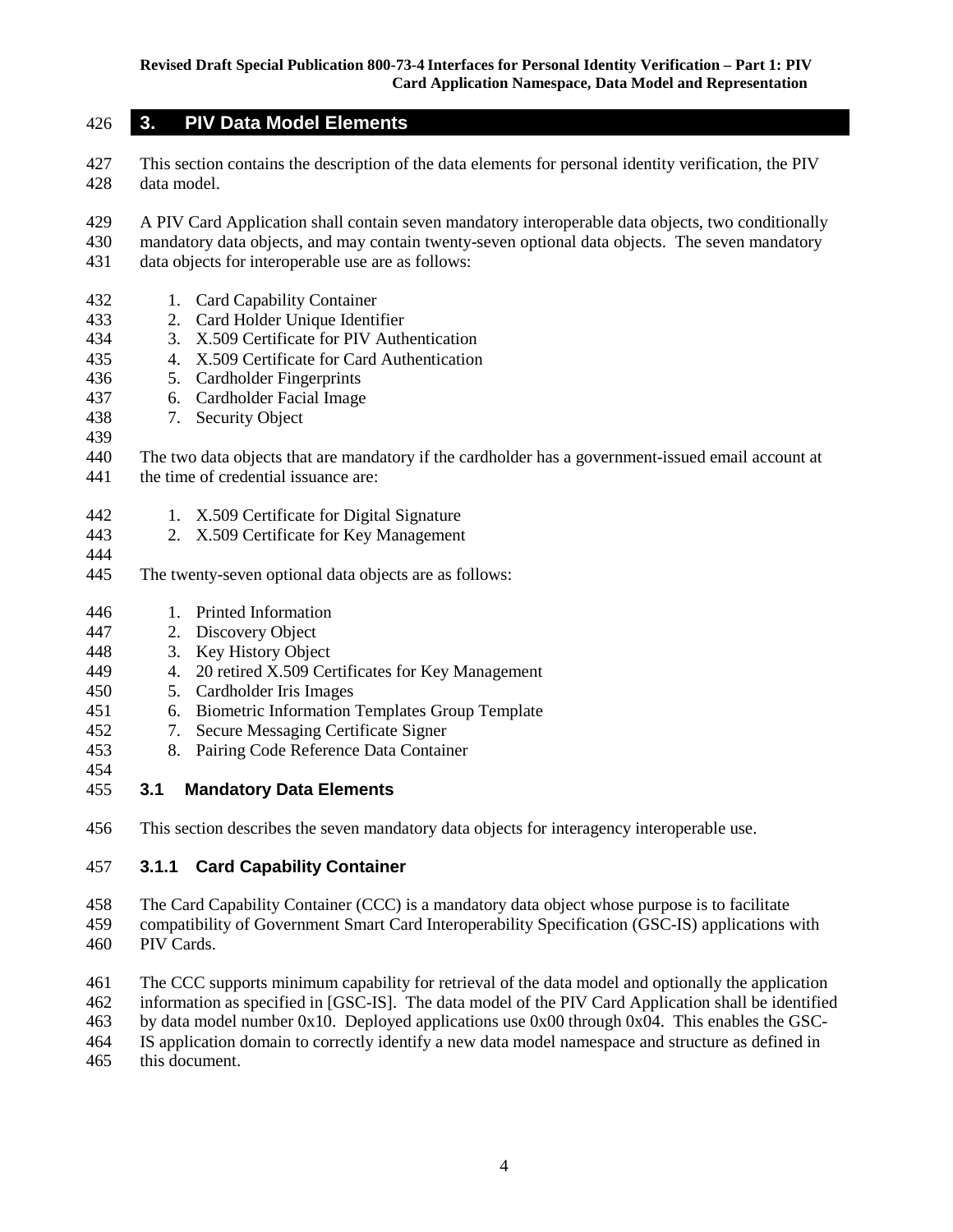# 3. PIV Data Model Elements

This section contains the description of the data elements for personal identity verification, the PIV data model.

A PIV Card Application shall contain seven mandatory interoperable data objects, two conditionally mandatory data objects, and may contain twenty-seven optional data objects. The seven mandatory data objects for interoperable use are as follows:

1. Card Capability Container
2. Card Holder Unique Identifier
3. X.509 Certificate for PIV Authentication
4. X.509 Certificate for Card Authentication
5. Cardholder Fingerprints
6. Cardholder Facial Image
7. Security Object

The two data objects that are mandatory if the cardholder has a government-issued email account at the time of credential issuance are:

1. X.509 Certificate for Digital Signature
2. X.509 Certificate for Key Management

The twenty-seven optional data objects are as follows:

1. Printed Information
2. Discovery Object
3. Key History Object
4. 20 retired X.509 Certificates for Key Management
5. Cardholder Iris Images
6. Biometric Information Templates Group Template
7. Secure Messaging Certificate Signer
8. Pairing Code Reference Data Container

## 3.1 Mandatory Data Elements

This section describes the seven mandatory data objects for interagency interoperable use.

### 3.1.1 Card Capability Container

The Card Capability Container (CCC) is a mandatory data object whose purpose is to facilitate compatibility of Government Smart Card Interoperability Specification (GSC-IS) applications with PIV Cards.

The CCC supports minimum capability for retrieval of the data model and optionally the application information as specified in [GSC-IS]. The data model of the PIV Card Application shall be identified by data model number 0x10. Deployed applications use 0x00 through 0x04. This enables the GSC-IS application domain to correctly identify a new data model namespace and structure as defined in this document.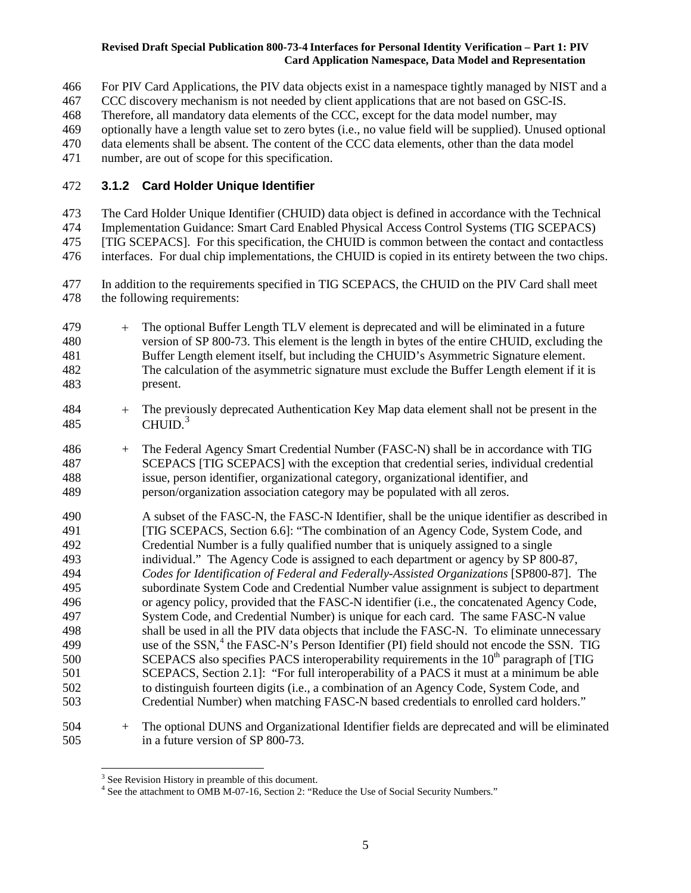For PIV Card Applications, the PIV data objects exist in a namespace tightly managed by NIST and a CCC discovery mechanism is not needed by client applications that are not based on GSC-IS. Therefore, all mandatory data elements of the CCC, except for the data model number, may optionally have a length value set to zero bytes (i.e., no value field will be supplied). Unused optional data elements shall be absent. The content of the CCC data elements, other than the data model number, are out of scope for this specification.

### 3.1.2 Card Holder Unique Identifier

The Card Holder Unique Identifier (CHUID) data object is defined in accordance with the Technical Implementation Guidance: Smart Card Enabled Physical Access Control Systems (TIG SCEPACS) [TIG SCEPACS]. For this specification, the CHUID is common between the contact and contactless interfaces. For dual chip implementations, the CHUID is copied in its entirety between the two chips.

In addition to the requirements specified in TIG SCEPACS, the CHUID on the PIV Card shall meet the following requirements:

+ The optional Buffer Length TLV element is deprecated and will be eliminated in a future version of SP 800-73. This element is the length in bytes of the entire CHUID, excluding the Buffer Length element itself, but including the CHUID's Asymmetric Signature element. The calculation of the asymmetric signature must exclude the Buffer Length element if it is present.

+ The previously deprecated Authentication Key Map data element shall not be present in the CHUID.[3]

+ The Federal Agency Smart Credential Number (FASC-N) shall be in accordance with TIG SCEPACS [TIG SCEPACS] with the exception that credential series, individual credential issue, person identifier, organizational category, organizational identifier, and person/organization association category may be populated with all zeros.

  A subset of the FASC-N, the FASC-N Identifier, shall be the unique identifier as described in [TIG SCEPACS, Section 6.6]: "The combination of an Agency Code, System Code, and Credential Number is a fully qualified number that is uniquely assigned to a single individual." The Agency Code is assigned to each department or agency by SP 800-87, *Codes for Identification of Federal and Federally-Assisted Organizations* [SP800-87]. The subordinate System Code and Credential Number value assignment is subject to department or agency policy, provided that the FASC-N identifier (i.e., the concatenated Agency Code, System Code, and Credential Number) is unique for each card. The same FASC-N value shall be used in all the PIV data objects that include the FASC-N. To eliminate unnecessary use of the SSN,[4] the FASC-N's Person Identifier (PI) field should not encode the SSN. TIG SCEPACS also specifies PACS interoperability requirements in the 10th paragraph of [TIG SCEPACS, Section 2.1]: "For full interoperability of a PACS it must at a minimum be able to distinguish fourteen digits (i.e., a combination of an Agency Code, System Code, and Credential Number) when matching FASC-N based credentials to enrolled card holders."

+ The optional DUNS and Organizational Identifier fields are deprecated and will be eliminated in a future version of SP 800-73.

---

[3] See Revision History in preamble of this document.

[4] See the attachment to OMB M-07-16, Section 2: "Reduce the Use of Social Security Numbers."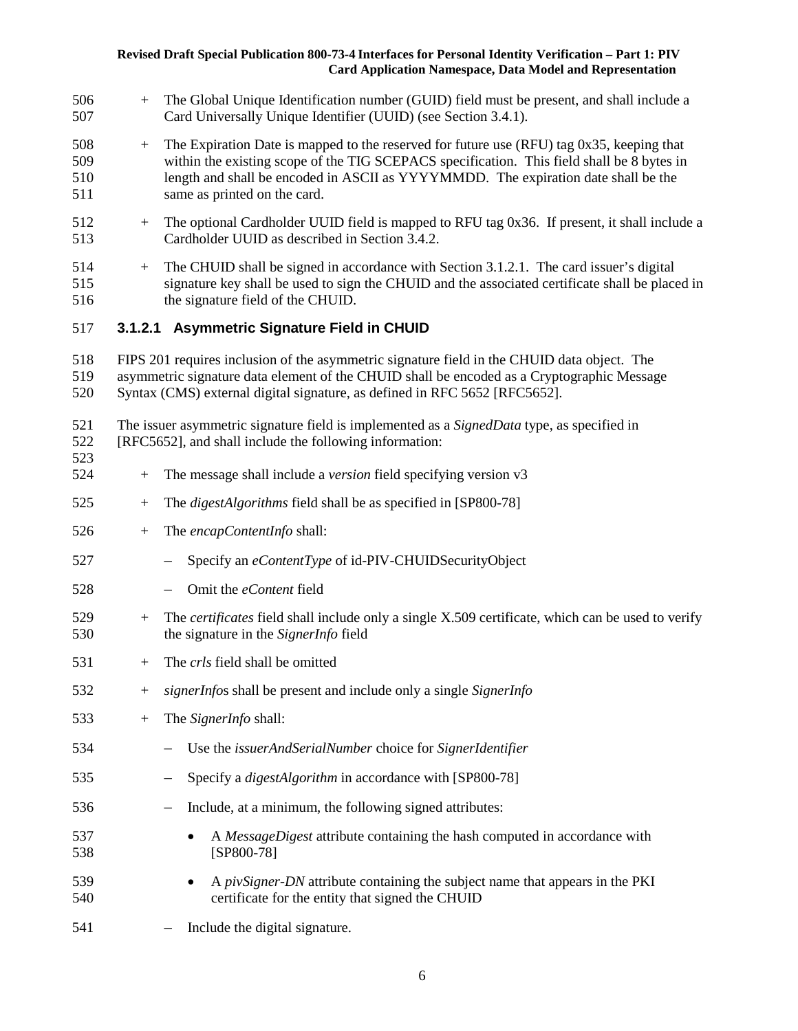- The Global Unique Identification number (GUID) field must be present, and shall include a Card Universally Unique Identifier (UUID) (see Section 3.4.1).
- The Expiration Date is mapped to the reserved for future use (RFU) tag 0x35, keeping that within the existing scope of the TIG SCEPACS specification. This field shall be 8 bytes in length and shall be encoded in ASCII as YYYYMMDD. The expiration date shall be the same as printed on the card.
- The optional Cardholder UUID field is mapped to RFU tag 0x36. If present, it shall include a Cardholder UUID as described in Section 3.4.2.
- The CHUID shall be signed in accordance with Section 3.1.2.1. The card issuer's digital signature key shall be used to sign the CHUID and the associated certificate shall be placed in the signature field of the CHUID.

#### 3.1.2.1 Asymmetric Signature Field in CHUID

FIPS 201 requires inclusion of the asymmetric signature field in the CHUID data object. The asymmetric signature data element of the CHUID shall be encoded as a Cryptographic Message Syntax (CMS) external digital signature, as defined in RFC 5652 [RFC5652].

The issuer asymmetric signature field is implemented as a *SignedData* type, as specified in [RFC5652], and shall include the following information:

- The message shall include a *version* field specifying version v3
- The *digestAlgorithms* field shall be as specified in [SP800-78]
- The *encapContentInfo* shall:
  - Specify an *eContentType* of id-PIV-CHUIDSecurityObject
  - Omit the *eContent* field
- The *certificates* field shall include only a single X.509 certificate, which can be used to verify the signature in the *SignerInfo* field
- The *crls* field shall be omitted
- *signerInfo*s shall be present and include only a single *SignerInfo*
- The *SignerInfo* shall:
  - Use the *issuerAndSerialNumber* choice for *SignerIdentifier*
  - Specify a *digestAlgorithm* in accordance with [SP800-78]
  - Include, at a minimum, the following signed attributes:
    - A *MessageDigest* attribute containing the hash computed in accordance with [SP800-78]
    - A *pivSigner-DN* attribute containing the subject name that appears in the PKI certificate for the entity that signed the CHUID
  - Include the digital signature.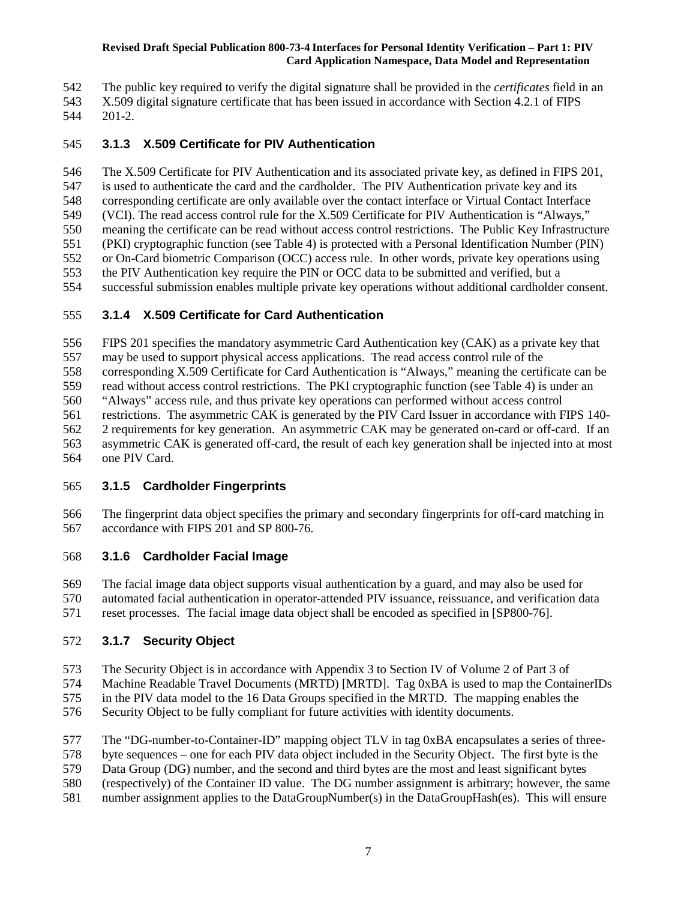The public key required to verify the digital signature shall be provided in the *certificates* field in an X.509 digital signature certificate that has been issued in accordance with Section 4.2.1 of FIPS 201-2.

### 3.1.3 X.509 Certificate for PIV Authentication

The X.509 Certificate for PIV Authentication and its associated private key, as defined in FIPS 201, is used to authenticate the card and the cardholder. The PIV Authentication private key and its corresponding certificate are only available over the contact interface or Virtual Contact Interface (VCI). The read access control rule for the X.509 Certificate for PIV Authentication is "Always," meaning the certificate can be read without access control restrictions. The Public Key Infrastructure (PKI) cryptographic function (see Table 4) is protected with a Personal Identification Number (PIN) or On-Card biometric Comparison (OCC) access rule. In other words, private key operations using the PIV Authentication key require the PIN or OCC data to be submitted and verified, but a successful submission enables multiple private key operations without additional cardholder consent.

### 3.1.4 X.509 Certificate for Card Authentication

FIPS 201 specifies the mandatory asymmetric Card Authentication key (CAK) as a private key that may be used to support physical access applications. The read access control rule of the corresponding X.509 Certificate for Card Authentication is "Always," meaning the certificate can be read without access control restrictions. The PKI cryptographic function (see Table 4) is under an "Always" access rule, and thus private key operations can performed without access control restrictions. The asymmetric CAK is generated by the PIV Card Issuer in accordance with FIPS 140-2 requirements for key generation. An asymmetric CAK may be generated on-card or off-card. If an asymmetric CAK is generated off-card, the result of each key generation shall be injected into at most one PIV Card.

### 3.1.5 Cardholder Fingerprints

The fingerprint data object specifies the primary and secondary fingerprints for off-card matching in accordance with FIPS 201 and SP 800-76.

### 3.1.6 Cardholder Facial Image

The facial image data object supports visual authentication by a guard, and may also be used for automated facial authentication in operator-attended PIV issuance, reissuance, and verification data reset processes. The facial image data object shall be encoded as specified in [SP800-76].

### 3.1.7 Security Object

The Security Object is in accordance with Appendix 3 to Section IV of Volume 2 of Part 3 of Machine Readable Travel Documents (MRTD) [MRTD]. Tag 0xBA is used to map the ContainerIDs in the PIV data model to the 16 Data Groups specified in the MRTD. The mapping enables the Security Object to be fully compliant for future activities with identity documents.

The "DG-number-to-Container-ID" mapping object TLV in tag 0xBA encapsulates a series of three-byte sequences – one for each PIV data object included in the Security Object. The first byte is the Data Group (DG) number, and the second and third bytes are the most and least significant bytes (respectively) of the Container ID value. The DG number assignment is arbitrary; however, the same number assignment applies to the DataGroupNumber(s) in the DataGroupHash(es). This will ensure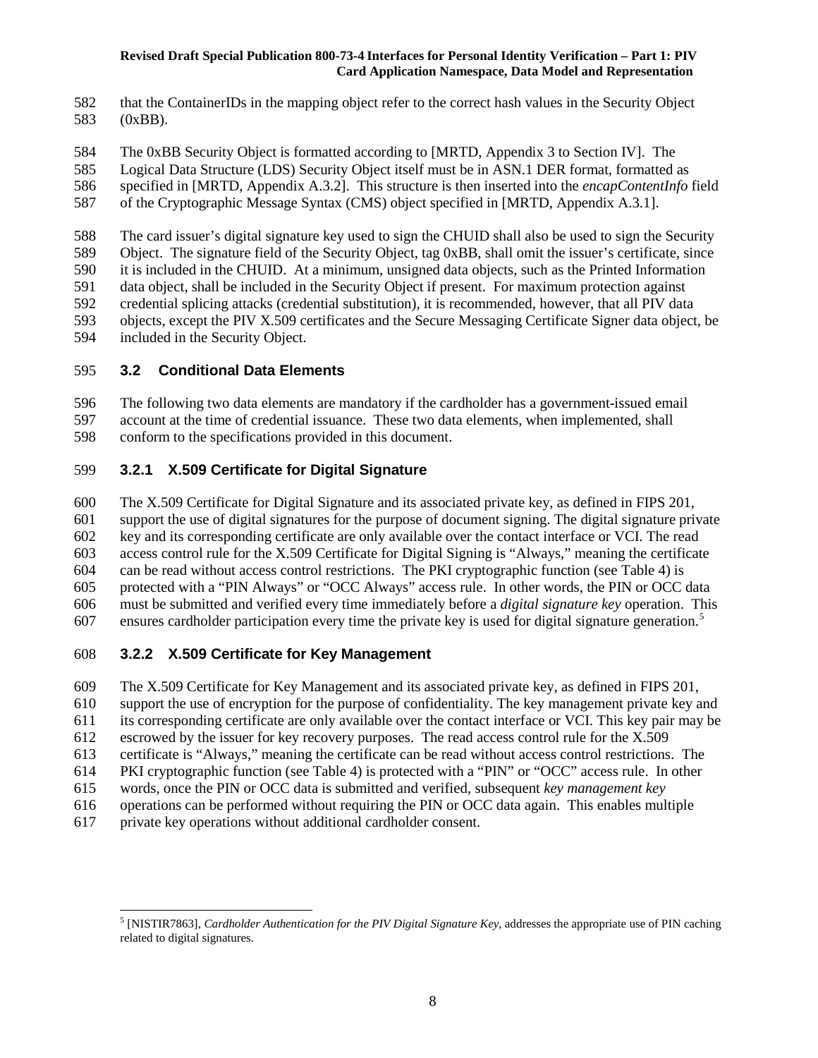that the ContainerIDs in the mapping object refer to the correct hash values in the Security Object (0xBB).

The 0xBB Security Object is formatted according to [MRTD, Appendix 3 to Section IV]. The Logical Data Structure (LDS) Security Object itself must be in ASN.1 DER format, formatted as specified in [MRTD, Appendix A.3.2]. This structure is then inserted into the *encapContentInfo* field of the Cryptographic Message Syntax (CMS) object specified in [MRTD, Appendix A.3.1].

The card issuer's digital signature key used to sign the CHUID shall also be used to sign the Security Object. The signature field of the Security Object, tag 0xBB, shall omit the issuer's certificate, since it is included in the CHUID. At a minimum, unsigned data objects, such as the Printed Information data object, shall be included in the Security Object if present. For maximum protection against credential splicing attacks (credential substitution), it is recommended, however, that all PIV data objects, except the PIV X.509 certificates and the Secure Messaging Certificate Signer data object, be included in the Security Object.

## 3.2 Conditional Data Elements

The following two data elements are mandatory if the cardholder has a government-issued email account at the time of credential issuance. These two data elements, when implemented, shall conform to the specifications provided in this document.

### 3.2.1 X.509 Certificate for Digital Signature

The X.509 Certificate for Digital Signature and its associated private key, as defined in FIPS 201, support the use of digital signatures for the purpose of document signing. The digital signature private key and its corresponding certificate are only available over the contact interface or VCI. The read access control rule for the X.509 Certificate for Digital Signing is "Always," meaning the certificate can be read without access control restrictions. The PKI cryptographic function (see Table 4) is protected with a "PIN Always" or "OCC Always" access rule. In other words, the PIN or OCC data must be submitted and verified every time immediately before a *digital signature key* operation. This ensures cardholder participation every time the private key is used for digital signature generation.[5]

### 3.2.2 X.509 Certificate for Key Management

The X.509 Certificate for Key Management and its associated private key, as defined in FIPS 201, support the use of encryption for the purpose of confidentiality. The key management private key and its corresponding certificate are only available over the contact interface or VCI. This key pair may be escrowed by the issuer for key recovery purposes. The read access control rule for the X.509 certificate is "Always," meaning the certificate can be read without access control restrictions. The PKI cryptographic function (see Table 4) is protected with a "PIN" or "OCC" access rule. In other words, once the PIN or OCC data is submitted and verified, subsequent *key management key* operations can be performed without requiring the PIN or OCC data again. This enables multiple private key operations without additional cardholder consent.

---

[5] [NISTIR7863], *Cardholder Authentication for the PIV Digital Signature Key*, addresses the appropriate use of PIN caching related to digital signatures.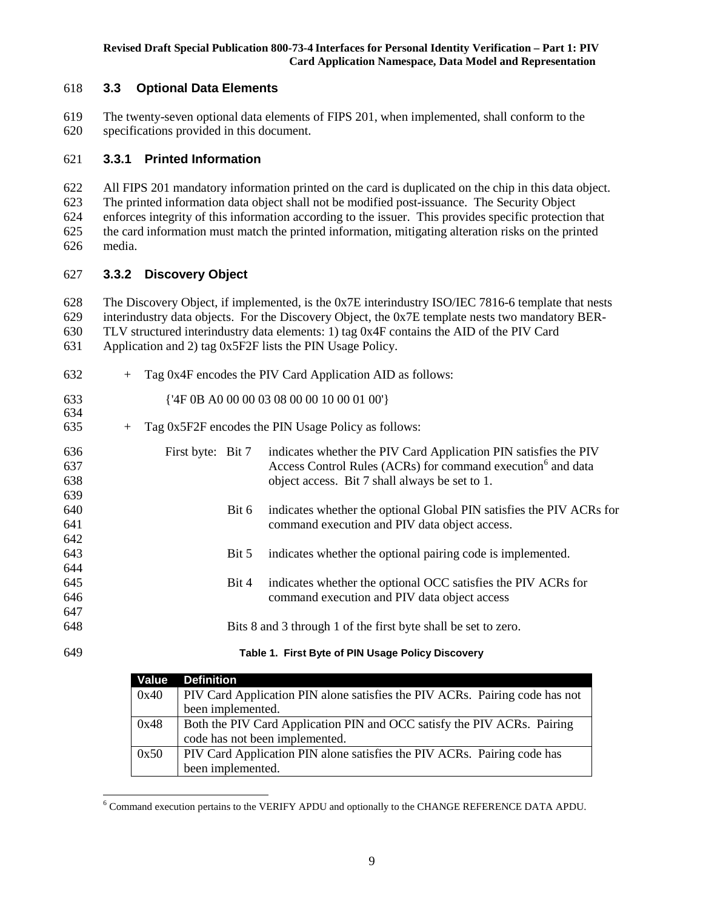## 3.3 Optional Data Elements

The twenty-seven optional data elements of FIPS 201, when implemented, shall conform to the specifications provided in this document.

### 3.3.1 Printed Information

All FIPS 201 mandatory information printed on the card is duplicated on the chip in this data object. The printed information data object shall not be modified post-issuance. The Security Object enforces integrity of this information according to the issuer. This provides specific protection that the card information must match the printed information, mitigating alteration risks on the printed media.

### 3.3.2 Discovery Object

The Discovery Object, if implemented, is the 0x7E interindustry ISO/IEC 7816-6 template that nests interindustry data objects. For the Discovery Object, the 0x7E template nests two mandatory BER-TLV structured interindustry data elements: 1) tag 0x4F contains the AID of the PIV Card Application and 2) tag 0x5F2F lists the PIN Usage Policy.

+ Tag 0x4F encodes the PIV Card Application AID as follows:

  {'4F 0B A0 00 00 03 08 00 00 10 00 01 00'}

+ Tag 0x5F2F encodes the PIN Usage Policy as follows:

  First byte: Bit 7 indicates whether the PIV Card Application PIN satisfies the PIV Access Control Rules (ACRs) for command execution[6] and data object access. Bit 7 shall always be set to 1.

  Bit 6 indicates whether the optional Global PIN satisfies the PIV ACRs for command execution and PIV data object access.

  Bit 5 indicates whether the optional pairing code is implemented.

  Bit 4 indicates whether the optional OCC satisfies the PIV ACRs for command execution and PIV data object access

  Bits 8 and 3 through 1 of the first byte shall be set to zero.

**Table 1. First Byte of PIN Usage Policy Discovery**

| Value | Definition |
|---|---|
| 0x40 | PIV Card Application PIN alone satisfies the PIV ACRs. Pairing code has not been implemented. |
| 0x48 | Both the PIV Card Application PIN and OCC satisfy the PIV ACRs. Pairing code has not been implemented. |
| 0x50 | PIV Card Application PIN alone satisfies the PIV ACRs. Pairing code has been implemented. |

[6] Command execution pertains to the VERIFY APDU and optionally to the CHANGE REFERENCE DATA APDU.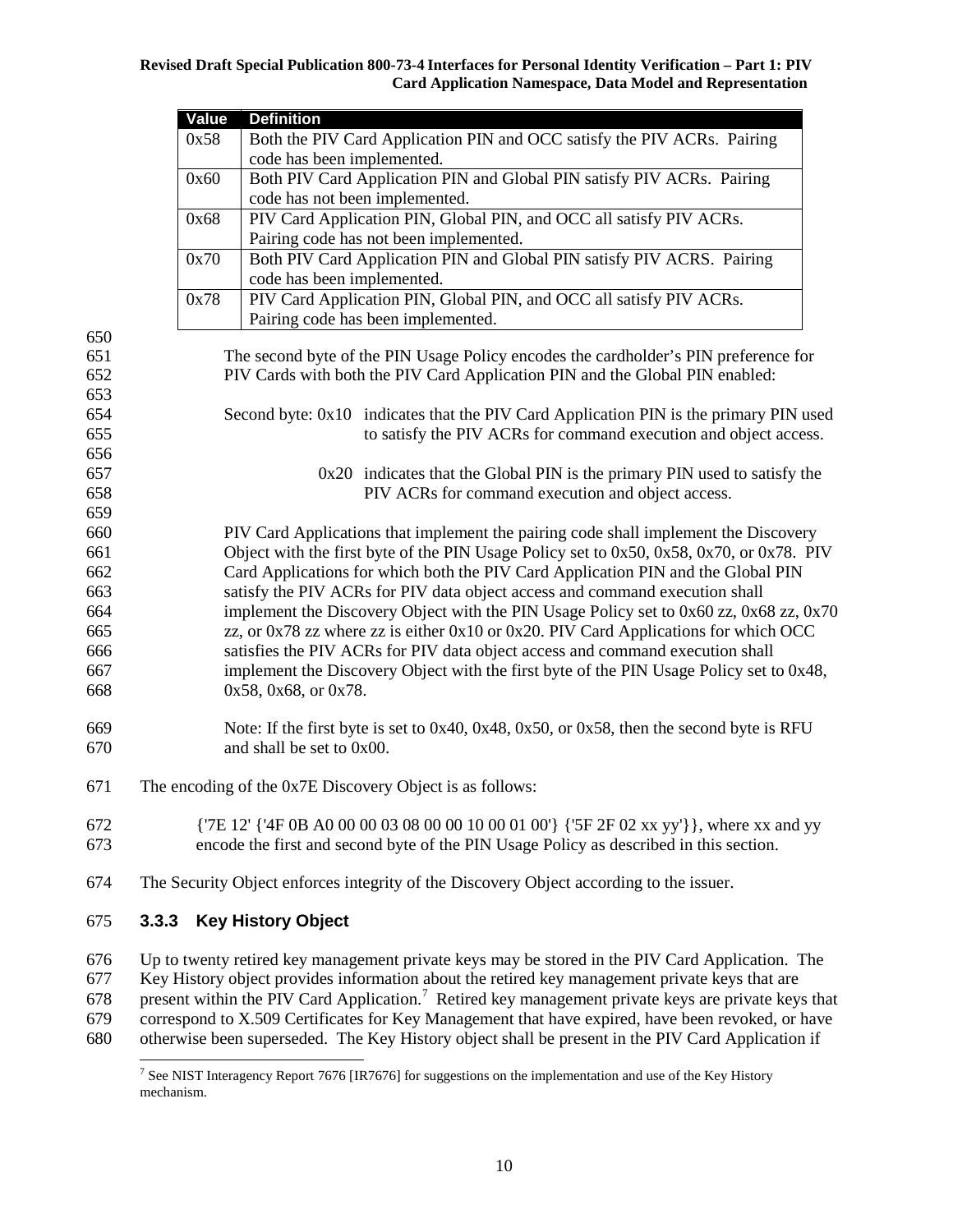| Value | Definition |
|---|---|
| 0x58 | Both the PIV Card Application PIN and OCC satisfy the PIV ACRs. Pairing code has been implemented. |
| 0x60 | Both PIV Card Application PIN and Global PIN satisfy PIV ACRs. Pairing code has not been implemented. |
| 0x68 | PIV Card Application PIN, Global PIN, and OCC all satisfy PIV ACRs. Pairing code has not been implemented. |
| 0x70 | Both PIV Card Application PIN and Global PIN satisfy PIV ACRS. Pairing code has been implemented. |
| 0x78 | PIV Card Application PIN, Global PIN, and OCC all satisfy PIV ACRs. Pairing code has been implemented. |

The second byte of the PIN Usage Policy encodes the cardholder's PIN preference for PIV Cards with both the PIV Card Application PIN and the Global PIN enabled:

Second byte: 0x10 indicates that the PIV Card Application PIN is the primary PIN used to satisfy the PIV ACRs for command execution and object access.

0x20 indicates that the Global PIN is the primary PIN used to satisfy the PIV ACRs for command execution and object access.

PIV Card Applications that implement the pairing code shall implement the Discovery Object with the first byte of the PIN Usage Policy set to 0x50, 0x58, 0x70, or 0x78. PIV Card Applications for which both the PIV Card Application PIN and the Global PIN satisfy the PIV ACRs for PIV data object access and command execution shall implement the Discovery Object with the PIN Usage Policy set to 0x60 zz, 0x68 zz, 0x70 zz, or 0x78 zz where zz is either 0x10 or 0x20. PIV Card Applications for which OCC satisfies the PIV ACRs for PIV data object access and command execution shall implement the Discovery Object with the first byte of the PIN Usage Policy set to 0x48, 0x58, 0x68, or 0x78.

Note: If the first byte is set to 0x40, 0x48, 0x50, or 0x58, then the second byte is RFU and shall be set to 0x00.

The encoding of the 0x7E Discovery Object is as follows:

{'7E 12' {'4F 0B A0 00 00 03 08 00 00 10 00 01 00'} {'5F 2F 02 xx yy'}}, where xx and yy encode the first and second byte of the PIN Usage Policy as described in this section.

The Security Object enforces integrity of the Discovery Object according to the issuer.

### 3.3.3 Key History Object

Up to twenty retired key management private keys may be stored in the PIV Card Application. The Key History object provides information about the retired key management private keys that are present within the PIV Card Application.[7] Retired key management private keys are private keys that correspond to X.509 Certificates for Key Management that have expired, have been revoked, or have otherwise been superseded. The Key History object shall be present in the PIV Card Application if

[7] See NIST Interagency Report 7676 [IR7676] for suggestions on the implementation and use of the Key History mechanism.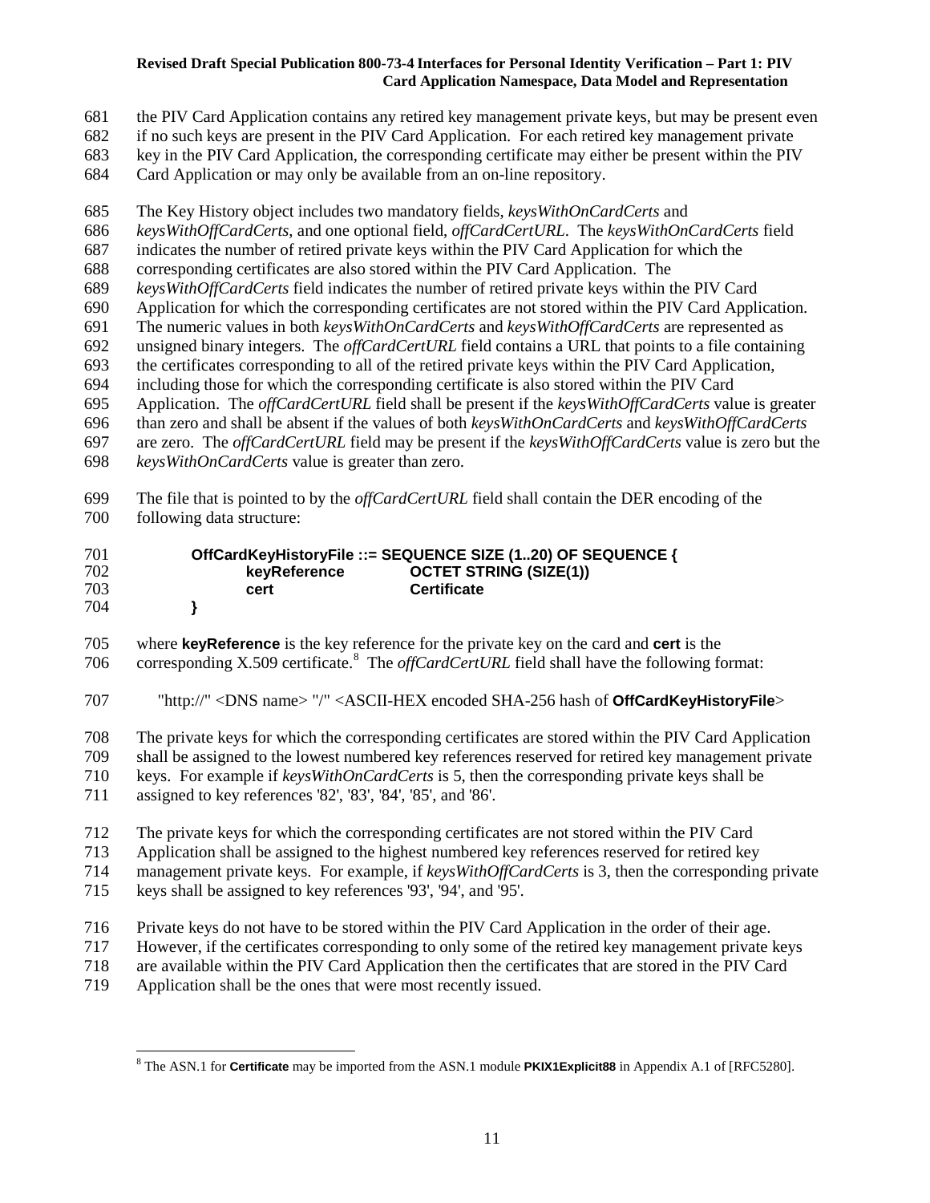the PIV Card Application contains any retired key management private keys, but may be present even if no such keys are present in the PIV Card Application. For each retired key management private key in the PIV Card Application, the corresponding certificate may either be present within the PIV Card Application or may only be available from an on-line repository.

The Key History object includes two mandatory fields, *keysWithOnCardCerts* and *keysWithOffCardCerts*, and one optional field, *offCardCertURL*. The *keysWithOnCardCerts* field indicates the number of retired private keys within the PIV Card Application for which the corresponding certificates are also stored within the PIV Card Application. The *keysWithOffCardCerts* field indicates the number of retired private keys within the PIV Card Application for which the corresponding certificates are not stored within the PIV Card Application. The numeric values in both *keysWithOnCardCerts* and *keysWithOffCardCerts* are represented as unsigned binary integers. The *offCardCertURL* field contains a URL that points to a file containing the certificates corresponding to all of the retired private keys within the PIV Card Application, including those for which the corresponding certificate is also stored within the PIV Card Application. The *offCardCertURL* field shall be present if the *keysWithOffCardCerts* value is greater than zero and shall be absent if the values of both *keysWithOnCardCerts* and *keysWithOffCardCerts* are zero. The *offCardCertURL* field may be present if the *keysWithOffCardCerts* value is zero but the *keysWithOnCardCerts* value is greater than zero.

The file that is pointed to by the *offCardCertURL* field shall contain the DER encoding of the following data structure:

```
OffCardKeyHistoryFile ::= SEQUENCE SIZE (1..20) OF SEQUENCE {
        keyReference        OCTET STRING (SIZE(1))
        cert                Certificate
}
```

where **keyReference** is the key reference for the private key on the card and **cert** is the corresponding X.509 certificate.[8] The *offCardCertURL* field shall have the following format:

"http://" <DNS name> "/" <ASCII-HEX encoded SHA-256 hash of **OffCardKeyHistoryFile**>

The private keys for which the corresponding certificates are stored within the PIV Card Application shall be assigned to the lowest numbered key references reserved for retired key management private keys. For example if *keysWithOnCardCerts* is 5, then the corresponding private keys shall be assigned to key references '82', '83', '84', '85', and '86'.

The private keys for which the corresponding certificates are not stored within the PIV Card Application shall be assigned to the highest numbered key references reserved for retired key management private keys. For example, if *keysWithOffCardCerts* is 3, then the corresponding private keys shall be assigned to key references '93', '94', and '95'.

Private keys do not have to be stored within the PIV Card Application in the order of their age. However, if the certificates corresponding to only some of the retired key management private keys are available within the PIV Card Application then the certificates that are stored in the PIV Card Application shall be the ones that were most recently issued.

[8] The ASN.1 for **Certificate** may be imported from the ASN.1 module **PKIX1Explicit88** in Appendix A.1 of [RFC5280].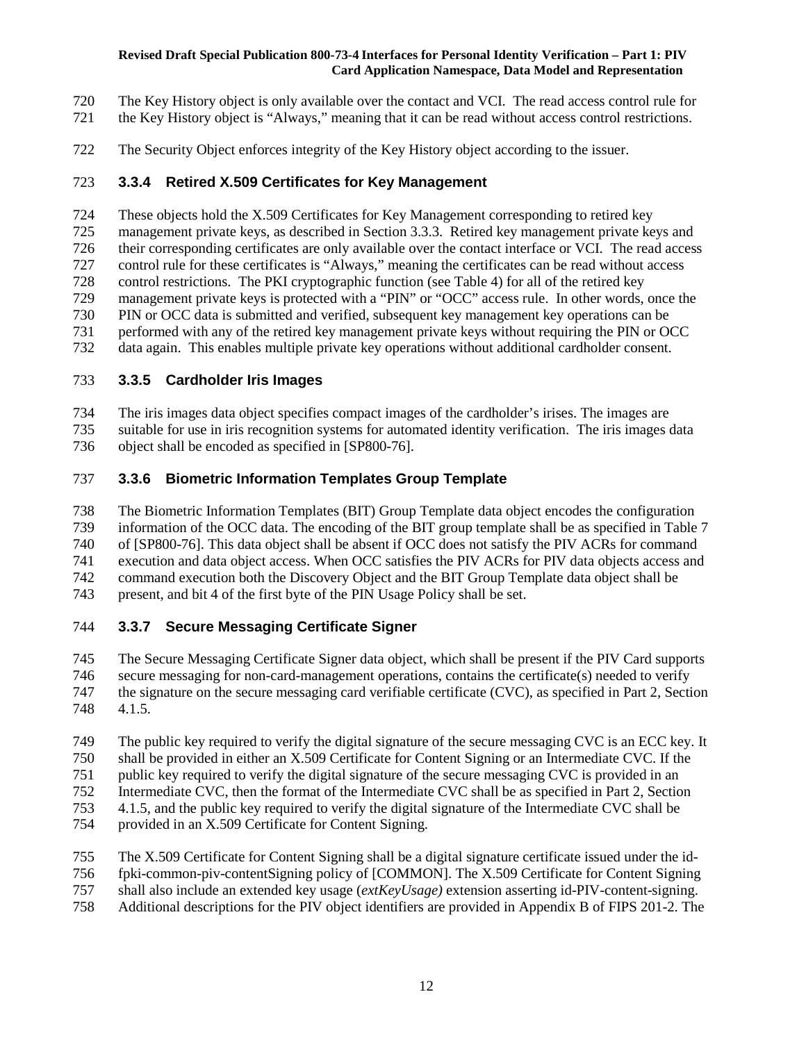The Key History object is only available over the contact and VCI. The read access control rule for the Key History object is "Always," meaning that it can be read without access control restrictions.

The Security Object enforces integrity of the Key History object according to the issuer.

### 3.3.4 Retired X.509 Certificates for Key Management

These objects hold the X.509 Certificates for Key Management corresponding to retired key management private keys, as described in Section 3.3.3. Retired key management private keys and their corresponding certificates are only available over the contact interface or VCI. The read access control rule for these certificates is "Always," meaning the certificates can be read without access control restrictions. The PKI cryptographic function (see Table 4) for all of the retired key management private keys is protected with a "PIN" or "OCC" access rule. In other words, once the PIN or OCC data is submitted and verified, subsequent key management key operations can be performed with any of the retired key management private keys without requiring the PIN or OCC data again. This enables multiple private key operations without additional cardholder consent.

### 3.3.5 Cardholder Iris Images

The iris images data object specifies compact images of the cardholder's irises. The images are suitable for use in iris recognition systems for automated identity verification. The iris images data object shall be encoded as specified in [SP800-76].

### 3.3.6 Biometric Information Templates Group Template

The Biometric Information Templates (BIT) Group Template data object encodes the configuration information of the OCC data. The encoding of the BIT group template shall be as specified in Table 7 of [SP800-76]. This data object shall be absent if OCC does not satisfy the PIV ACRs for command execution and data object access. When OCC satisfies the PIV ACRs for PIV data objects access and command execution both the Discovery Object and the BIT Group Template data object shall be present, and bit 4 of the first byte of the PIN Usage Policy shall be set.

### 3.3.7 Secure Messaging Certificate Signer

The Secure Messaging Certificate Signer data object, which shall be present if the PIV Card supports secure messaging for non-card-management operations, contains the certificate(s) needed to verify the signature on the secure messaging card verifiable certificate (CVC), as specified in Part 2, Section 4.1.5.

The public key required to verify the digital signature of the secure messaging CVC is an ECC key. It shall be provided in either an X.509 Certificate for Content Signing or an Intermediate CVC. If the public key required to verify the digital signature of the secure messaging CVC is provided in an Intermediate CVC, then the format of the Intermediate CVC shall be as specified in Part 2, Section 4.1.5, and the public key required to verify the digital signature of the Intermediate CVC shall be provided in an X.509 Certificate for Content Signing.

The X.509 Certificate for Content Signing shall be a digital signature certificate issued under the id-fpki-common-piv-contentSigning policy of [COMMON]. The X.509 Certificate for Content Signing shall also include an extended key usage (*extKeyUsage)* extension asserting id-PIV-content-signing. Additional descriptions for the PIV object identifiers are provided in Appendix B of FIPS 201-2. The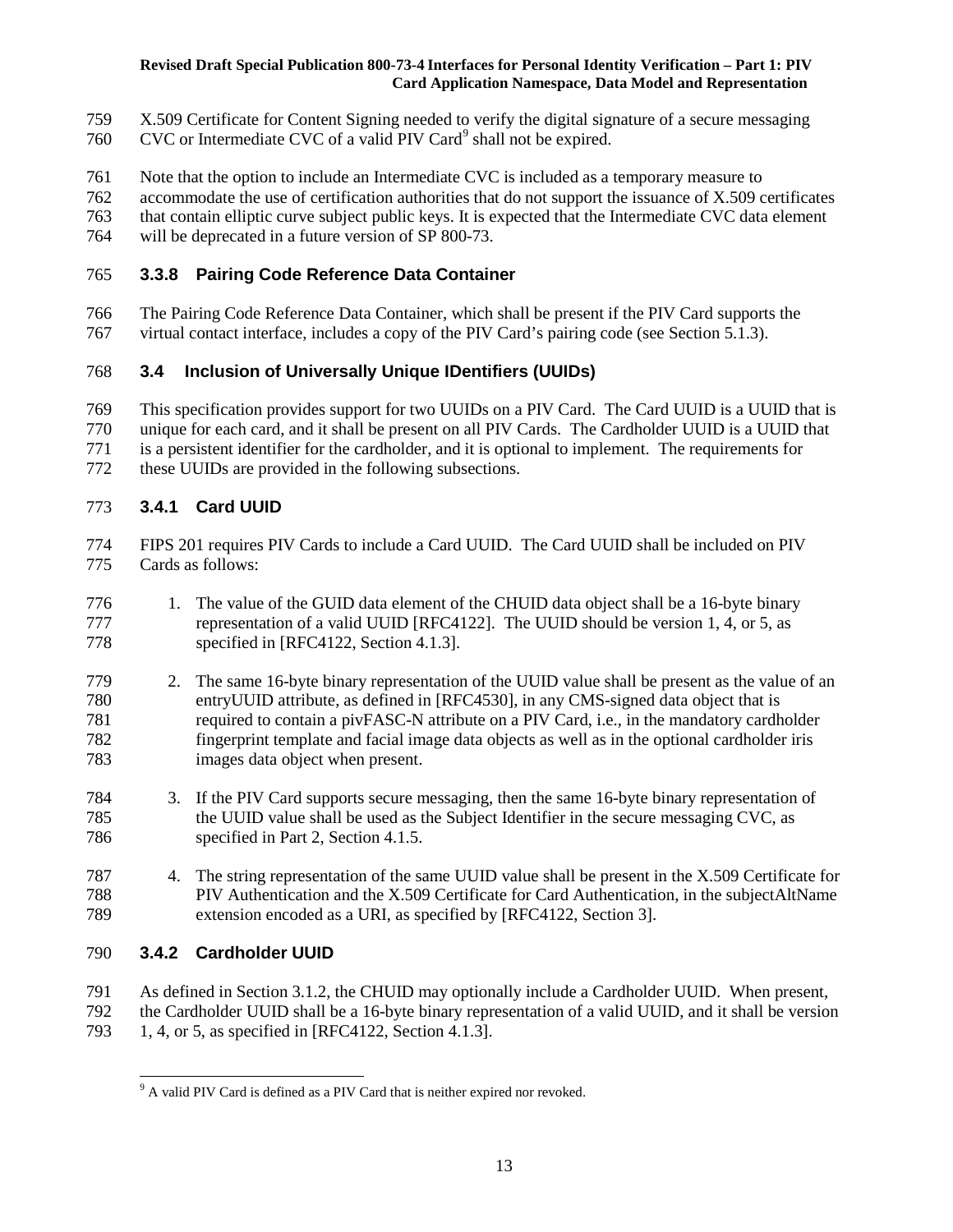X.509 Certificate for Content Signing needed to verify the digital signature of a secure messaging CVC or Intermediate CVC of a valid PIV Card[9] shall not be expired.

Note that the option to include an Intermediate CVC is included as a temporary measure to accommodate the use of certification authorities that do not support the issuance of X.509 certificates that contain elliptic curve subject public keys. It is expected that the Intermediate CVC data element will be deprecated in a future version of SP 800-73.

### 3.3.8 Pairing Code Reference Data Container

The Pairing Code Reference Data Container, which shall be present if the PIV Card supports the virtual contact interface, includes a copy of the PIV Card's pairing code (see Section 5.1.3).

## 3.4 Inclusion of Universally Unique IDentifiers (UUIDs)

This specification provides support for two UUIDs on a PIV Card. The Card UUID is a UUID that is unique for each card, and it shall be present on all PIV Cards. The Cardholder UUID is a UUID that is a persistent identifier for the cardholder, and it is optional to implement. The requirements for these UUIDs are provided in the following subsections.

### 3.4.1 Card UUID

FIPS 201 requires PIV Cards to include a Card UUID. The Card UUID shall be included on PIV Cards as follows:

1. The value of the GUID data element of the CHUID data object shall be a 16-byte binary representation of a valid UUID [RFC4122]. The UUID should be version 1, 4, or 5, as specified in [RFC4122, Section 4.1.3].
2. The same 16-byte binary representation of the UUID value shall be present as the value of an entryUUID attribute, as defined in [RFC4530], in any CMS-signed data object that is required to contain a pivFASC-N attribute on a PIV Card, i.e., in the mandatory cardholder fingerprint template and facial image data objects as well as in the optional cardholder iris images data object when present.
3. If the PIV Card supports secure messaging, then the same 16-byte binary representation of the UUID value shall be used as the Subject Identifier in the secure messaging CVC, as specified in Part 2, Section 4.1.5.
4. The string representation of the same UUID value shall be present in the X.509 Certificate for PIV Authentication and the X.509 Certificate for Card Authentication, in the subjectAltName extension encoded as a URI, as specified by [RFC4122, Section 3].

### 3.4.2 Cardholder UUID

As defined in Section 3.1.2, the CHUID may optionally include a Cardholder UUID. When present, the Cardholder UUID shall be a 16-byte binary representation of a valid UUID, and it shall be version 1, 4, or 5, as specified in [RFC4122, Section 4.1.3].

---

[9] A valid PIV Card is defined as a PIV Card that is neither expired nor revoked.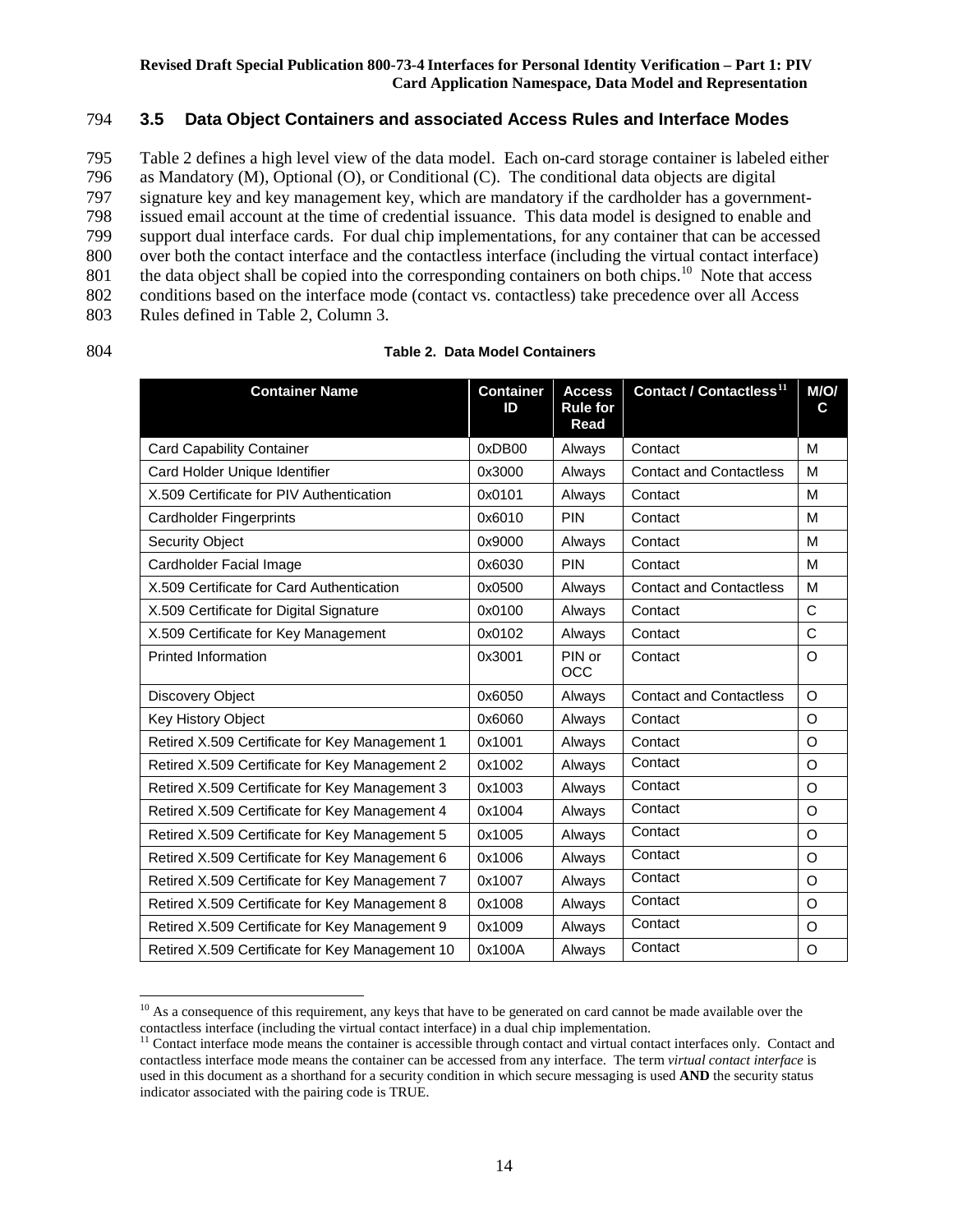### 3.5 Data Object Containers and associated Access Rules and Interface Modes

Table 2 defines a high level view of the data model. Each on-card storage container is labeled either as Mandatory (M), Optional (O), or Conditional (C). The conditional data objects are digital signature key and key management key, which are mandatory if the cardholder has a government-issued email account at the time of credential issuance. This data model is designed to enable and support dual interface cards. For dual chip implementations, for any container that can be accessed over both the contact interface and the contactless interface (including the virtual contact interface) the data object shall be copied into the corresponding containers on both chips.[10] Note that access conditions based on the interface mode (contact vs. contactless) take precedence over all Access Rules defined in Table 2, Column 3.

**Table 2. Data Model Containers**

| Container Name | Container ID | Access Rule for Read | Contact / Contactless[11] | M/O/C |
|---|---|---|---|---|
| Card Capability Container | 0xDB00 | Always | Contact | M |
| Card Holder Unique Identifier | 0x3000 | Always | Contact and Contactless | M |
| X.509 Certificate for PIV Authentication | 0x0101 | Always | Contact | M |
| Cardholder Fingerprints | 0x6010 | PIN | Contact | M |
| Security Object | 0x9000 | Always | Contact | M |
| Cardholder Facial Image | 0x6030 | PIN | Contact | M |
| X.509 Certificate for Card Authentication | 0x0500 | Always | Contact and Contactless | M |
| X.509 Certificate for Digital Signature | 0x0100 | Always | Contact | C |
| X.509 Certificate for Key Management | 0x0102 | Always | Contact | C |
| Printed Information | 0x3001 | PIN or OCC | Contact | O |
| Discovery Object | 0x6050 | Always | Contact and Contactless | O |
| Key History Object | 0x6060 | Always | Contact | O |
| Retired X.509 Certificate for Key Management 1 | 0x1001 | Always | Contact | O |
| Retired X.509 Certificate for Key Management 2 | 0x1002 | Always | Contact | O |
| Retired X.509 Certificate for Key Management 3 | 0x1003 | Always | Contact | O |
| Retired X.509 Certificate for Key Management 4 | 0x1004 | Always | Contact | O |
| Retired X.509 Certificate for Key Management 5 | 0x1005 | Always | Contact | O |
| Retired X.509 Certificate for Key Management 6 | 0x1006 | Always | Contact | O |
| Retired X.509 Certificate for Key Management 7 | 0x1007 | Always | Contact | O |
| Retired X.509 Certificate for Key Management 8 | 0x1008 | Always | Contact | O |
| Retired X.509 Certificate for Key Management 9 | 0x1009 | Always | Contact | O |
| Retired X.509 Certificate for Key Management 10 | 0x100A | Always | Contact | O |

[10] As a consequence of this requirement, any keys that have to be generated on card cannot be made available over the contactless interface (including the virtual contact interface) in a dual chip implementation.

[11] Contact interface mode means the container is accessible through contact and virtual contact interfaces only. Contact and contactless interface mode means the container can be accessed from any interface. The term *virtual contact interface* is used in this document as a shorthand for a security condition in which secure messaging is used **AND** the security status indicator associated with the pairing code is TRUE.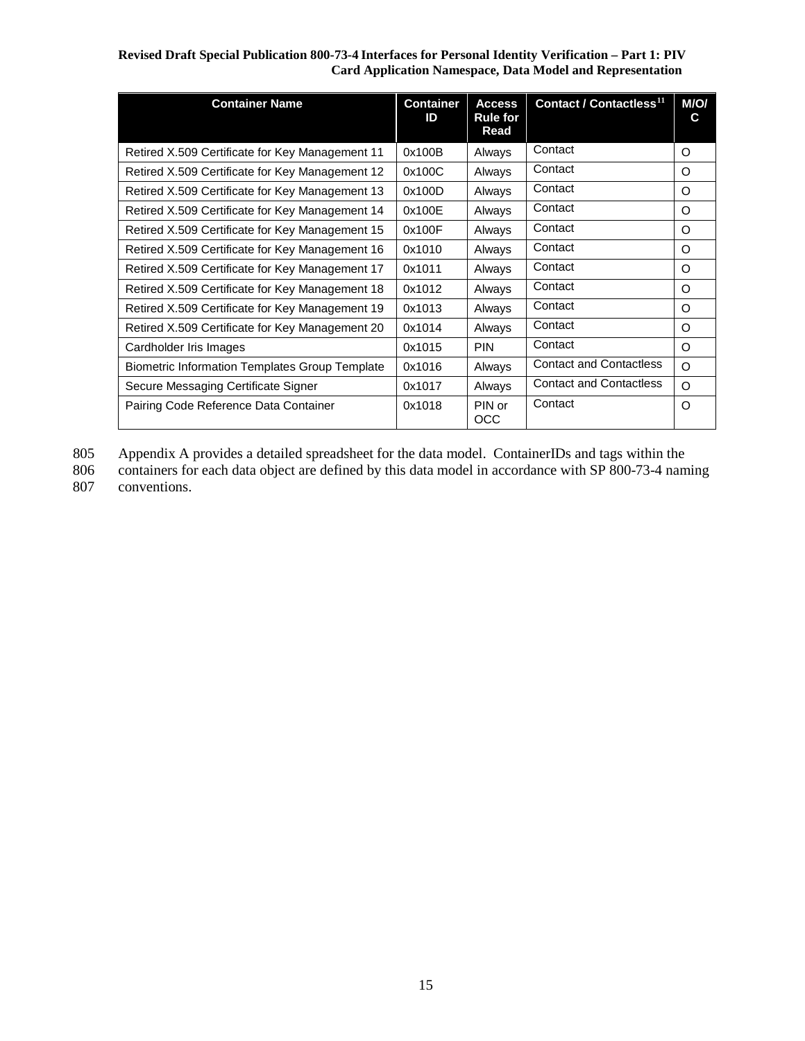| Container Name | Container ID | Access Rule for Read | Contact / Contactless[11] | M/O/C |
|---|---|---|---|---|
| Retired X.509 Certificate for Key Management 11 | 0x100B | Always | Contact | O |
| Retired X.509 Certificate for Key Management 12 | 0x100C | Always | Contact | O |
| Retired X.509 Certificate for Key Management 13 | 0x100D | Always | Contact | O |
| Retired X.509 Certificate for Key Management 14 | 0x100E | Always | Contact | O |
| Retired X.509 Certificate for Key Management 15 | 0x100F | Always | Contact | O |
| Retired X.509 Certificate for Key Management 16 | 0x1010 | Always | Contact | O |
| Retired X.509 Certificate for Key Management 17 | 0x1011 | Always | Contact | O |
| Retired X.509 Certificate for Key Management 18 | 0x1012 | Always | Contact | O |
| Retired X.509 Certificate for Key Management 19 | 0x1013 | Always | Contact | O |
| Retired X.509 Certificate for Key Management 20 | 0x1014 | Always | Contact | O |
| Cardholder Iris Images | 0x1015 | PIN | Contact | O |
| Biometric Information Templates Group Template | 0x1016 | Always | Contact and Contactless | O |
| Secure Messaging Certificate Signer | 0x1017 | Always | Contact and Contactless | O |
| Pairing Code Reference Data Container | 0x1018 | PIN or OCC | Contact | O |

805 Appendix A provides a detailed spreadsheet for the data model. ContainerIDs and tags within the
806 containers for each data object are defined by this data model in accordance with SP 800-73-4 naming
807 conventions.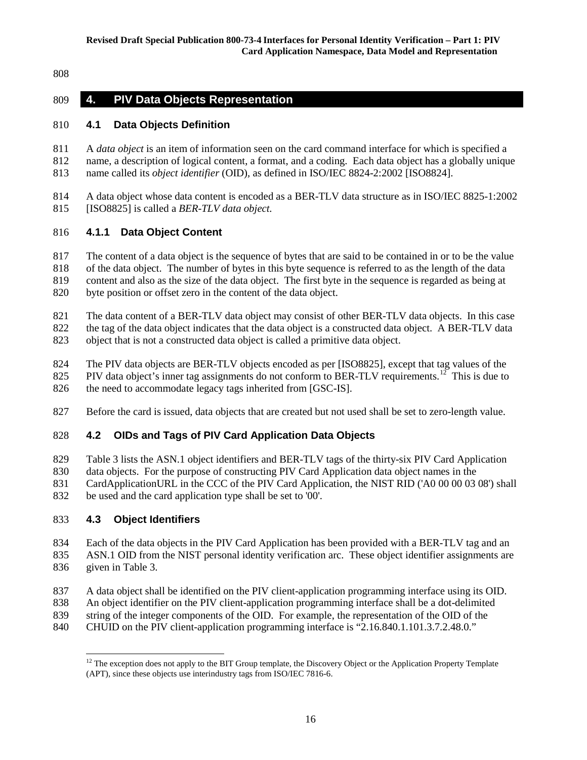# 4. PIV Data Objects Representation

## 4.1 Data Objects Definition

A *data object* is an item of information seen on the card command interface for which is specified a name, a description of logical content, a format, and a coding. Each data object has a globally unique name called its *object identifier* (OID), as defined in ISO/IEC 8824-2:2002 [ISO8824].

A data object whose data content is encoded as a BER-TLV data structure as in ISO/IEC 8825-1:2002 [ISO8825] is called a *BER-TLV data object*.

### 4.1.1 Data Object Content

The content of a data object is the sequence of bytes that are said to be contained in or to be the value of the data object. The number of bytes in this byte sequence is referred to as the length of the data content and also as the size of the data object. The first byte in the sequence is regarded as being at byte position or offset zero in the content of the data object.

The data content of a BER-TLV data object may consist of other BER-TLV data objects. In this case the tag of the data object indicates that the data object is a constructed data object. A BER-TLV data object that is not a constructed data object is called a primitive data object.

The PIV data objects are BER-TLV objects encoded as per [ISO8825], except that tag values of the PIV data object's inner tag assignments do not conform to BER-TLV requirements.[12] This is due to the need to accommodate legacy tags inherited from [GSC-IS].

Before the card is issued, data objects that are created but not used shall be set to zero-length value.

## 4.2 OIDs and Tags of PIV Card Application Data Objects

Table 3 lists the ASN.1 object identifiers and BER-TLV tags of the thirty-six PIV Card Application data objects. For the purpose of constructing PIV Card Application data object names in the CardApplicationURL in the CCC of the PIV Card Application, the NIST RID ('A0 00 00 03 08') shall be used and the card application type shall be set to '00'.

## 4.3 Object Identifiers

Each of the data objects in the PIV Card Application has been provided with a BER-TLV tag and an ASN.1 OID from the NIST personal identity verification arc. These object identifier assignments are given in Table 3.

A data object shall be identified on the PIV client-application programming interface using its OID. An object identifier on the PIV client-application programming interface shall be a dot-delimited string of the integer components of the OID. For example, the representation of the OID of the CHUID on the PIV client-application programming interface is "2.16.840.1.101.3.7.2.48.0."

[12] The exception does not apply to the BIT Group template, the Discovery Object or the Application Property Template (APT), since these objects use interindustry tags from ISO/IEC 7816-6.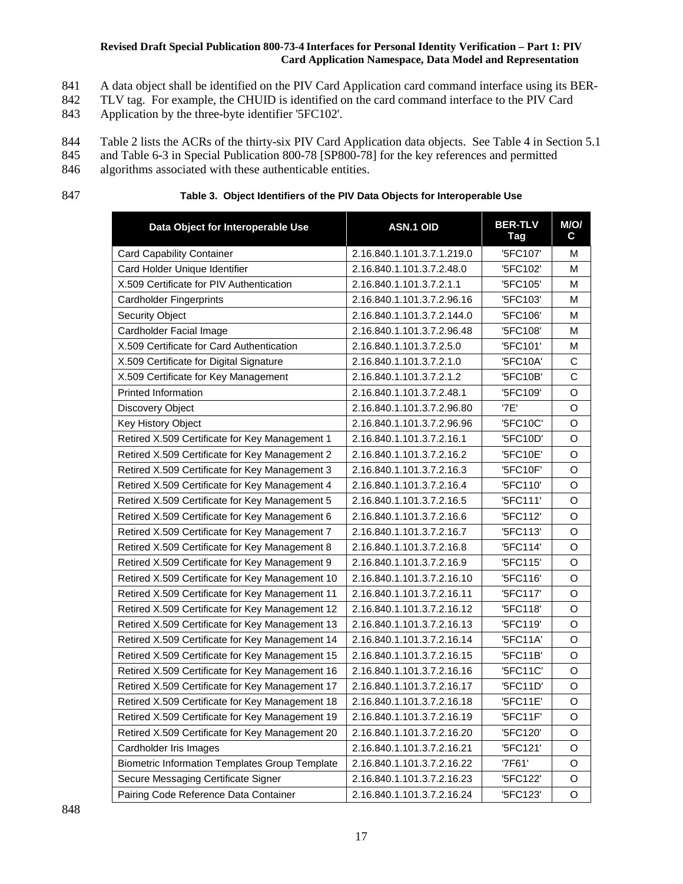A data object shall be identified on the PIV Card Application card command interface using its BER-TLV tag. For example, the CHUID is identified on the card command interface to the PIV Card Application by the three-byte identifier '5FC102'.

Table 2 lists the ACRs of the thirty-six PIV Card Application data objects. See Table 4 in Section 5.1 and Table 6-3 in Special Publication 800-78 [SP800-78] for the key references and permitted algorithms associated with these authenticable entities.

**Table 3. Object Identifiers of the PIV Data Objects for Interoperable Use**

| Data Object for Interoperable Use | ASN.1 OID | BER-TLV Tag | M/O/C |
|---|---|---|---|
| Card Capability Container | 2.16.840.1.101.3.7.1.219.0 | '5FC107' | M |
| Card Holder Unique Identifier | 2.16.840.1.101.3.7.2.48.0 | '5FC102' | M |
| X.509 Certificate for PIV Authentication | 2.16.840.1.101.3.7.2.1.1 | '5FC105' | M |
| Cardholder Fingerprints | 2.16.840.1.101.3.7.2.96.16 | '5FC103' | M |
| Security Object | 2.16.840.1.101.3.7.2.144.0 | '5FC106' | M |
| Cardholder Facial Image | 2.16.840.1.101.3.7.2.96.48 | '5FC108' | M |
| X.509 Certificate for Card Authentication | 2.16.840.1.101.3.7.2.5.0 | '5FC101' | M |
| X.509 Certificate for Digital Signature | 2.16.840.1.101.3.7.2.1.0 | '5FC10A' | C |
| X.509 Certificate for Key Management | 2.16.840.1.101.3.7.2.1.2 | '5FC10B' | C |
| Printed Information | 2.16.840.1.101.3.7.2.48.1 | '5FC109' | O |
| Discovery Object | 2.16.840.1.101.3.7.2.96.80 | '7E' | O |
| Key History Object | 2.16.840.1.101.3.7.2.96.96 | '5FC10C' | O |
| Retired X.509 Certificate for Key Management 1 | 2.16.840.1.101.3.7.2.16.1 | '5FC10D' | O |
| Retired X.509 Certificate for Key Management 2 | 2.16.840.1.101.3.7.2.16.2 | '5FC10E' | O |
| Retired X.509 Certificate for Key Management 3 | 2.16.840.1.101.3.7.2.16.3 | '5FC10F' | O |
| Retired X.509 Certificate for Key Management 4 | 2.16.840.1.101.3.7.2.16.4 | '5FC110' | O |
| Retired X.509 Certificate for Key Management 5 | 2.16.840.1.101.3.7.2.16.5 | '5FC111' | O |
| Retired X.509 Certificate for Key Management 6 | 2.16.840.1.101.3.7.2.16.6 | '5FC112' | O |
| Retired X.509 Certificate for Key Management 7 | 2.16.840.1.101.3.7.2.16.7 | '5FC113' | O |
| Retired X.509 Certificate for Key Management 8 | 2.16.840.1.101.3.7.2.16.8 | '5FC114' | O |
| Retired X.509 Certificate for Key Management 9 | 2.16.840.1.101.3.7.2.16.9 | '5FC115' | O |
| Retired X.509 Certificate for Key Management 10 | 2.16.840.1.101.3.7.2.16.10 | '5FC116' | O |
| Retired X.509 Certificate for Key Management 11 | 2.16.840.1.101.3.7.2.16.11 | '5FC117' | O |
| Retired X.509 Certificate for Key Management 12 | 2.16.840.1.101.3.7.2.16.12 | '5FC118' | O |
| Retired X.509 Certificate for Key Management 13 | 2.16.840.1.101.3.7.2.16.13 | '5FC119' | O |
| Retired X.509 Certificate for Key Management 14 | 2.16.840.1.101.3.7.2.16.14 | '5FC11A' | O |
| Retired X.509 Certificate for Key Management 15 | 2.16.840.1.101.3.7.2.16.15 | '5FC11B' | O |
| Retired X.509 Certificate for Key Management 16 | 2.16.840.1.101.3.7.2.16.16 | '5FC11C' | O |
| Retired X.509 Certificate for Key Management 17 | 2.16.840.1.101.3.7.2.16.17 | '5FC11D' | O |
| Retired X.509 Certificate for Key Management 18 | 2.16.840.1.101.3.7.2.16.18 | '5FC11E' | O |
| Retired X.509 Certificate for Key Management 19 | 2.16.840.1.101.3.7.2.16.19 | '5FC11F' | O |
| Retired X.509 Certificate for Key Management 20 | 2.16.840.1.101.3.7.2.16.20 | '5FC120' | O |
| Cardholder Iris Images | 2.16.840.1.101.3.7.2.16.21 | '5FC121' | O |
| Biometric Information Templates Group Template | 2.16.840.1.101.3.7.2.16.22 | '7F61' | O |
| Secure Messaging Certificate Signer | 2.16.840.1.101.3.7.2.16.23 | '5FC122' | O |
| Pairing Code Reference Data Container | 2.16.840.1.101.3.7.2.16.24 | '5FC123' | O |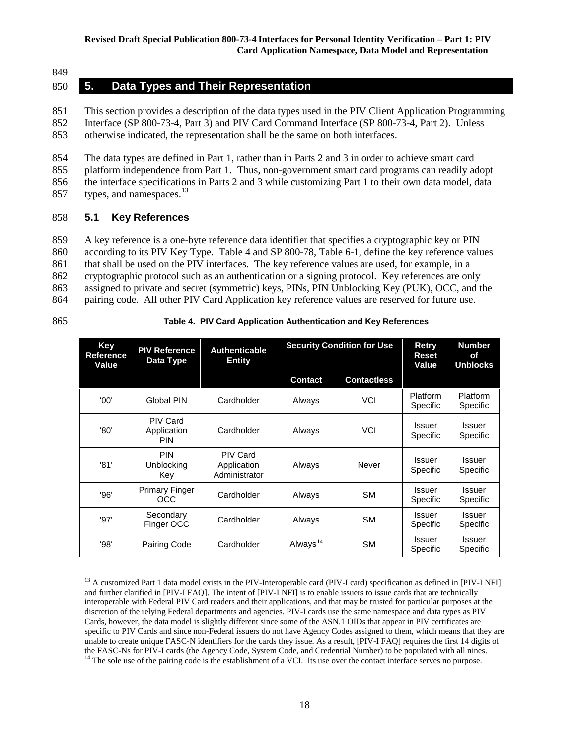## 5. Data Types and Their Representation

This section provides a description of the data types used in the PIV Client Application Programming Interface (SP 800-73-4, Part 3) and PIV Card Command Interface (SP 800-73-4, Part 2). Unless otherwise indicated, the representation shall be the same on both interfaces.

The data types are defined in Part 1, rather than in Parts 2 and 3 in order to achieve smart card platform independence from Part 1. Thus, non-government smart card programs can readily adopt the interface specifications in Parts 2 and 3 while customizing Part 1 to their own data model, data types, and namespaces.[13]

### 5.1 Key References

A key reference is a one-byte reference data identifier that specifies a cryptographic key or PIN according to its PIV Key Type. Table 4 and SP 800-78, Table 6-1, define the key reference values that shall be used on the PIV interfaces. The key reference values are used, for example, in a cryptographic protocol such as an authentication or a signing protocol. Key references are only assigned to private and secret (symmetric) keys, PINs, PIN Unblocking Key (PUK), OCC, and the pairing code. All other PIV Card Application key reference values are reserved for future use.

**Table 4. PIV Card Application Authentication and Key References**

| Key Reference Value | PIV Reference Data Type | Authenticable Entity | Security Condition for Use | | Retry Reset Value | Number of Unblocks |
|---|---|---|---|---|---|---|
| | | | Contact | Contactless | | |
| '00' | Global PIN | Cardholder | Always | VCI | Platform Specific | Platform Specific |
| '80' | PIV Card Application PIN | Cardholder | Always | VCI | Issuer Specific | Issuer Specific |
| '81' | PIN Unblocking Key | PIV Card Application Administrator | Always | Never | Issuer Specific | Issuer Specific |
| '96' | Primary Finger OCC | Cardholder | Always | SM | Issuer Specific | Issuer Specific |
| '97' | Secondary Finger OCC | Cardholder | Always | SM | Issuer Specific | Issuer Specific |
| '98' | Pairing Code | Cardholder | Always[14] | SM | Issuer Specific | Issuer Specific |

[13] A customized Part 1 data model exists in the PIV-Interoperable card (PIV-I card) specification as defined in [PIV-I NFI] and further clarified in [PIV-I FAQ]. The intent of [PIV-I NFI] is to enable issuers to issue cards that are technically interoperable with Federal PIV Card readers and their applications, and that may be trusted for particular purposes at the discretion of the relying Federal departments and agencies. PIV-I cards use the same namespace and data types as PIV Cards, however, the data model is slightly different since some of the ASN.1 OIDs that appear in PIV certificates are specific to PIV Cards and since non-Federal issuers do not have Agency Codes assigned to them, which means that they are unable to create unique FASC-N identifiers for the cards they issue. As a result, [PIV-I FAQ] requires the first 14 digits of the FASC-Ns for PIV-I cards (the Agency Code, System Code, and Credential Number) to be populated with all nines.

[14] The sole use of the pairing code is the establishment of a VCI. Its use over the contact interface serves no purpose.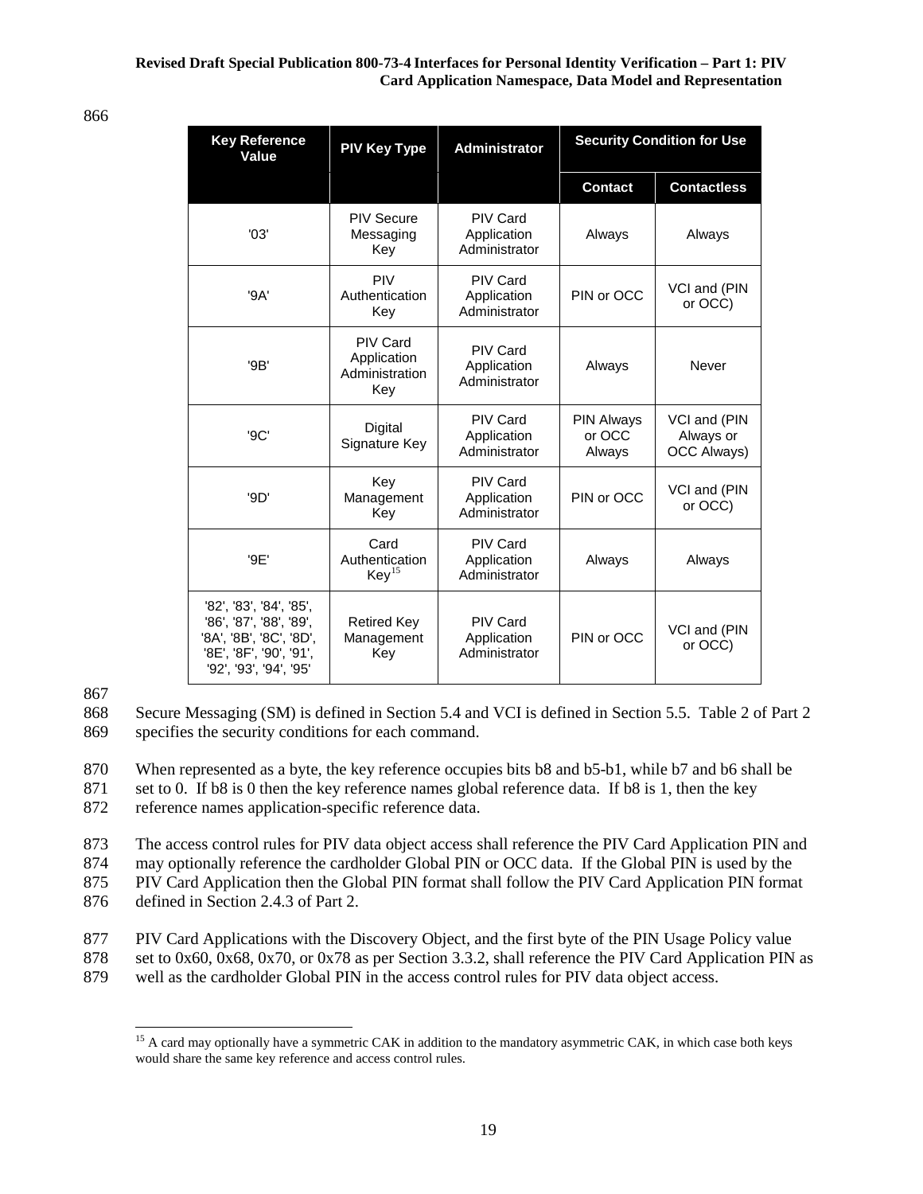| Key Reference Value | PIV Key Type | Administrator | Security Condition for Use | |
|---|---|---|---|---|
| | | | Contact | Contactless |
| '03' | PIV Secure Messaging Key | PIV Card Application Administrator | Always | Always |
| '9A' | PIV Authentication Key | PIV Card Application Administrator | PIN or OCC | VCI and (PIN or OCC) |
| '9B' | PIV Card Application Administration Key | PIV Card Application Administrator | Always | Never |
| '9C' | Digital Signature Key | PIV Card Application Administrator | PIN Always or OCC Always | VCI and (PIN Always or OCC Always) |
| '9D' | Key Management Key | PIV Card Application Administrator | PIN or OCC | VCI and (PIN or OCC) |
| '9E' | Card Authentication Key[15] | PIV Card Application Administrator | Always | Always |
| '82', '83', '84', '85', '86', '87', '88', '89', '8A', '8B', '8C', '8D', '8E', '8F', '90', '91', '92', '93', '94', '95' | Retired Key Management Key | PIV Card Application Administrator | PIN or OCC | VCI and (PIN or OCC) |

Secure Messaging (SM) is defined in Section 5.4 and VCI is defined in Section 5.5. Table 2 of Part 2 specifies the security conditions for each command.

When represented as a byte, the key reference occupies bits b8 and b5-b1, while b7 and b6 shall be set to 0. If b8 is 0 then the key reference names global reference data. If b8 is 1, then the key reference names application-specific reference data.

The access control rules for PIV data object access shall reference the PIV Card Application PIN and may optionally reference the cardholder Global PIN or OCC data. If the Global PIN is used by the PIV Card Application then the Global PIN format shall follow the PIV Card Application PIN format defined in Section 2.4.3 of Part 2.

PIV Card Applications with the Discovery Object, and the first byte of the PIN Usage Policy value set to 0x60, 0x68, 0x70, or 0x78 as per Section 3.3.2, shall reference the PIV Card Application PIN as well as the cardholder Global PIN in the access control rules for PIV data object access.

[15] A card may optionally have a symmetric CAK in addition to the mandatory asymmetric CAK, in which case both keys would share the same key reference and access control rules.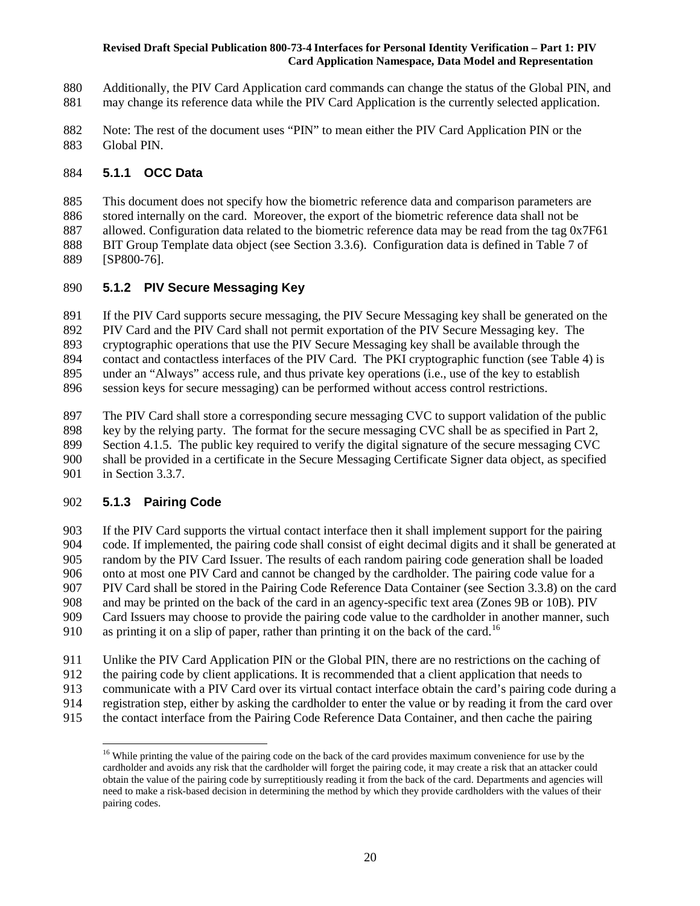Additionally, the PIV Card Application card commands can change the status of the Global PIN, and may change its reference data while the PIV Card Application is the currently selected application.

Note: The rest of the document uses "PIN" to mean either the PIV Card Application PIN or the Global PIN.

### 5.1.1 OCC Data

This document does not specify how the biometric reference data and comparison parameters are stored internally on the card. Moreover, the export of the biometric reference data shall not be allowed. Configuration data related to the biometric reference data may be read from the tag 0x7F61 BIT Group Template data object (see Section 3.3.6). Configuration data is defined in Table 7 of [SP800-76].

### 5.1.2 PIV Secure Messaging Key

If the PIV Card supports secure messaging, the PIV Secure Messaging key shall be generated on the PIV Card and the PIV Card shall not permit exportation of the PIV Secure Messaging key. The cryptographic operations that use the PIV Secure Messaging key shall be available through the contact and contactless interfaces of the PIV Card. The PKI cryptographic function (see Table 4) is under an "Always" access rule, and thus private key operations (i.e., use of the key to establish session keys for secure messaging) can be performed without access control restrictions.

The PIV Card shall store a corresponding secure messaging CVC to support validation of the public key by the relying party. The format for the secure messaging CVC shall be as specified in Part 2, Section 4.1.5. The public key required to verify the digital signature of the secure messaging CVC shall be provided in a certificate in the Secure Messaging Certificate Signer data object, as specified in Section 3.3.7.

### 5.1.3 Pairing Code

If the PIV Card supports the virtual contact interface then it shall implement support for the pairing code. If implemented, the pairing code shall consist of eight decimal digits and it shall be generated at random by the PIV Card Issuer. The results of each random pairing code generation shall be loaded onto at most one PIV Card and cannot be changed by the cardholder. The pairing code value for a PIV Card shall be stored in the Pairing Code Reference Data Container (see Section 3.3.8) on the card and may be printed on the back of the card in an agency-specific text area (Zones 9B or 10B). PIV Card Issuers may choose to provide the pairing code value to the cardholder in another manner, such as printing it on a slip of paper, rather than printing it on the back of the card.[16]

Unlike the PIV Card Application PIN or the Global PIN, there are no restrictions on the caching of the pairing code by client applications. It is recommended that a client application that needs to communicate with a PIV Card over its virtual contact interface obtain the card's pairing code during a registration step, either by asking the cardholder to enter the value or by reading it from the card over the contact interface from the Pairing Code Reference Data Container, and then cache the pairing

[16] While printing the value of the pairing code on the back of the card provides maximum convenience for use by the cardholder and avoids any risk that the cardholder will forget the pairing code, it may create a risk that an attacker could obtain the value of the pairing code by surreptitiously reading it from the back of the card. Departments and agencies will need to make a risk-based decision in determining the method by which they provide cardholders with the values of their pairing codes.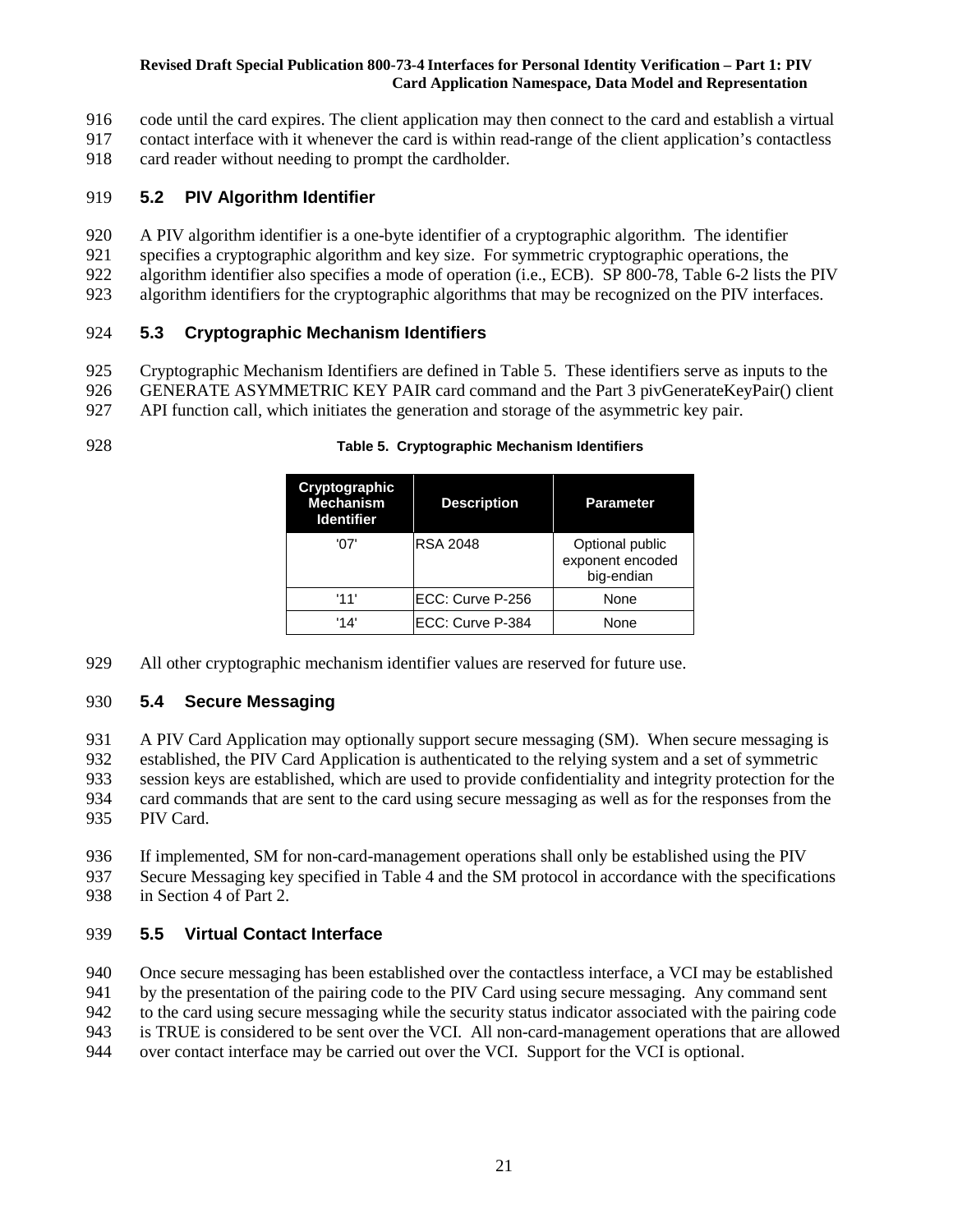code until the card expires. The client application may then connect to the card and establish a virtual contact interface with it whenever the card is within read-range of the client application's contactless card reader without needing to prompt the cardholder.

## 5.2 PIV Algorithm Identifier

A PIV algorithm identifier is a one-byte identifier of a cryptographic algorithm. The identifier specifies a cryptographic algorithm and key size. For symmetric cryptographic operations, the algorithm identifier also specifies a mode of operation (i.e., ECB). SP 800-78, Table 6-2 lists the PIV algorithm identifiers for the cryptographic algorithms that may be recognized on the PIV interfaces.

## 5.3 Cryptographic Mechanism Identifiers

Cryptographic Mechanism Identifiers are defined in Table 5. These identifiers serve as inputs to the GENERATE ASYMMETRIC KEY PAIR card command and the Part 3 pivGenerateKeyPair() client API function call, which initiates the generation and storage of the asymmetric key pair.

**Table 5. Cryptographic Mechanism Identifiers**

| Cryptographic Mechanism Identifier | Description | Parameter |
|---|---|---|
| '07' | RSA 2048 | Optional public exponent encoded big-endian |
| '11' | ECC: Curve P-256 | None |
| '14' | ECC: Curve P-384 | None |

All other cryptographic mechanism identifier values are reserved for future use.

## 5.4 Secure Messaging

A PIV Card Application may optionally support secure messaging (SM). When secure messaging is established, the PIV Card Application is authenticated to the relying system and a set of symmetric session keys are established, which are used to provide confidentiality and integrity protection for the card commands that are sent to the card using secure messaging as well as for the responses from the PIV Card.

If implemented, SM for non-card-management operations shall only be established using the PIV Secure Messaging key specified in Table 4 and the SM protocol in accordance with the specifications in Section 4 of Part 2.

## 5.5 Virtual Contact Interface

Once secure messaging has been established over the contactless interface, a VCI may be established by the presentation of the pairing code to the PIV Card using secure messaging. Any command sent to the card using secure messaging while the security status indicator associated with the pairing code is TRUE is considered to be sent over the VCI. All non-card-management operations that are allowed over contact interface may be carried out over the VCI. Support for the VCI is optional.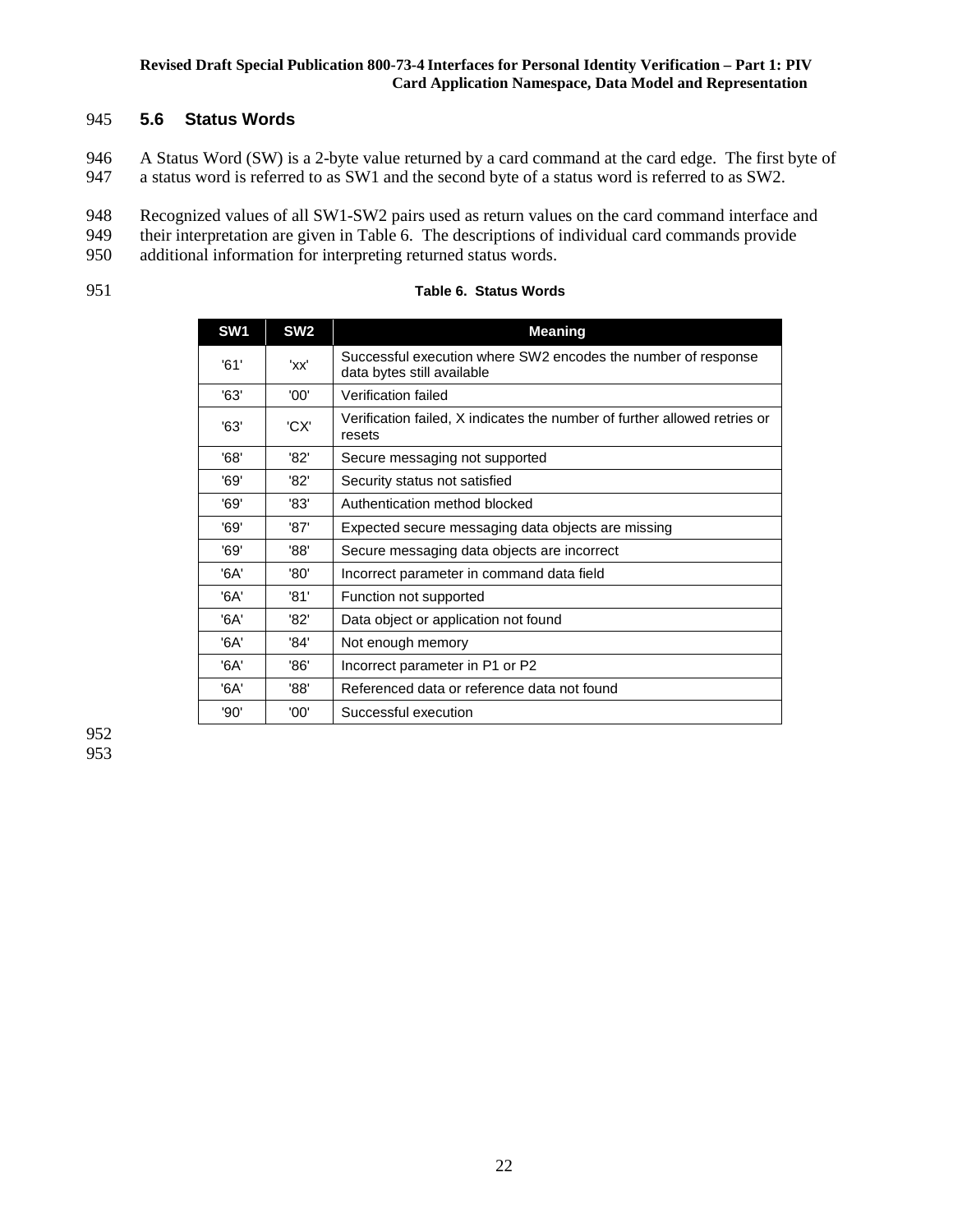## 5.6 Status Words

A Status Word (SW) is a 2-byte value returned by a card command at the card edge. The first byte of a status word is referred to as SW1 and the second byte of a status word is referred to as SW2.

Recognized values of all SW1-SW2 pairs used as return values on the card command interface and their interpretation are given in Table 6. The descriptions of individual card commands provide additional information for interpreting returned status words.

**Table 6. Status Words**

| SW1 | SW2 | Meaning |
| --- | --- | --- |
| '61' | 'xx' | Successful execution where SW2 encodes the number of response data bytes still available |
| '63' | '00' | Verification failed |
| '63' | 'CX' | Verification failed, X indicates the number of further allowed retries or resets |
| '68' | '82' | Secure messaging not supported |
| '69' | '82' | Security status not satisfied |
| '69' | '83' | Authentication method blocked |
| '69' | '87' | Expected secure messaging data objects are missing |
| '69' | '88' | Secure messaging data objects are incorrect |
| '6A' | '80' | Incorrect parameter in command data field |
| '6A' | '81' | Function not supported |
| '6A' | '82' | Data object or application not found |
| '6A' | '84' | Not enough memory |
| '6A' | '86' | Incorrect parameter in P1 or P2 |
| '6A' | '88' | Referenced data or reference data not found |
| '90' | '00' | Successful execution |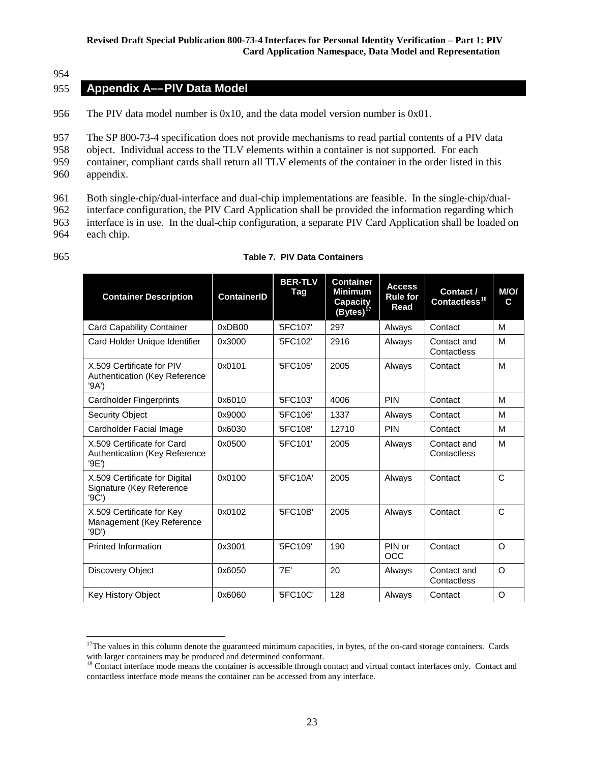## Appendix A––PIV Data Model

The PIV data model number is 0x10, and the data model version number is 0x01.

The SP 800-73-4 specification does not provide mechanisms to read partial contents of a PIV data object. Individual access to the TLV elements within a container is not supported. For each container, compliant cards shall return all TLV elements of the container in the order listed in this appendix.

Both single-chip/dual-interface and dual-chip implementations are feasible. In the single-chip/dual-interface configuration, the PIV Card Application shall be provided the information regarding which interface is in use. In the dual-chip configuration, a separate PIV Card Application shall be loaded on each chip.

**Table 7. PIV Data Containers**

| Container Description | ContainerID | BER-TLV Tag | Container Minimum Capacity (Bytes)[17] | Access Rule for Read | Contact / Contactless[18] | M/O/C |
|---|---|---|---|---|---|---|
| Card Capability Container | 0xDB00 | '5FC107' | 297 | Always | Contact | M |
| Card Holder Unique Identifier | 0x3000 | '5FC102' | 2916 | Always | Contact and Contactless | M |
| X.509 Certificate for PIV Authentication (Key Reference '9A') | 0x0101 | '5FC105' | 2005 | Always | Contact | M |
| Cardholder Fingerprints | 0x6010 | '5FC103' | 4006 | PIN | Contact | M |
| Security Object | 0x9000 | '5FC106' | 1337 | Always | Contact | M |
| Cardholder Facial Image | 0x6030 | '5FC108' | 12710 | PIN | Contact | M |
| X.509 Certificate for Card Authentication (Key Reference '9E') | 0x0500 | '5FC101' | 2005 | Always | Contact and Contactless | M |
| X.509 Certificate for Digital Signature (Key Reference '9C') | 0x0100 | '5FC10A' | 2005 | Always | Contact | C |
| X.509 Certificate for Key Management (Key Reference '9D') | 0x0102 | '5FC10B' | 2005 | Always | Contact | C |
| Printed Information | 0x3001 | '5FC109' | 190 | PIN or OCC | Contact | O |
| Discovery Object | 0x6050 | '7E' | 20 | Always | Contact and Contactless | O |
| Key History Object | 0x6060 | '5FC10C' | 128 | Always | Contact | O |

[17] The values in this column denote the guaranteed minimum capacities, in bytes, of the on-card storage containers. Cards with larger containers may be produced and determined conformant.

[18] Contact interface mode means the container is accessible through contact and virtual contact interfaces only. Contact and contactless interface mode means the container can be accessed from any interface.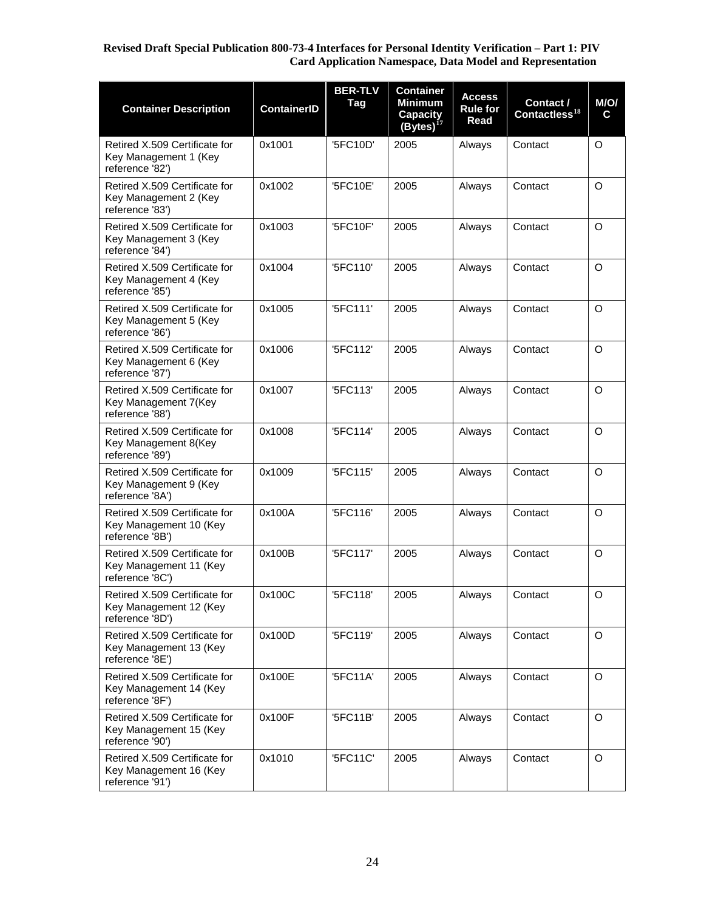| Container Description | ContainerID | BER-TLV Tag | Container Minimum Capacity (Bytes)[17] | Access Rule for Read | Contact / Contactless[18] | M/O/C |
|---|---|---|---|---|---|---|
| Retired X.509 Certificate for Key Management 1 (Key reference '82') | 0x1001 | '5FC10D' | 2005 | Always | Contact | O |
| Retired X.509 Certificate for Key Management 2 (Key reference '83') | 0x1002 | '5FC10E' | 2005 | Always | Contact | O |
| Retired X.509 Certificate for Key Management 3 (Key reference '84') | 0x1003 | '5FC10F' | 2005 | Always | Contact | O |
| Retired X.509 Certificate for Key Management 4 (Key reference '85') | 0x1004 | '5FC110' | 2005 | Always | Contact | O |
| Retired X.509 Certificate for Key Management 5 (Key reference '86') | 0x1005 | '5FC111' | 2005 | Always | Contact | O |
| Retired X.509 Certificate for Key Management 6 (Key reference '87') | 0x1006 | '5FC112' | 2005 | Always | Contact | O |
| Retired X.509 Certificate for Key Management 7(Key reference '88') | 0x1007 | '5FC113' | 2005 | Always | Contact | O |
| Retired X.509 Certificate for Key Management 8(Key reference '89') | 0x1008 | '5FC114' | 2005 | Always | Contact | O |
| Retired X.509 Certificate for Key Management 9 (Key reference '8A') | 0x1009 | '5FC115' | 2005 | Always | Contact | O |
| Retired X.509 Certificate for Key Management 10 (Key reference '8B') | 0x100A | '5FC116' | 2005 | Always | Contact | O |
| Retired X.509 Certificate for Key Management 11 (Key reference '8C') | 0x100B | '5FC117' | 2005 | Always | Contact | O |
| Retired X.509 Certificate for Key Management 12 (Key reference '8D') | 0x100C | '5FC118' | 2005 | Always | Contact | O |
| Retired X.509 Certificate for Key Management 13 (Key reference '8E') | 0x100D | '5FC119' | 2005 | Always | Contact | O |
| Retired X.509 Certificate for Key Management 14 (Key reference '8F') | 0x100E | '5FC11A' | 2005 | Always | Contact | O |
| Retired X.509 Certificate for Key Management 15 (Key reference '90') | 0x100F | '5FC11B' | 2005 | Always | Contact | O |
| Retired X.509 Certificate for Key Management 16 (Key reference '91') | 0x1010 | '5FC11C' | 2005 | Always | Contact | O |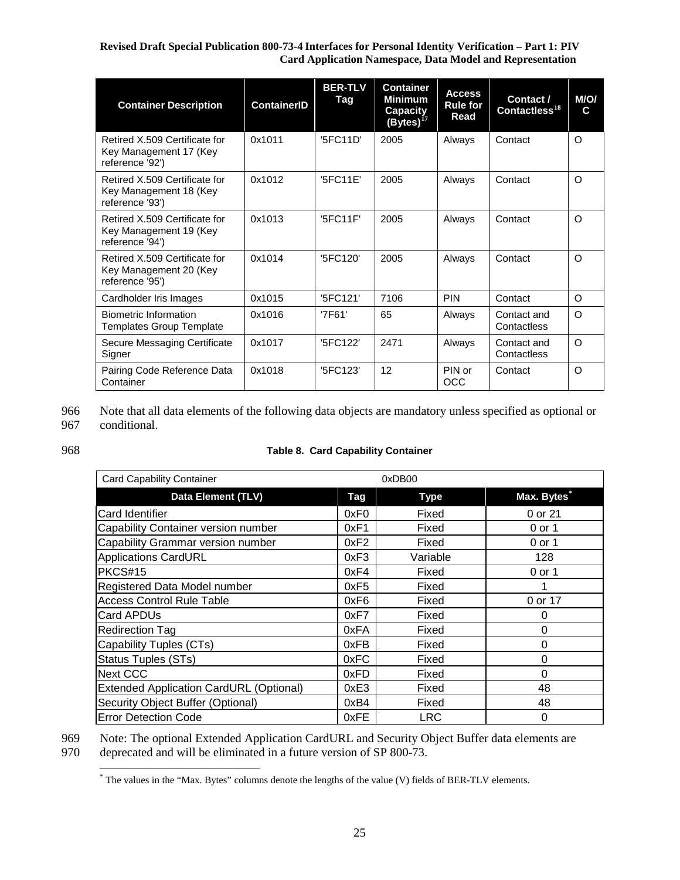| Container Description | ContainerID | BER-TLV Tag | Container Minimum Capacity (Bytes)[17] | Access Rule for Read | Contact / Contactless[18] | M/O/C |
|---|---|---|---|---|---|---|
| Retired X.509 Certificate for Key Management 17 (Key reference '92') | 0x1011 | '5FC11D' | 2005 | Always | Contact | O |
| Retired X.509 Certificate for Key Management 18 (Key reference '93') | 0x1012 | '5FC11E' | 2005 | Always | Contact | O |
| Retired X.509 Certificate for Key Management 19 (Key reference '94') | 0x1013 | '5FC11F' | 2005 | Always | Contact | O |
| Retired X.509 Certificate for Key Management 20 (Key reference '95') | 0x1014 | '5FC120' | 2005 | Always | Contact | O |
| Cardholder Iris Images | 0x1015 | '5FC121' | 7106 | PIN | Contact | O |
| Biometric Information Templates Group Template | 0x1016 | '7F61' | 65 | Always | Contact and Contactless | O |
| Secure Messaging Certificate Signer | 0x1017 | '5FC122' | 2471 | Always | Contact and Contactless | O |
| Pairing Code Reference Data Container | 0x1018 | '5FC123' | 12 | PIN or OCC | Contact | O |

966 Note that all data elements of the following data objects are mandatory unless specified as optional or
967 conditional.

968 **Table 8. Card Capability Container**

| Card Capability Container | 0xDB00 | | |
|---|---|---|---|
| **Data Element (TLV)** | **Tag** | **Type** | **Max. Bytes[*]** |
| Card Identifier | 0xF0 | Fixed | 0 or 21 |
| Capability Container version number | 0xF1 | Fixed | 0 or 1 |
| Capability Grammar version number | 0xF2 | Fixed | 0 or 1 |
| Applications CardURL | 0xF3 | Variable | 128 |
| PKCS#15 | 0xF4 | Fixed | 0 or 1 |
| Registered Data Model number | 0xF5 | Fixed | 1 |
| Access Control Rule Table | 0xF6 | Fixed | 0 or 17 |
| Card APDUs | 0xF7 | Fixed | 0 |
| Redirection Tag | 0xFA | Fixed | 0 |
| Capability Tuples (CTs) | 0xFB | Fixed | 0 |
| Status Tuples (STs) | 0xFC | Fixed | 0 |
| Next CCC | 0xFD | Fixed | 0 |
| Extended Application CardURL (Optional) | 0xE3 | Fixed | 48 |
| Security Object Buffer (Optional) | 0xB4 | Fixed | 48 |
| Error Detection Code | 0xFE | LRC | 0 |

969 Note: The optional Extended Application CardURL and Security Object Buffer data elements are
970 deprecated and will be eliminated in a future version of SP 800-73.

[*] The values in the "Max. Bytes" columns denote the lengths of the value (V) fields of BER-TLV elements.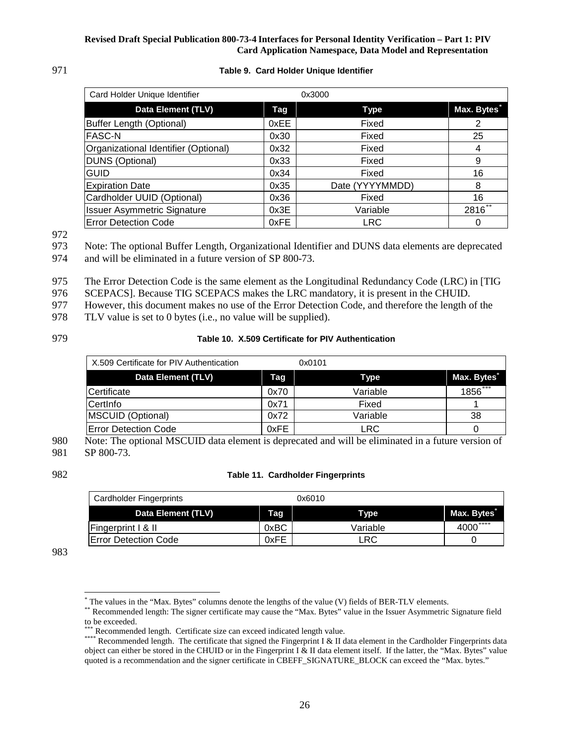**Table 9. Card Holder Unique Identifier**

| Card Holder Unique Identifier | | 0x3000 | |
|---|---|---|---|
| **Data Element (TLV)** | **Tag** | **Type** | **Max. Bytes*** |
| Buffer Length (Optional) | 0xEE | Fixed | 2 |
| FASC-N | 0x30 | Fixed | 25 |
| Organizational Identifier (Optional) | 0x32 | Fixed | 4 |
| DUNS (Optional) | 0x33 | Fixed | 9 |
| GUID | 0x34 | Fixed | 16 |
| Expiration Date | 0x35 | Date (YYYYMMDD) | 8 |
| Cardholder UUID (Optional) | 0x36 | Fixed | 16 |
| Issuer Asymmetric Signature | 0x3E | Variable | 2816** |
| Error Detection Code | 0xFE | LRC | 0 |

Note: The optional Buffer Length, Organizational Identifier and DUNS data elements are deprecated and will be eliminated in a future version of SP 800-73.

The Error Detection Code is the same element as the Longitudinal Redundancy Code (LRC) in [TIG SCEPACS]. Because TIG SCEPACS makes the LRC mandatory, it is present in the CHUID. However, this document makes no use of the Error Detection Code, and therefore the length of the TLV value is set to 0 bytes (i.e., no value will be supplied).

**Table 10. X.509 Certificate for PIV Authentication**

| X.509 Certificate for PIV Authentication | | 0x0101 | |
|---|---|---|---|
| **Data Element (TLV)** | **Tag** | **Type** | **Max. Bytes*** |
| Certificate | 0x70 | Variable | 1856*** |
| CertInfo | 0x71 | Fixed | 1 |
| MSCUID (Optional) | 0x72 | Variable | 38 |
| Error Detection Code | 0xFE | LRC | 0 |

Note: The optional MSCUID data element is deprecated and will be eliminated in a future version of SP 800-73.

**Table 11. Cardholder Fingerprints**

| Cardholder Fingerprints | | 0x6010 | |
|---|---|---|---|
| **Data Element (TLV)** | **Tag** | **Type** | **Max. Bytes*** |
| Fingerprint I & II | 0xBC | Variable | 4000**** |
| Error Detection Code | 0xFE | LRC | 0 |

---

* The values in the "Max. Bytes" columns denote the lengths of the value (V) fields of BER-TLV elements.

** Recommended length: The signer certificate may cause the "Max. Bytes" value in the Issuer Asymmetric Signature field to be exceeded.

*** Recommended length. Certificate size can exceed indicated length value.

**** Recommended length. The certificate that signed the Fingerprint I & II data element in the Cardholder Fingerprints data object can either be stored in the CHUID or in the Fingerprint I & II data element itself. If the latter, the "Max. Bytes" value quoted is a recommendation and the signer certificate in CBEFF_SIGNATURE_BLOCK can exceed the "Max. bytes."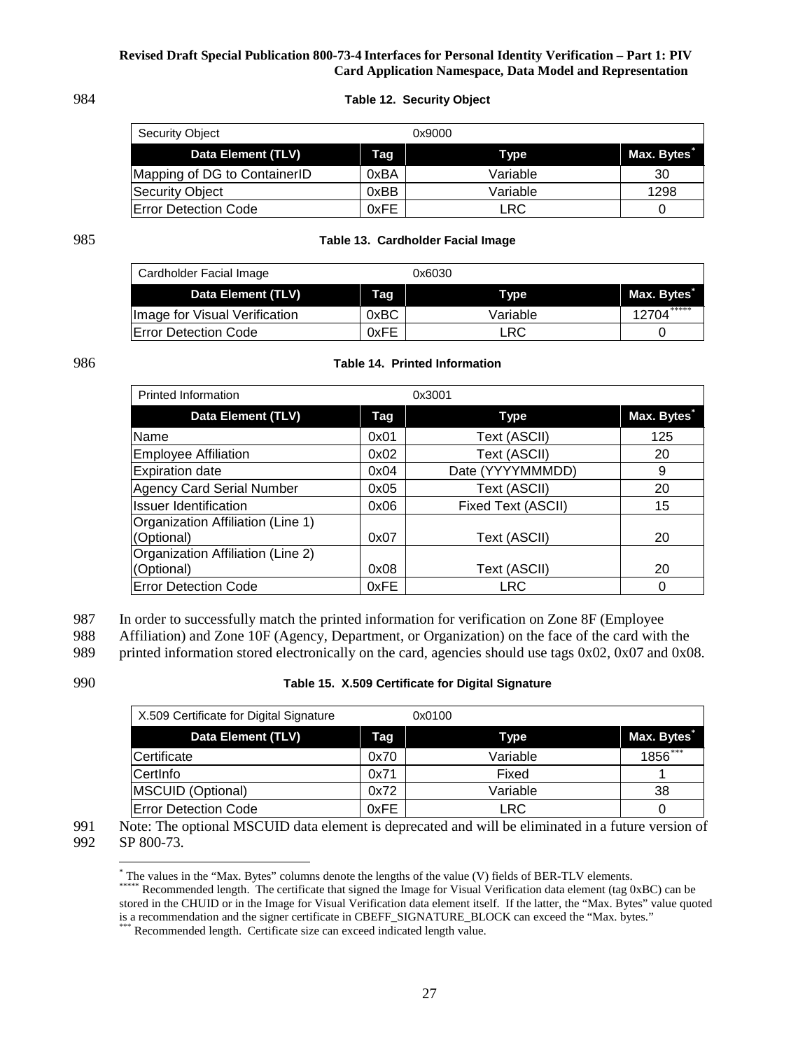**Table 12. Security Object**

| Security Object | | 0x9000 | |
|---|---|---|---|
| **Data Element (TLV)** | **Tag** | **Type** | **Max. Bytes*** |
| Mapping of DG to ContainerID | 0xBA | Variable | 30 |
| Security Object | 0xBB | Variable | 1298 |
| Error Detection Code | 0xFE | LRC | 0 |

**Table 13. Cardholder Facial Image**

| Cardholder Facial Image | | 0x6030 | |
|---|---|---|---|
| **Data Element (TLV)** | **Tag** | **Type** | **Max. Bytes*** |
| Image for Visual Verification | 0xBC | Variable | 12704***** |
| Error Detection Code | 0xFE | LRC | 0 |

**Table 14. Printed Information**

| Printed Information | | 0x3001 | |
|---|---|---|---|
| **Data Element (TLV)** | **Tag** | **Type** | **Max. Bytes*** |
| Name | 0x01 | Text (ASCII) | 125 |
| Employee Affiliation | 0x02 | Text (ASCII) | 20 |
| Expiration date | 0x04 | Date (YYYYMMMDD) | 9 |
| Agency Card Serial Number | 0x05 | Text (ASCII) | 20 |
| Issuer Identification | 0x06 | Fixed Text (ASCII) | 15 |
| Organization Affiliation (Line 1) (Optional) | 0x07 | Text (ASCII) | 20 |
| Organization Affiliation (Line 2) (Optional) | 0x08 | Text (ASCII) | 20 |
| Error Detection Code | 0xFE | LRC | 0 |

In order to successfully match the printed information for verification on Zone 8F (Employee Affiliation) and Zone 10F (Agency, Department, or Organization) on the face of the card with the printed information stored electronically on the card, agencies should use tags 0x02, 0x07 and 0x08.

**Table 15. X.509 Certificate for Digital Signature**

| X.509 Certificate for Digital Signature | | 0x0100 | |
|---|---|---|---|
| **Data Element (TLV)** | **Tag** | **Type** | **Max. Bytes*** |
| Certificate | 0x70 | Variable | 1856*** |
| CertInfo | 0x71 | Fixed | 1 |
| MSCUID (Optional) | 0x72 | Variable | 38 |
| Error Detection Code | 0xFE | LRC | 0 |

Note: The optional MSCUID data element is deprecated and will be eliminated in a future version of SP 800-73.

---

* The values in the "Max. Bytes" columns denote the lengths of the value (V) fields of BER-TLV elements.

***** Recommended length. The certificate that signed the Image for Visual Verification data element (tag 0xBC) can be stored in the CHUID or in the Image for Visual Verification data element itself. If the latter, the "Max. Bytes" value quoted is a recommendation and the signer certificate in CBEFF_SIGNATURE_BLOCK can exceed the "Max. bytes."

*** Recommended length. Certificate size can exceed indicated length value.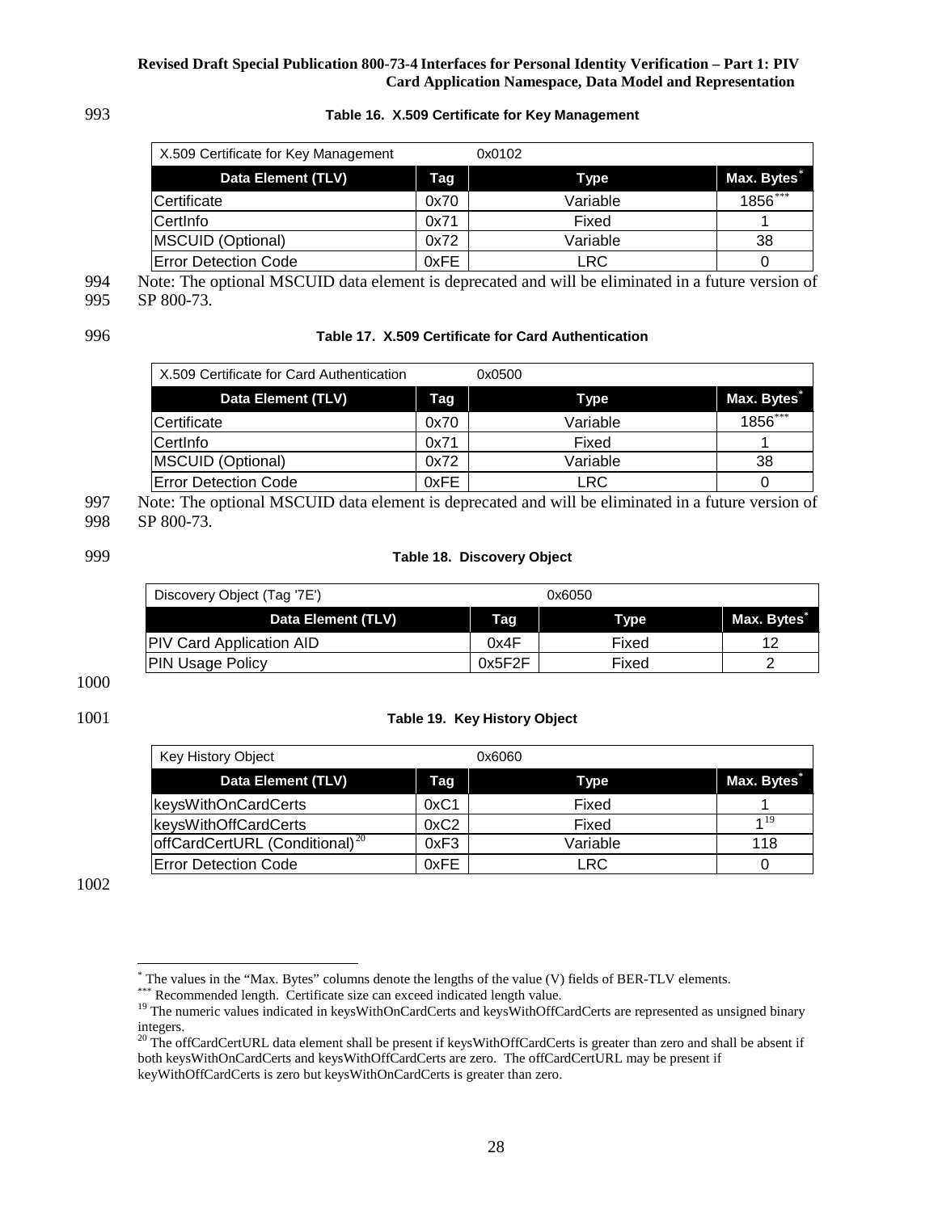**Table 16. X.509 Certificate for Key Management**

| X.509 Certificate for Key Management | | 0x0102 | |
|---|---|---|---|
| **Data Element (TLV)** | **Tag** | **Type** | **Max. Bytes**[*] |
| Certificate | 0x70 | Variable | 1856[***] |
| CertInfo | 0x71 | Fixed | 1 |
| MSCUID (Optional) | 0x72 | Variable | 38 |
| Error Detection Code | 0xFE | LRC | 0 |

Note: The optional MSCUID data element is deprecated and will be eliminated in a future version of SP 800-73.

**Table 17. X.509 Certificate for Card Authentication**

| X.509 Certificate for Card Authentication | | 0x0500 | |
|---|---|---|---|
| **Data Element (TLV)** | **Tag** | **Type** | **Max. Bytes**[*] |
| Certificate | 0x70 | Variable | 1856[***] |
| CertInfo | 0x71 | Fixed | 1 |
| MSCUID (Optional) | 0x72 | Variable | 38 |
| Error Detection Code | 0xFE | LRC | 0 |

Note: The optional MSCUID data element is deprecated and will be eliminated in a future version of SP 800-73.

**Table 18. Discovery Object**

| Discovery Object (Tag '7E') | | 0x6050 | |
|---|---|---|---|
| **Data Element (TLV)** | **Tag** | **Type** | **Max. Bytes**[*] |
| PIV Card Application AID | 0x4F | Fixed | 12 |
| PIN Usage Policy | 0x5F2F | Fixed | 2 |

**Table 19. Key History Object**

| Key History Object | | 0x6060 | |
|---|---|---|---|
| **Data Element (TLV)** | **Tag** | **Type** | **Max. Bytes**[*] |
| keysWithOnCardCerts | 0xC1 | Fixed | 1 |
| keysWithOffCardCerts | 0xC2 | Fixed | 1[19] |
| offCardCertURL (Conditional)[20] | 0xF3 | Variable | 118 |
| Error Detection Code | 0xFE | LRC | 0 |

---

[*] The values in the "Max. Bytes" columns denote the lengths of the value (V) fields of BER-TLV elements.

[***] Recommended length. Certificate size can exceed indicated length value.

[19] The numeric values indicated in keysWithOnCardCerts and keysWithOffCardCerts are represented as unsigned binary integers.

[20] The offCardCertURL data element shall be present if keysWithOffCardCerts is greater than zero and shall be absent if both keysWithOnCardCerts and keysWithOffCardCerts are zero. The offCardCertURL may be present if keyWithOffCardCerts is zero but keysWithOnCardCerts is greater than zero.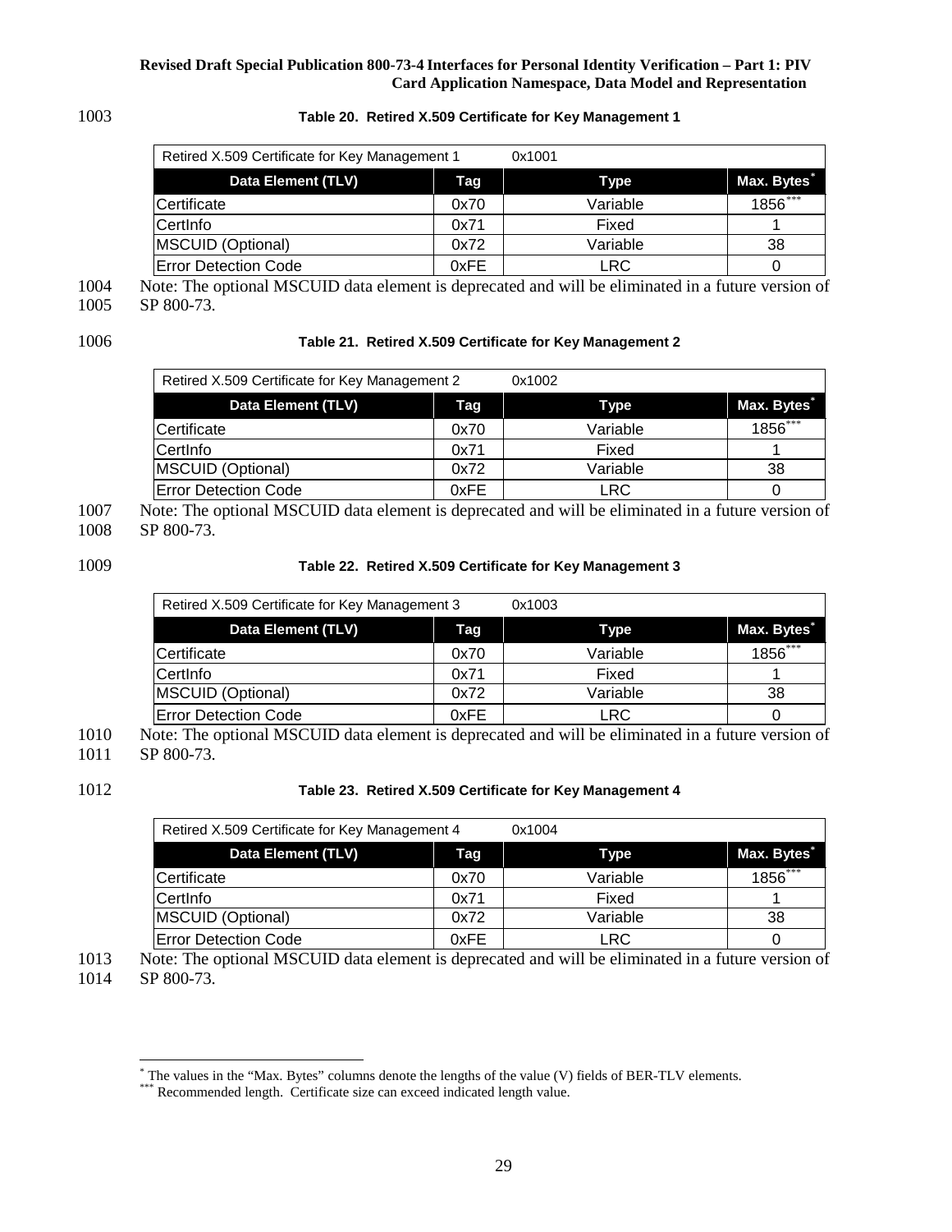**Table 20. Retired X.509 Certificate for Key Management 1**

| Retired X.509 Certificate for Key Management 1 | | 0x1001 | |
|---|---|---|---|
| **Data Element (TLV)** | **Tag** | **Type** | **Max. Bytes[*]** |
| Certificate | 0x70 | Variable | 1856[***] |
| CertInfo | 0x71 | Fixed | 1 |
| MSCUID (Optional) | 0x72 | Variable | 38 |
| Error Detection Code | 0xFE | LRC | 0 |

Note: The optional MSCUID data element is deprecated and will be eliminated in a future version of SP 800-73.

**Table 21. Retired X.509 Certificate for Key Management 2**

| Retired X.509 Certificate for Key Management 2 | | 0x1002 | |
|---|---|---|---|
| **Data Element (TLV)** | **Tag** | **Type** | **Max. Bytes[*]** |
| Certificate | 0x70 | Variable | 1856[***] |
| CertInfo | 0x71 | Fixed | 1 |
| MSCUID (Optional) | 0x72 | Variable | 38 |
| Error Detection Code | 0xFE | LRC | 0 |

Note: The optional MSCUID data element is deprecated and will be eliminated in a future version of SP 800-73.

**Table 22. Retired X.509 Certificate for Key Management 3**

| Retired X.509 Certificate for Key Management 3 | | 0x1003 | |
|---|---|---|---|
| **Data Element (TLV)** | **Tag** | **Type** | **Max. Bytes[*]** |
| Certificate | 0x70 | Variable | 1856[***] |
| CertInfo | 0x71 | Fixed | 1 |
| MSCUID (Optional) | 0x72 | Variable | 38 |
| Error Detection Code | 0xFE | LRC | 0 |

Note: The optional MSCUID data element is deprecated and will be eliminated in a future version of SP 800-73.

**Table 23. Retired X.509 Certificate for Key Management 4**

| Retired X.509 Certificate for Key Management 4 | | 0x1004 | |
|---|---|---|---|
| **Data Element (TLV)** | **Tag** | **Type** | **Max. Bytes[*]** |
| Certificate | 0x70 | Variable | 1856[***] |
| CertInfo | 0x71 | Fixed | 1 |
| MSCUID (Optional) | 0x72 | Variable | 38 |
| Error Detection Code | 0xFE | LRC | 0 |

Note: The optional MSCUID data element is deprecated and will be eliminated in a future version of SP 800-73.

[*] The values in the "Max. Bytes" columns denote the lengths of the value (V) fields of BER-TLV elements.

[***] Recommended length. Certificate size can exceed indicated length value.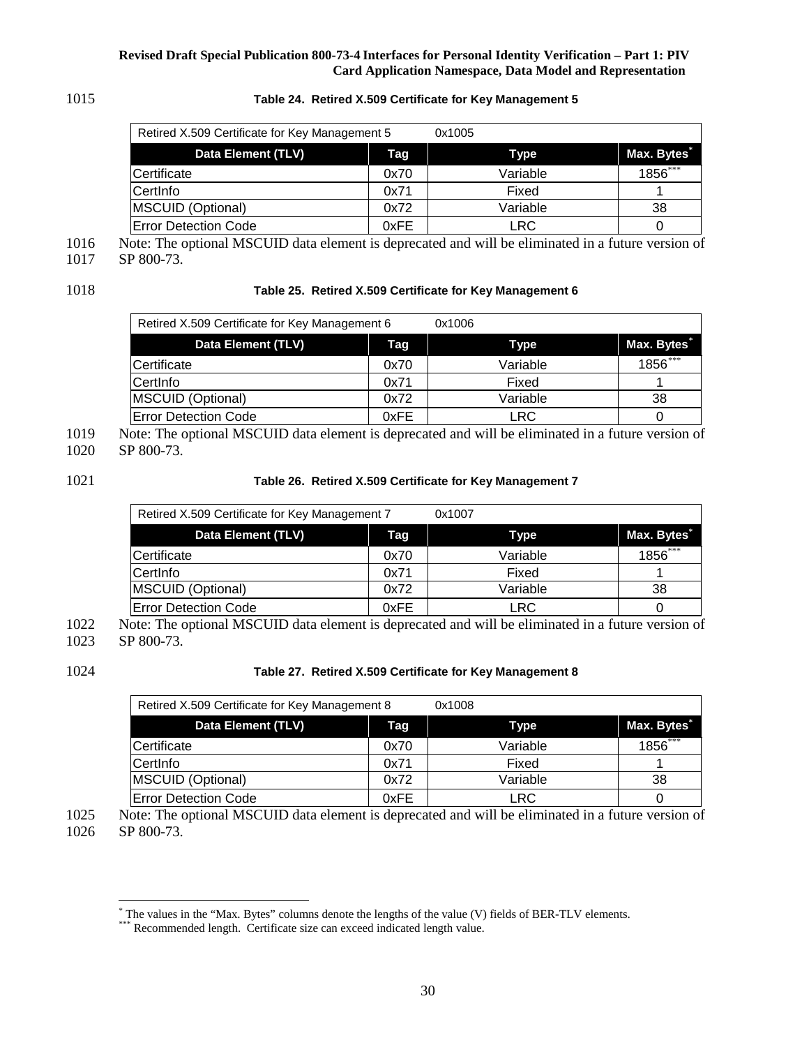**Table 24. Retired X.509 Certificate for Key Management 5**

| Retired X.509 Certificate for Key Management 5 | | 0x1005 | |
|---|---|---|---|
| **Data Element (TLV)** | **Tag** | **Type** | **Max. Bytes*** |
| Certificate | 0x70 | Variable | 1856*** |
| CertInfo | 0x71 | Fixed | 1 |
| MSCUID (Optional) | 0x72 | Variable | 38 |
| Error Detection Code | 0xFE | LRC | 0 |

Note: The optional MSCUID data element is deprecated and will be eliminated in a future version of SP 800-73.

**Table 25. Retired X.509 Certificate for Key Management 6**

| Retired X.509 Certificate for Key Management 6 | | 0x1006 | |
|---|---|---|---|
| **Data Element (TLV)** | **Tag** | **Type** | **Max. Bytes*** |
| Certificate | 0x70 | Variable | 1856*** |
| CertInfo | 0x71 | Fixed | 1 |
| MSCUID (Optional) | 0x72 | Variable | 38 |
| Error Detection Code | 0xFE | LRC | 0 |

Note: The optional MSCUID data element is deprecated and will be eliminated in a future version of SP 800-73.

**Table 26. Retired X.509 Certificate for Key Management 7**

| Retired X.509 Certificate for Key Management 7 | | 0x1007 | |
|---|---|---|---|
| **Data Element (TLV)** | **Tag** | **Type** | **Max. Bytes*** |
| Certificate | 0x70 | Variable | 1856*** |
| CertInfo | 0x71 | Fixed | 1 |
| MSCUID (Optional) | 0x72 | Variable | 38 |
| Error Detection Code | 0xFE | LRC | 0 |

Note: The optional MSCUID data element is deprecated and will be eliminated in a future version of SP 800-73.

**Table 27. Retired X.509 Certificate for Key Management 8**

| Retired X.509 Certificate for Key Management 8 | | 0x1008 | |
|---|---|---|---|
| **Data Element (TLV)** | **Tag** | **Type** | **Max. Bytes*** |
| Certificate | 0x70 | Variable | 1856*** |
| CertInfo | 0x71 | Fixed | 1 |
| MSCUID (Optional) | 0x72 | Variable | 38 |
| Error Detection Code | 0xFE | LRC | 0 |

Note: The optional MSCUID data element is deprecated and will be eliminated in a future version of SP 800-73.

* The values in the "Max. Bytes" columns denote the lengths of the value (V) fields of BER-TLV elements.

*** Recommended length. Certificate size can exceed indicated length value.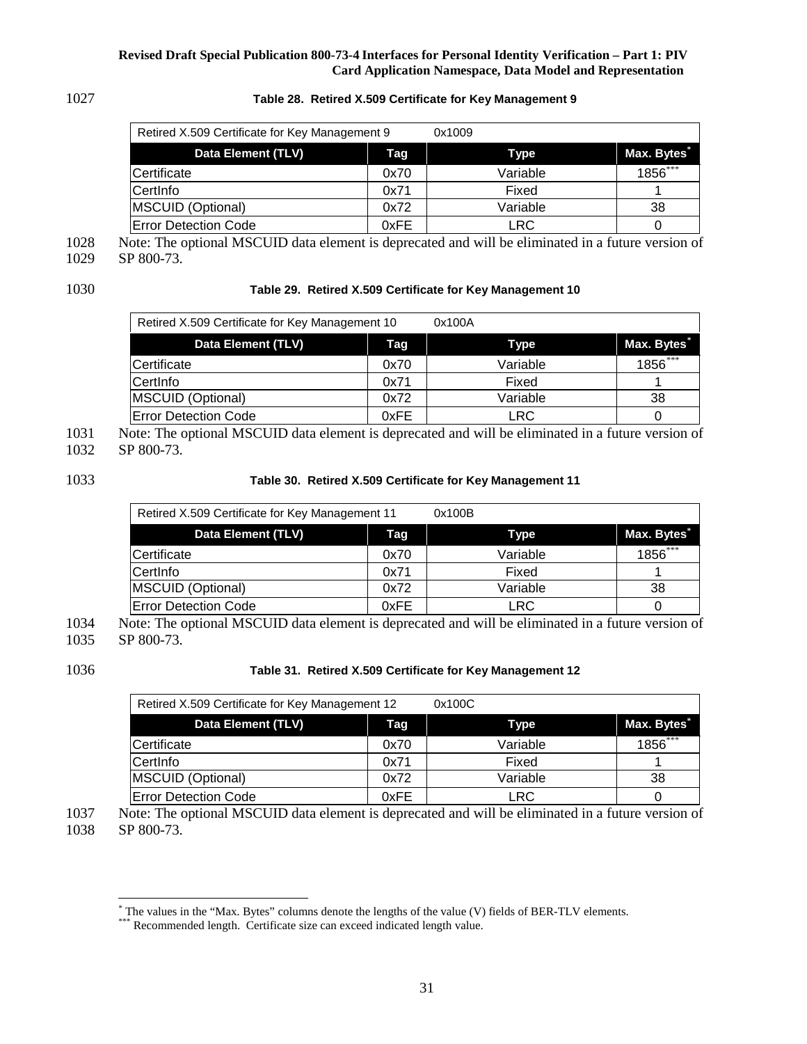**Table 28. Retired X.509 Certificate for Key Management 9**

| Retired X.509 Certificate for Key Management 9 | | 0x1009 | |
| --- | --- | --- | --- |
| **Data Element (TLV)** | **Tag** | **Type** | **Max. Bytes[*]** |
| Certificate | 0x70 | Variable | 1856[***] |
| CertInfo | 0x71 | Fixed | 1 |
| MSCUID (Optional) | 0x72 | Variable | 38 |
| Error Detection Code | 0xFE | LRC | 0 |

Note: The optional MSCUID data element is deprecated and will be eliminated in a future version of SP 800-73.

**Table 29. Retired X.509 Certificate for Key Management 10**

| Retired X.509 Certificate for Key Management 10 | | 0x100A | |
| --- | --- | --- | --- |
| **Data Element (TLV)** | **Tag** | **Type** | **Max. Bytes[*]** |
| Certificate | 0x70 | Variable | 1856[***] |
| CertInfo | 0x71 | Fixed | 1 |
| MSCUID (Optional) | 0x72 | Variable | 38 |
| Error Detection Code | 0xFE | LRC | 0 |

Note: The optional MSCUID data element is deprecated and will be eliminated in a future version of SP 800-73.

**Table 30. Retired X.509 Certificate for Key Management 11**

| Retired X.509 Certificate for Key Management 11 | | 0x100B | |
| --- | --- | --- | --- |
| **Data Element (TLV)** | **Tag** | **Type** | **Max. Bytes[*]** |
| Certificate | 0x70 | Variable | 1856[***] |
| CertInfo | 0x71 | Fixed | 1 |
| MSCUID (Optional) | 0x72 | Variable | 38 |
| Error Detection Code | 0xFE | LRC | 0 |

Note: The optional MSCUID data element is deprecated and will be eliminated in a future version of SP 800-73.

**Table 31. Retired X.509 Certificate for Key Management 12**

| Retired X.509 Certificate for Key Management 12 | | 0x100C | |
| --- | --- | --- | --- |
| **Data Element (TLV)** | **Tag** | **Type** | **Max. Bytes[*]** |
| Certificate | 0x70 | Variable | 1856[***] |
| CertInfo | 0x71 | Fixed | 1 |
| MSCUID (Optional) | 0x72 | Variable | 38 |
| Error Detection Code | 0xFE | LRC | 0 |

Note: The optional MSCUID data element is deprecated and will be eliminated in a future version of SP 800-73.

[*] The values in the "Max. Bytes" columns denote the lengths of the value (V) fields of BER-TLV elements.
[***] Recommended length. Certificate size can exceed indicated length value.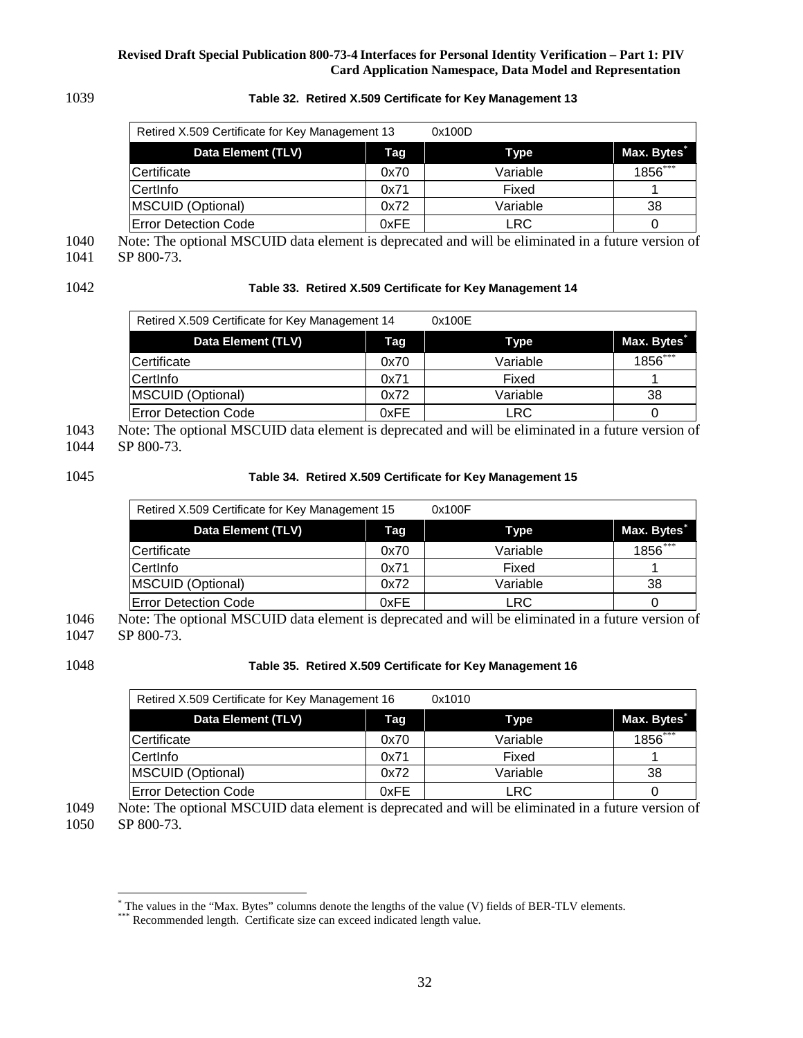Table 32. Retired X.509 Certificate for Key Management 13

| Retired X.509 Certificate for Key Management 13 | | 0x100D | |
|---|---|---|---|
| **Data Element (TLV)** | **Tag** | **Type** | **Max. Bytes*** |
| Certificate | 0x70 | Variable | 1856*** |
| CertInfo | 0x71 | Fixed | 1 |
| MSCUID (Optional) | 0x72 | Variable | 38 |
| Error Detection Code | 0xFE | LRC | 0 |

Note: The optional MSCUID data element is deprecated and will be eliminated in a future version of SP 800-73.

Table 33. Retired X.509 Certificate for Key Management 14

| Retired X.509 Certificate for Key Management 14 | | 0x100E | |
|---|---|---|---|
| **Data Element (TLV)** | **Tag** | **Type** | **Max. Bytes*** |
| Certificate | 0x70 | Variable | 1856*** |
| CertInfo | 0x71 | Fixed | 1 |
| MSCUID (Optional) | 0x72 | Variable | 38 |
| Error Detection Code | 0xFE | LRC | 0 |

Note: The optional MSCUID data element is deprecated and will be eliminated in a future version of SP 800-73.

Table 34. Retired X.509 Certificate for Key Management 15

| Retired X.509 Certificate for Key Management 15 | | 0x100F | |
|---|---|---|---|
| **Data Element (TLV)** | **Tag** | **Type** | **Max. Bytes*** |
| Certificate | 0x70 | Variable | 1856*** |
| CertInfo | 0x71 | Fixed | 1 |
| MSCUID (Optional) | 0x72 | Variable | 38 |
| Error Detection Code | 0xFE | LRC | 0 |

Note: The optional MSCUID data element is deprecated and will be eliminated in a future version of SP 800-73.

Table 35. Retired X.509 Certificate for Key Management 16

| Retired X.509 Certificate for Key Management 16 | | 0x1010 | |
|---|---|---|---|
| **Data Element (TLV)** | **Tag** | **Type** | **Max. Bytes*** |
| Certificate | 0x70 | Variable | 1856*** |
| CertInfo | 0x71 | Fixed | 1 |
| MSCUID (Optional) | 0x72 | Variable | 38 |
| Error Detection Code | 0xFE | LRC | 0 |

Note: The optional MSCUID data element is deprecated and will be eliminated in a future version of SP 800-73.

* The values in the "Max. Bytes" columns denote the lengths of the value (V) fields of BER-TLV elements.

*** Recommended length. Certificate size can exceed indicated length value.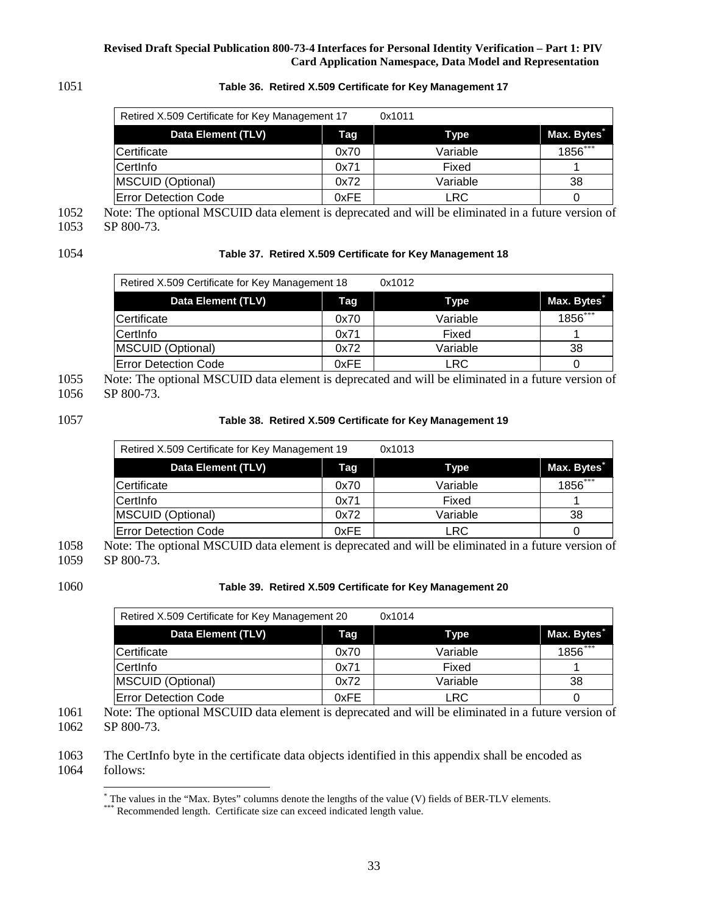**Table 36. Retired X.509 Certificate for Key Management 17**

| Retired X.509 Certificate for Key Management 17 | | 0x1011 | |
|---|---|---|---|
| **Data Element (TLV)** | **Tag** | **Type** | **Max. Bytes*** |
| Certificate | 0x70 | Variable | 1856*** |
| CertInfo | 0x71 | Fixed | 1 |
| MSCUID (Optional) | 0x72 | Variable | 38 |
| Error Detection Code | 0xFE | LRC | 0 |

Note: The optional MSCUID data element is deprecated and will be eliminated in a future version of SP 800-73.

**Table 37. Retired X.509 Certificate for Key Management 18**

| Retired X.509 Certificate for Key Management 18 | | 0x1012 | |
|---|---|---|---|
| **Data Element (TLV)** | **Tag** | **Type** | **Max. Bytes*** |
| Certificate | 0x70 | Variable | 1856*** |
| CertInfo | 0x71 | Fixed | 1 |
| MSCUID (Optional) | 0x72 | Variable | 38 |
| Error Detection Code | 0xFE | LRC | 0 |

Note: The optional MSCUID data element is deprecated and will be eliminated in a future version of SP 800-73.

**Table 38. Retired X.509 Certificate for Key Management 19**

| Retired X.509 Certificate for Key Management 19 | | 0x1013 | |
|---|---|---|---|
| **Data Element (TLV)** | **Tag** | **Type** | **Max. Bytes*** |
| Certificate | 0x70 | Variable | 1856*** |
| CertInfo | 0x71 | Fixed | 1 |
| MSCUID (Optional) | 0x72 | Variable | 38 |
| Error Detection Code | 0xFE | LRC | 0 |

Note: The optional MSCUID data element is deprecated and will be eliminated in a future version of SP 800-73.

**Table 39. Retired X.509 Certificate for Key Management 20**

| Retired X.509 Certificate for Key Management 20 | | 0x1014 | |
|---|---|---|---|
| **Data Element (TLV)** | **Tag** | **Type** | **Max. Bytes*** |
| Certificate | 0x70 | Variable | 1856*** |
| CertInfo | 0x71 | Fixed | 1 |
| MSCUID (Optional) | 0x72 | Variable | 38 |
| Error Detection Code | 0xFE | LRC | 0 |

Note: The optional MSCUID data element is deprecated and will be eliminated in a future version of SP 800-73.

The CertInfo byte in the certificate data objects identified in this appendix shall be encoded as follows:

* The values in the "Max. Bytes" columns denote the lengths of the value (V) fields of BER-TLV elements.

*** Recommended length. Certificate size can exceed indicated length value.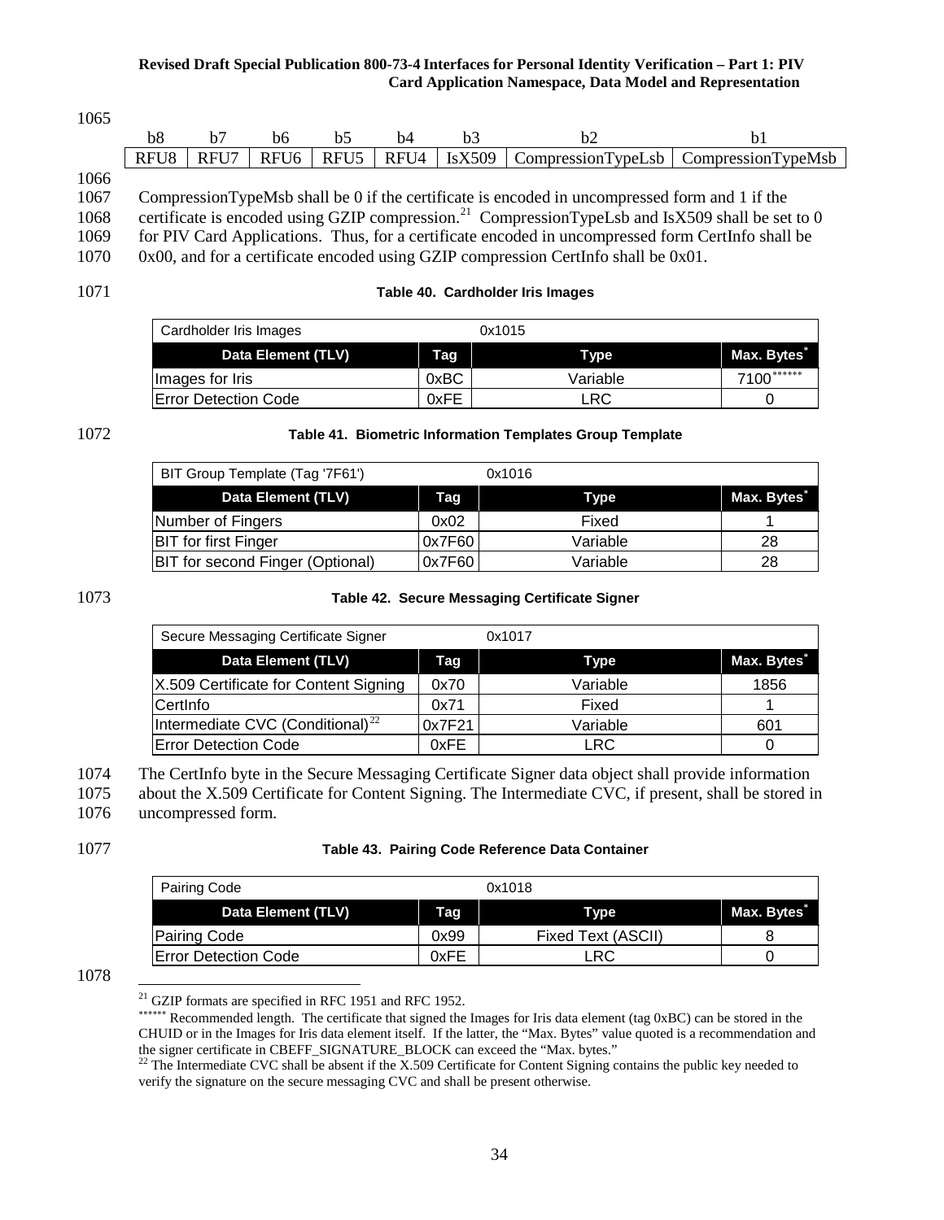| b8 | b7 | b6 | b5 | b4 | b3 | b2 | b1 |
|---|---|---|---|---|---|---|---|
| RFU8 | RFU7 | RFU6 | RFU5 | RFU4 | IsX509 | CompressionTypeLsb | CompressionTypeMsb |

CompressionTypeMsb shall be 0 if the certificate is encoded in uncompressed form and 1 if the certificate is encoded using GZIP compression.[21] CompressionTypeLsb and IsX509 shall be set to 0 for PIV Card Applications. Thus, for a certificate encoded in uncompressed form CertInfo shall be 0x00, and for a certificate encoded using GZIP compression CertInfo shall be 0x01.

**Table 40. Cardholder Iris Images**

| Cardholder Iris Images | | 0x1015 | |
|---|---|---|---|
| **Data Element (TLV)** | **Tag** | **Type** | **Max. Bytes*** |
| Images for Iris | 0xBC | Variable | 7100****** |
| Error Detection Code | 0xFE | LRC | 0 |

**Table 41. Biometric Information Templates Group Template**

| BIT Group Template (Tag '7F61') | | 0x1016 | |
|---|---|---|---|
| **Data Element (TLV)** | **Tag** | **Type** | **Max. Bytes*** |
| Number of Fingers | 0x02 | Fixed | 1 |
| BIT for first Finger | 0x7F60 | Variable | 28 |
| BIT for second Finger (Optional) | 0x7F60 | Variable | 28 |

**Table 42. Secure Messaging Certificate Signer**

| Secure Messaging Certificate Signer | | 0x1017 | |
|---|---|---|---|
| **Data Element (TLV)** | **Tag** | **Type** | **Max. Bytes*** |
| X.509 Certificate for Content Signing | 0x70 | Variable | 1856 |
| CertInfo | 0x71 | Fixed | 1 |
| Intermediate CVC (Conditional)[22] | 0x7F21 | Variable | 601 |
| Error Detection Code | 0xFE | LRC | 0 |

The CertInfo byte in the Secure Messaging Certificate Signer data object shall provide information about the X.509 Certificate for Content Signing. The Intermediate CVC, if present, shall be stored in uncompressed form.

**Table 43. Pairing Code Reference Data Container**

| Pairing Code | | 0x1018 | |
|---|---|---|---|
| **Data Element (TLV)** | **Tag** | **Type** | **Max. Bytes*** |
| Pairing Code | 0x99 | Fixed Text (ASCII) | 8 |
| Error Detection Code | 0xFE | LRC | 0 |

---

[21] GZIP formats are specified in RFC 1951 and RFC 1952.

****** Recommended length. The certificate that signed the Images for Iris data element (tag 0xBC) can be stored in the CHUID or in the Images for Iris data element itself. If the latter, the "Max. Bytes" value quoted is a recommendation and the signer certificate in CBEFF_SIGNATURE_BLOCK can exceed the "Max. bytes."

[22] The Intermediate CVC shall be absent if the X.509 Certificate for Content Signing contains the public key needed to verify the signature on the secure messaging CVC and shall be present otherwise.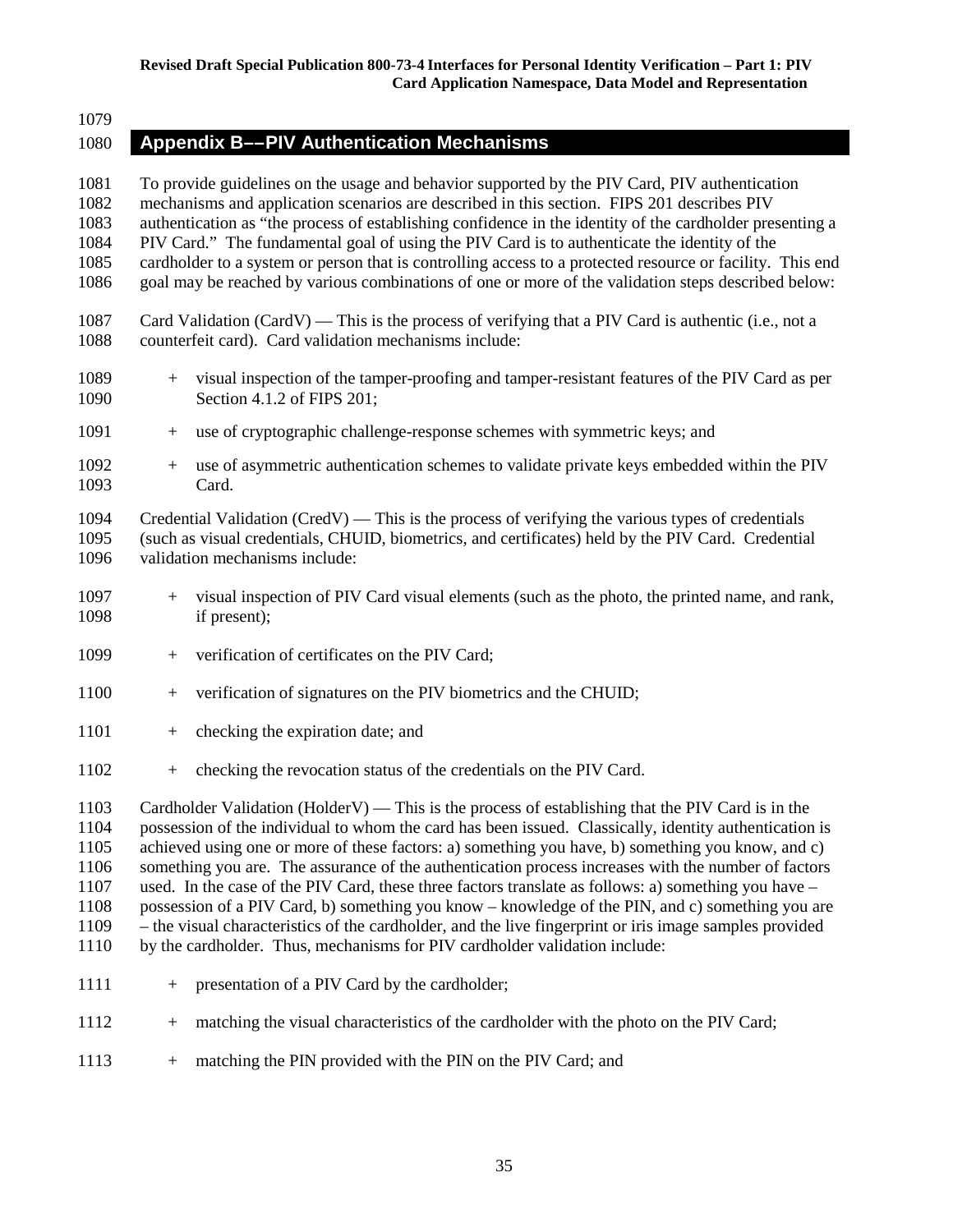## Appendix B––PIV Authentication Mechanisms

To provide guidelines on the usage and behavior supported by the PIV Card, PIV authentication mechanisms and application scenarios are described in this section. FIPS 201 describes PIV authentication as "the process of establishing confidence in the identity of the cardholder presenting a PIV Card." The fundamental goal of using the PIV Card is to authenticate the identity of the cardholder to a system or person that is controlling access to a protected resource or facility. This end goal may be reached by various combinations of one or more of the validation steps described below:

Card Validation (CardV) — This is the process of verifying that a PIV Card is authentic (i.e., not a counterfeit card). Card validation mechanisms include:

+ visual inspection of the tamper-proofing and tamper-resistant features of the PIV Card as per Section 4.1.2 of FIPS 201;
+ use of cryptographic challenge-response schemes with symmetric keys; and
+ use of asymmetric authentication schemes to validate private keys embedded within the PIV Card.

Credential Validation (CredV) — This is the process of verifying the various types of credentials (such as visual credentials, CHUID, biometrics, and certificates) held by the PIV Card. Credential validation mechanisms include:

+ visual inspection of PIV Card visual elements (such as the photo, the printed name, and rank, if present);
+ verification of certificates on the PIV Card;
+ verification of signatures on the PIV biometrics and the CHUID;
+ checking the expiration date; and
+ checking the revocation status of the credentials on the PIV Card.

Cardholder Validation (HolderV) — This is the process of establishing that the PIV Card is in the possession of the individual to whom the card has been issued. Classically, identity authentication is achieved using one or more of these factors: a) something you have, b) something you know, and c) something you are. The assurance of the authentication process increases with the number of factors used. In the case of the PIV Card, these three factors translate as follows: a) something you have – possession of a PIV Card, b) something you know – knowledge of the PIN, and c) something you are – the visual characteristics of the cardholder, and the live fingerprint or iris image samples provided by the cardholder. Thus, mechanisms for PIV cardholder validation include:

+ presentation of a PIV Card by the cardholder;
+ matching the visual characteristics of the cardholder with the photo on the PIV Card;
+ matching the PIN provided with the PIN on the PIV Card; and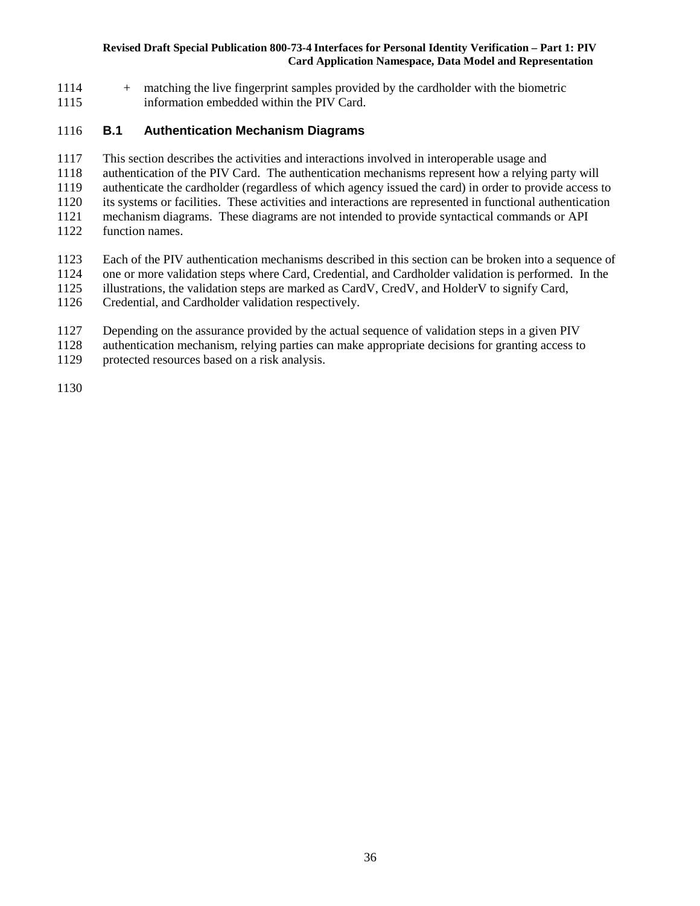+ matching the live fingerprint samples provided by the cardholder with the biometric information embedded within the PIV Card.

## B.1 Authentication Mechanism Diagrams

This section describes the activities and interactions involved in interoperable usage and authentication of the PIV Card. The authentication mechanisms represent how a relying party will authenticate the cardholder (regardless of which agency issued the card) in order to provide access to its systems or facilities. These activities and interactions are represented in functional authentication mechanism diagrams. These diagrams are not intended to provide syntactical commands or API function names.

Each of the PIV authentication mechanisms described in this section can be broken into a sequence of one or more validation steps where Card, Credential, and Cardholder validation is performed. In the illustrations, the validation steps are marked as CardV, CredV, and HolderV to signify Card, Credential, and Cardholder validation respectively.

Depending on the assurance provided by the actual sequence of validation steps in a given PIV authentication mechanism, relying parties can make appropriate decisions for granting access to protected resources based on a risk analysis.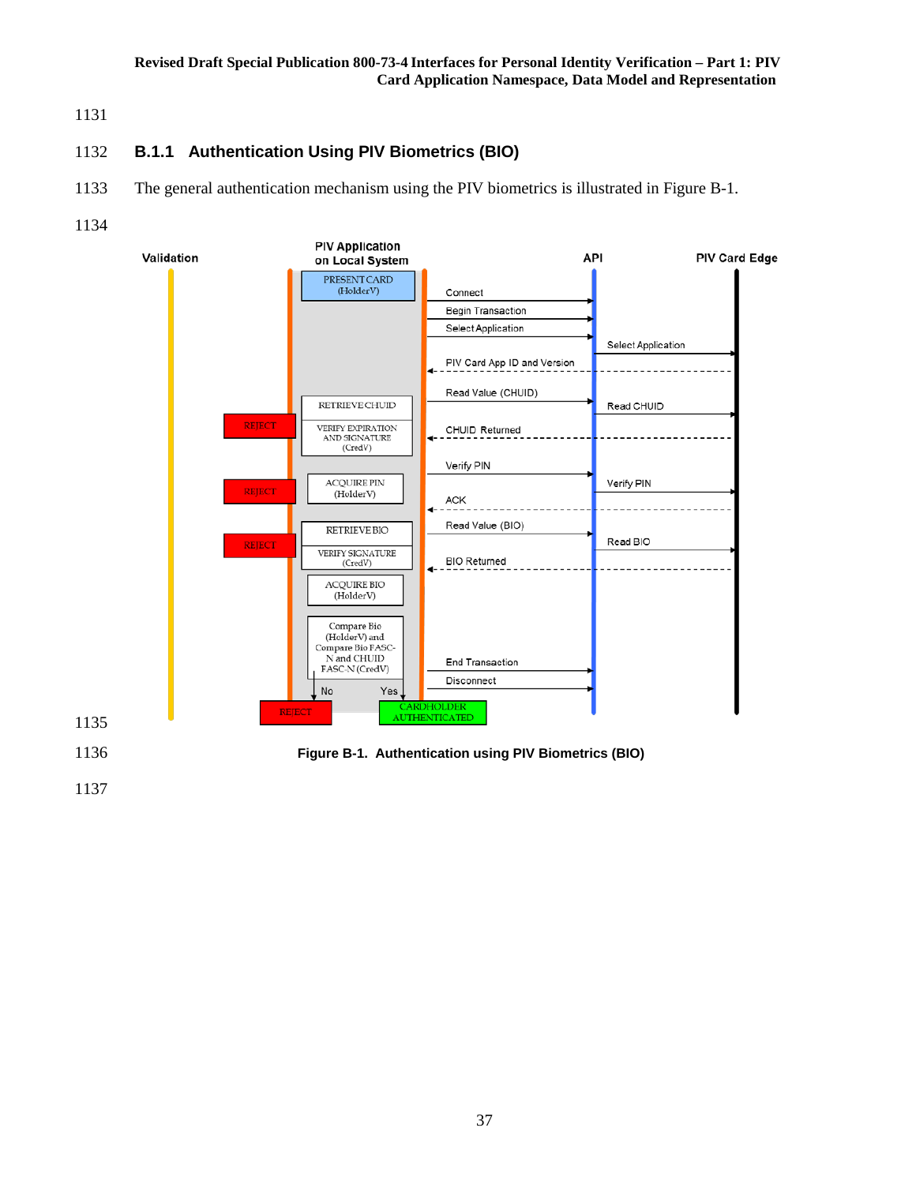### B.1.1 Authentication Using PIV Biometrics (BIO)

The general authentication mechanism using the PIV biometrics is illustrated in Figure B-1.

**Figure B-1. Authentication using PIV Biometrics (BIO)**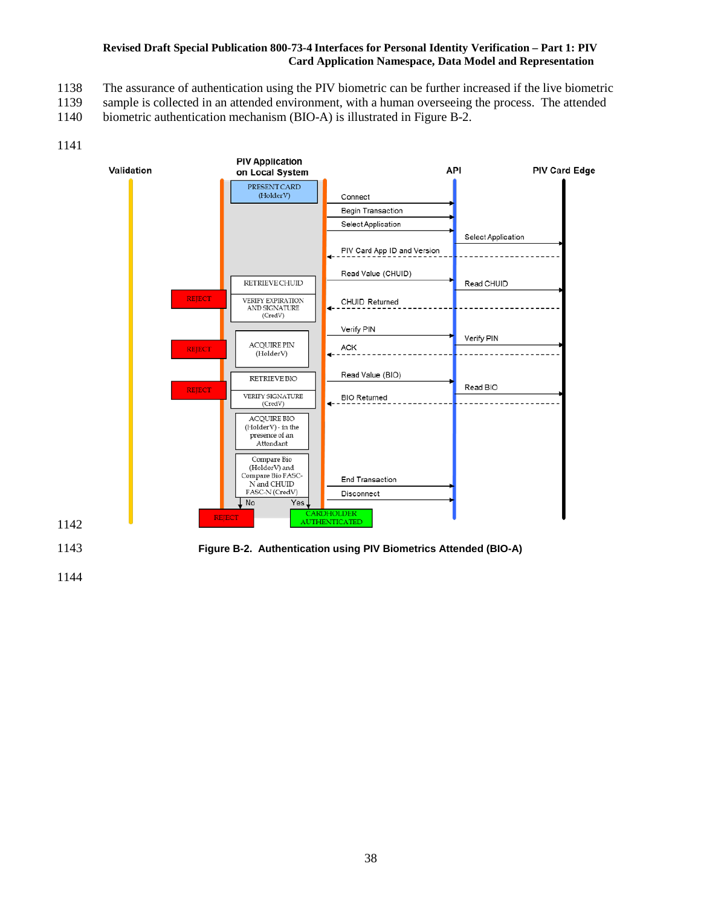The assurance of authentication using the PIV biometric can be further increased if the live biometric sample is collected in an attended environment, with a human overseeing the process. The attended biometric authentication mechanism (BIO-A) is illustrated in Figure B-2.

Validation

PIV Application on Local System

API

PIV Card Edge

PRESENT CARD (HolderV)

Connect

Begin Transaction

Select Application

Select Application

PIV Card App ID and Version

Read Value (CHUID)

RETRIEVE CHUID

Read CHUID

REJECT

VERIFY EXPIRATION AND SIGNATURE (CredV)

CHUID Returned

Verify PIN

Verify PIN

REJECT

ACQUIRE PIN (HolderV)

ACK

Read Value (BIO)

RETRIEVE BIO

Read BIO

REJECT

VERIFY SIGNATURE (CredV)

BIO Returned

ACQUIRE BIO (HolderV) - in the presence of an Attendant

Compare Bio (HolderV) and Compare Bio FASC-N and CHUID FASC-N (CredV)

End Transaction

Disconnect

No

Yes

REJECT

CARDHOLDER AUTHENTICATED

**Figure B-2. Authentication using PIV Biometrics Attended (BIO-A)**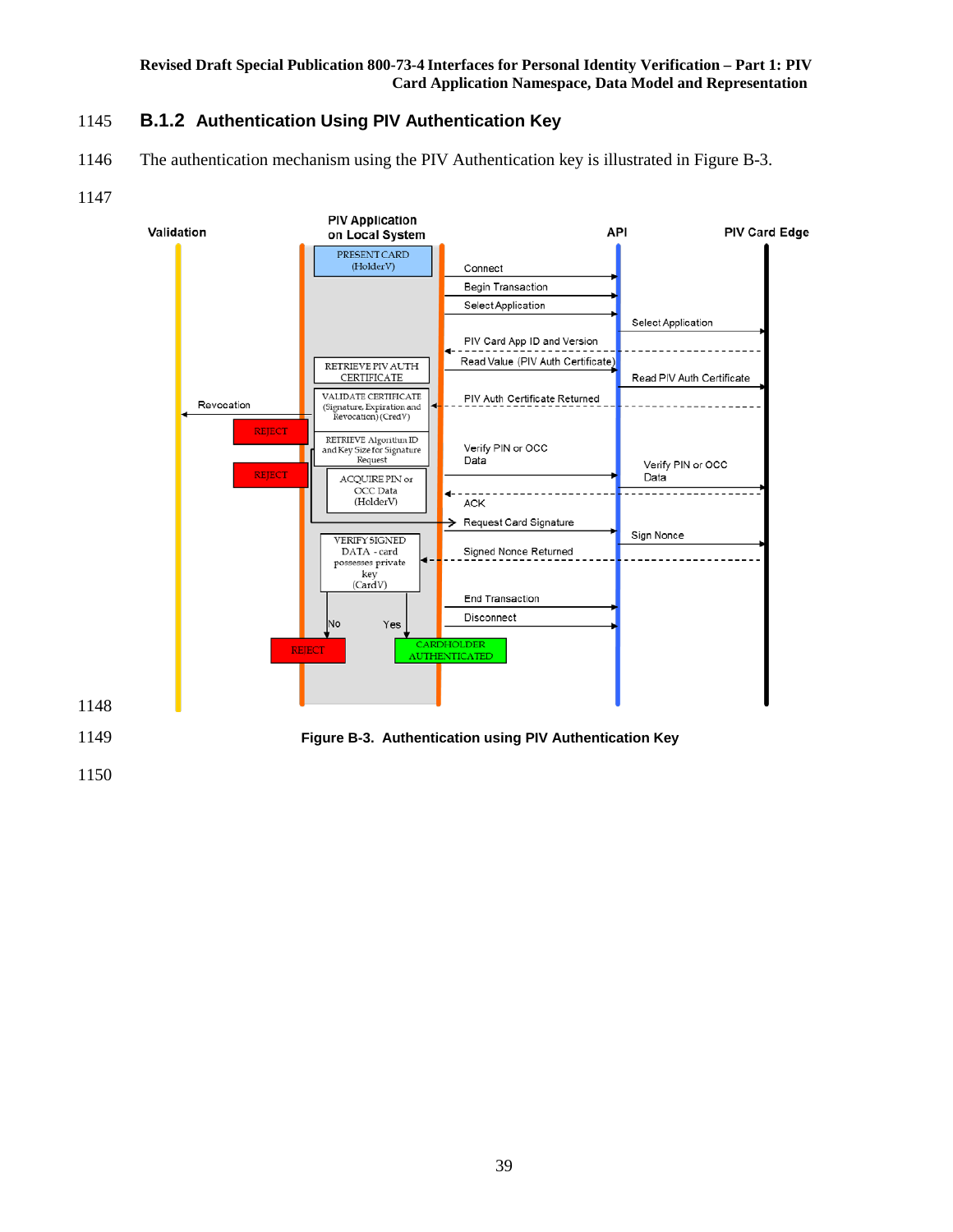### B.1.2 Authentication Using PIV Authentication Key

The authentication mechanism using the PIV Authentication key is illustrated in Figure B-3.

Validation

PIV Application on Local System

API

PIV Card Edge

PRESENT CARD (HolderV)

Connect

Begin Transaction

Select Application

Select Application

PIV Card App ID and Version

Read Value (PIV Auth Certificate)

RETRIEVE PIV AUTH CERTIFICATE

Read PIV Auth Certificate

VALIDATE CERTIFICATE (Signature, Expiration and Revocation) (CredV)

PIV Auth Certificate Returned

Revocation

REJECT

RETRIEVE Algorithm ID and Key Size for Signature Request

Verify PIN or OCC Data

Verify PIN or OCC Data

REJECT

ACQUIRE PIN or OCC Data (HolderV)

ACK

Request Card Signature

Sign Nonce

VERIFY SIGNED DATA - card possesses private key (CardV)

Signed Nonce Returned

End Transaction

Disconnect

No

Yes

REJECT

CARDHOLDER AUTHENTICATED

**Figure B-3. Authentication using PIV Authentication Key**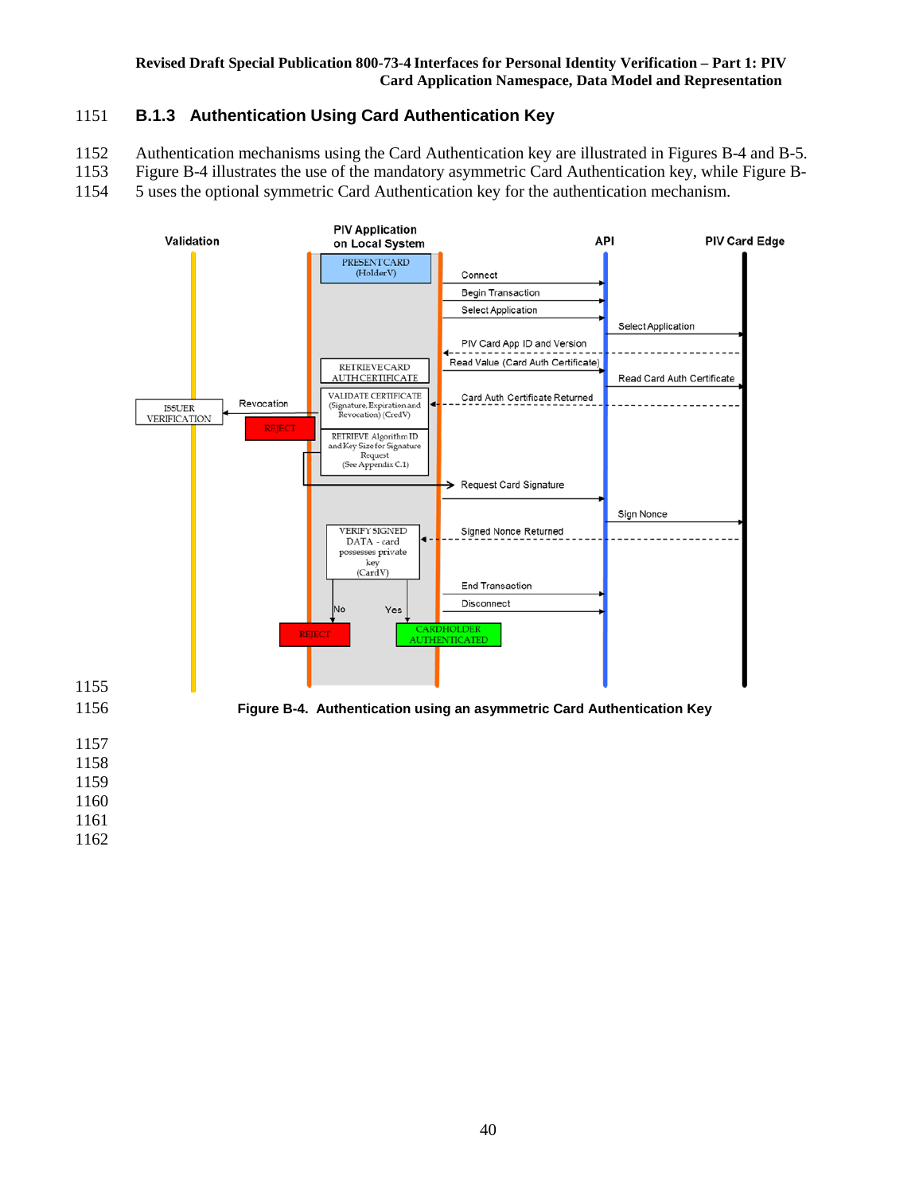### B.1.3 Authentication Using Card Authentication Key

Authentication mechanisms using the Card Authentication key are illustrated in Figures B-4 and B-5. Figure B-4 illustrates the use of the mandatory asymmetric Card Authentication key, while Figure B-5 uses the optional symmetric Card Authentication key for the authentication mechanism.

Validation

PIV Application on Local System

API

PIV Card Edge

PRESENT CARD (HolderV)

Connect

Begin Transaction

Select Application

Select Application

PIV Card App ID and Version

RETRIEVE CARD AUTH CERTIFICATE

Read Value (Card Auth Certificate)

Read Card Auth Certificate

ISSUER VERIFICATION

Revocation

VALIDATE CERTIFICATE (Signature, Expiration and Revocation) (CredV)

Card Auth Certificate Returned

REJECT

RETRIEVE Algorithm ID and Key Size for Signature Request (See Appendix C.1)

Request Card Signature

Sign Nonce

VERIFY SIGNED DATA - card possesses private key (CardV)

Signed Nonce Returned

End Transaction

Disconnect

No

Yes

REJECT

CARDHOLDER AUTHENTICATED

Figure B-4. Authentication using an asymmetric Card Authentication Key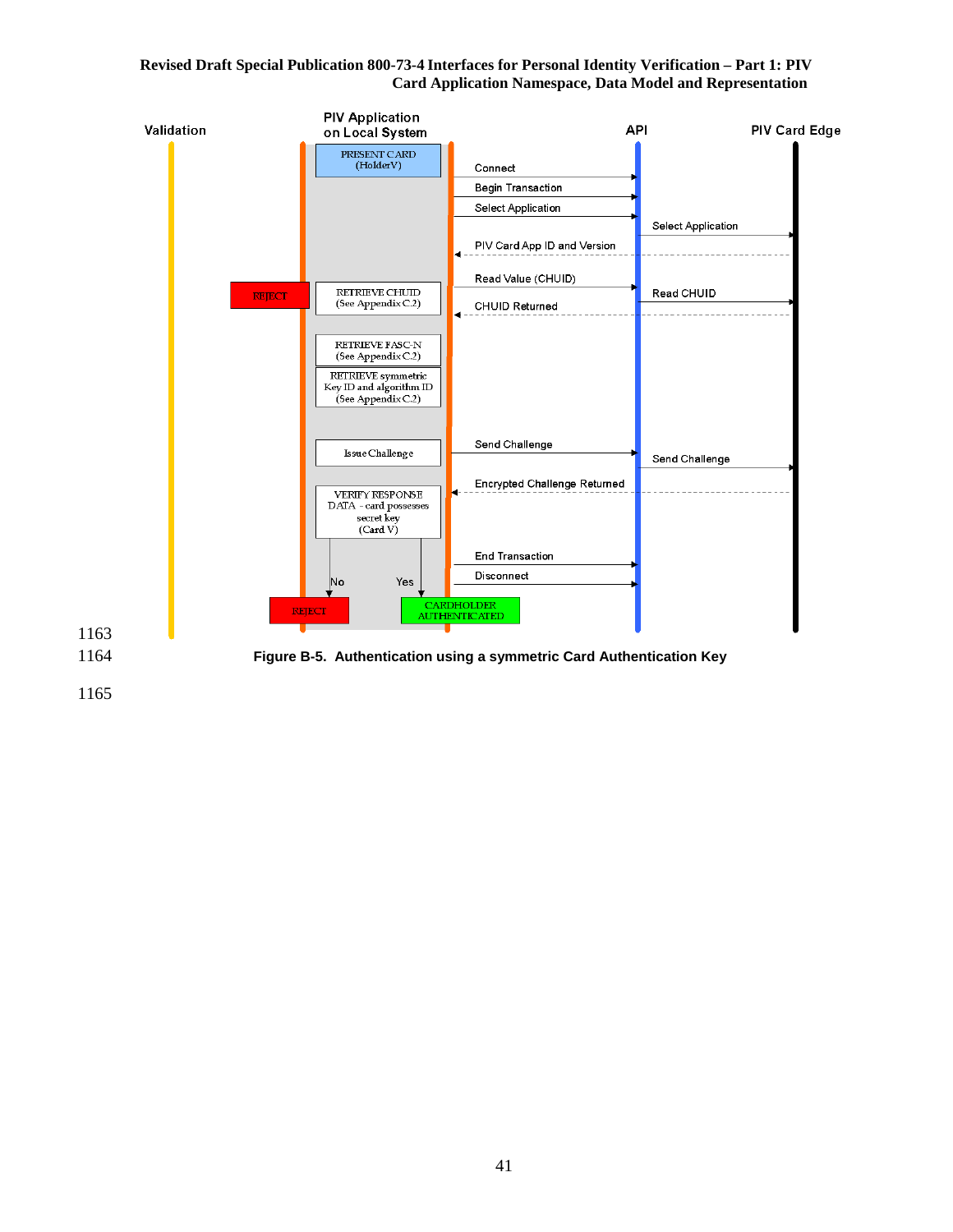Validation

PIV Application on Local System

API

PIV Card Edge

PRESENT CARD (HolderV)

Connect

Begin Transaction

Select Application

Select Application

PIV Card App ID and Version

Read Value (CHUID)

REJECT

RETRIEVE CHUID (See Appendix C.2)

Read CHUID

CHUID Returned

RETRIEVE FASC-N (See Appendix C.2)

RETRIEVE symmetric Key ID and algorithm ID (See Appendix C.2)

Issue Challenge

Send Challenge

Send Challenge

Encrypted Challenge Returned

VERIFY RESPONSE DATA - card possesses secret key (Card V)

End Transaction

Disconnect

No

Yes

REJECT

CARDHOLDER AUTHENTICATED

1163

1164 **Figure B-5. Authentication using a symmetric Card Authentication Key**

1165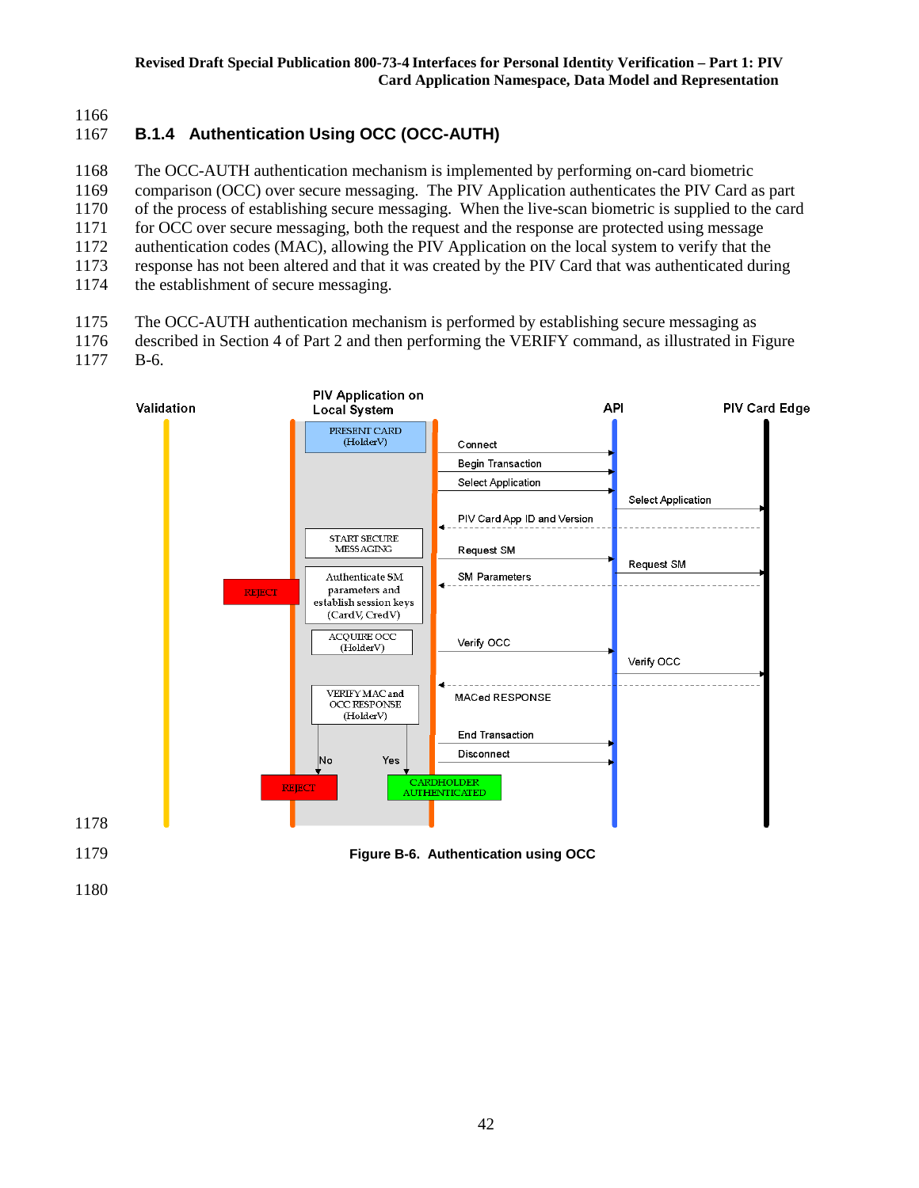### B.1.4 Authentication Using OCC (OCC-AUTH)

The OCC-AUTH authentication mechanism is implemented by performing on-card biometric comparison (OCC) over secure messaging. The PIV Application authenticates the PIV Card as part of the process of establishing secure messaging. When the live-scan biometric is supplied to the card for OCC over secure messaging, both the request and the response are protected using message authentication codes (MAC), allowing the PIV Application on the local system to verify that the response has not been altered and that it was created by the PIV Card that was authenticated during the establishment of secure messaging.

The OCC-AUTH authentication mechanism is performed by establishing secure messaging as described in Section 4 of Part 2 and then performing the VERIFY command, as illustrated in Figure B-6.

**Figure B-6. Authentication using OCC**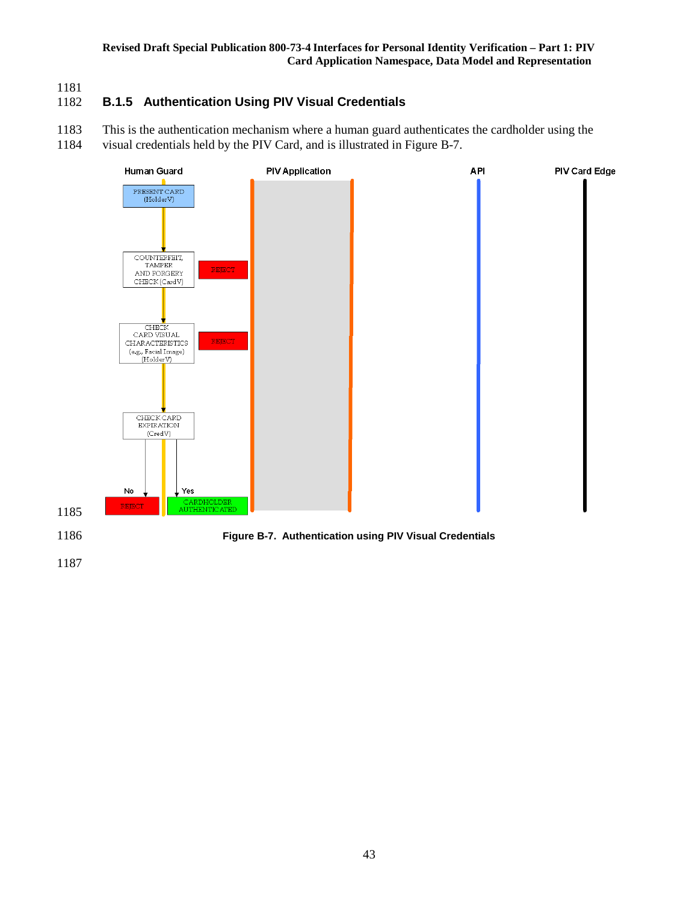### B.1.5 Authentication Using PIV Visual Credentials

This is the authentication mechanism where a human guard authenticates the cardholder using the visual credentials held by the PIV Card, and is illustrated in Figure B-7.

Human Guard

PIV Application

API

PIV Card Edge

PRESENT CARD (HolderV)

COUNTERFEIT, TAMPER AND FORGERY CHECK (CardV)

REJECT

CHECK CARD VISUAL CHARACTERISTICS (e.g., Facial Image) (HolderV)

REJECT

CHECK CARD EXPIRATION (CredV)

No

Yes

REJECT

CARDHOLDER AUTHENTICATED

**Figure B-7. Authentication using PIV Visual Credentials**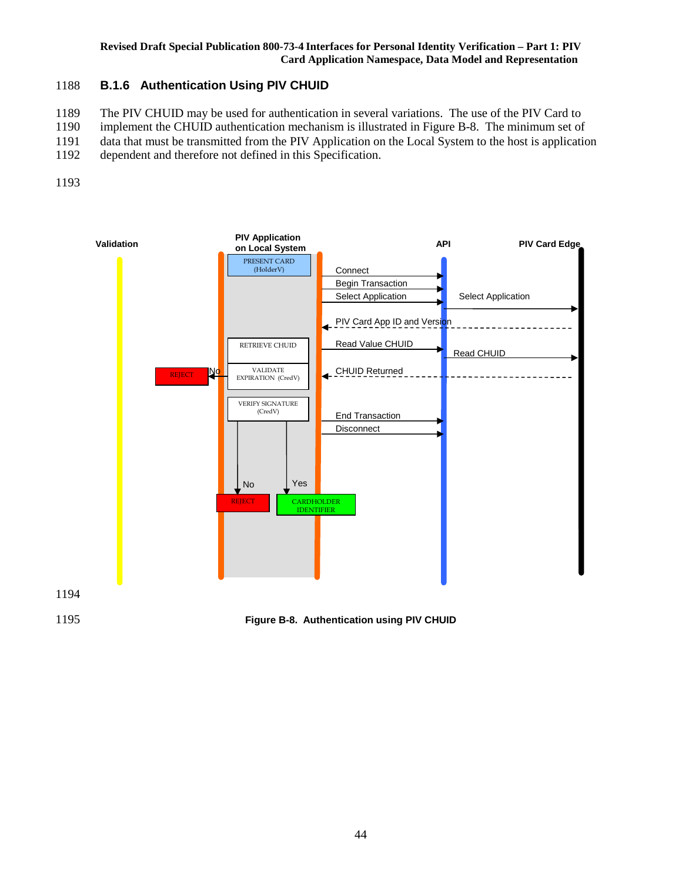### B.1.6 Authentication Using PIV CHUID

The PIV CHUID may be used for authentication in several variations. The use of the PIV Card to implement the CHUID authentication mechanism is illustrated in Figure B-8. The minimum set of data that must be transmitted from the PIV Application on the Local System to the host is application dependent and therefore not defined in this Specification.

Validation

PIV Application on Local System

API

PIV Card Edge

PRESENT CARD (HolderV)

Connect

Begin Transaction

Select Application

Select Application

PIV Card App ID and Version

RETRIEVE CHUID

Read Value CHUID

Read CHUID

REJECT

No

VALIDATE EXPIRATION (CredV)

CHUID Returned

VERIFY SIGNATURE (CredV)

End Transaction

Disconnect

No

Yes

REJECT

CARDHOLDER IDENTIFIER

**Figure B-8. Authentication using PIV CHUID**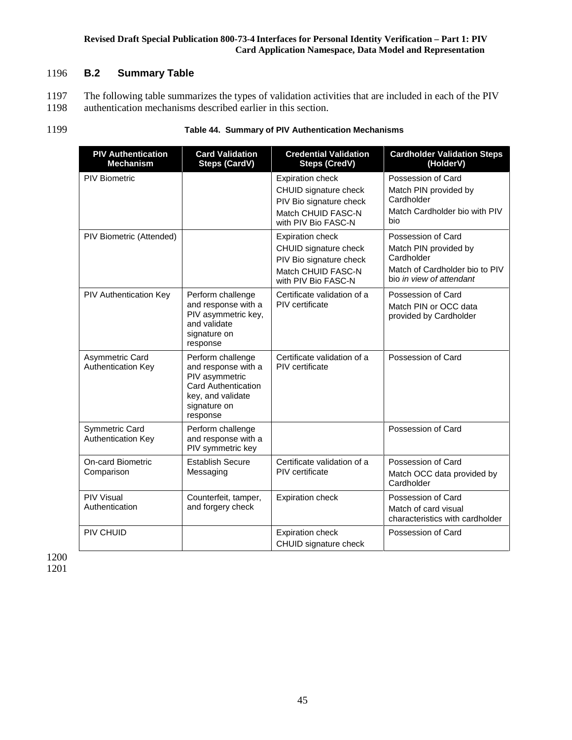## B.2 Summary Table

The following table summarizes the types of validation activities that are included in each of the PIV authentication mechanisms described earlier in this section.

**Table 44. Summary of PIV Authentication Mechanisms**

| PIV Authentication Mechanism | Card Validation Steps (CardV) | Credential Validation Steps (CredV) | Cardholder Validation Steps (HolderV) |
|---|---|---|---|
| PIV Biometric | | Expiration check<br>CHUID signature check<br>PIV Bio signature check<br>Match CHUID FASC-N with PIV Bio FASC-N | Possession of Card<br>Match PIN provided by Cardholder<br>Match Cardholder bio with PIV bio |
| PIV Biometric (Attended) | | Expiration check<br>CHUID signature check<br>PIV Bio signature check<br>Match CHUID FASC-N with PIV Bio FASC-N | Possession of Card<br>Match PIN provided by Cardholder<br>Match of Cardholder bio to PIV bio *in view of attendant* |
| PIV Authentication Key | Perform challenge and response with a PIV asymmetric key, and validate signature on response | Certificate validation of a PIV certificate | Possession of Card<br>Match PIN or OCC data provided by Cardholder |
| Asymmetric Card Authentication Key | Perform challenge and response with a PIV asymmetric Card Authentication key, and validate signature on response | Certificate validation of a PIV certificate | Possession of Card |
| Symmetric Card Authentication Key | Perform challenge and response with a PIV symmetric key | | Possession of Card |
| On-card Biometric Comparison | Establish Secure Messaging | Certificate validation of a PIV certificate | Possession of Card<br>Match OCC data provided by Cardholder |
| PIV Visual Authentication | Counterfeit, tamper, and forgery check | Expiration check | Possession of Card<br>Match of card visual characteristics with cardholder |
| PIV CHUID | | Expiration check<br>CHUID signature check | Possession of Card |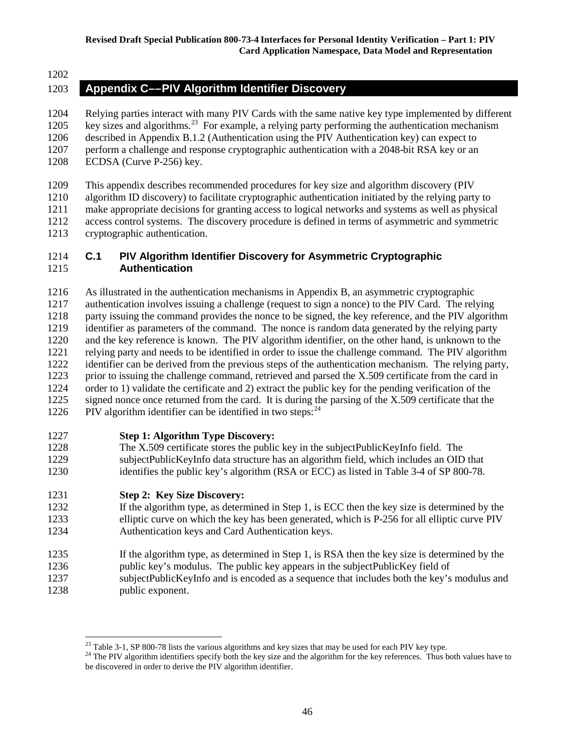# Appendix C––PIV Algorithm Identifier Discovery

Relying parties interact with many PIV Cards with the same native key type implemented by different key sizes and algorithms.[23] For example, a relying party performing the authentication mechanism described in Appendix B.1.2 (Authentication using the PIV Authentication key) can expect to perform a challenge and response cryptographic authentication with a 2048-bit RSA key or an ECDSA (Curve P-256) key.

This appendix describes recommended procedures for key size and algorithm discovery (PIV algorithm ID discovery) to facilitate cryptographic authentication initiated by the relying party to make appropriate decisions for granting access to logical networks and systems as well as physical access control systems. The discovery procedure is defined in terms of asymmetric and symmetric cryptographic authentication.

## C.1 PIV Algorithm Identifier Discovery for Asymmetric Cryptographic Authentication

As illustrated in the authentication mechanisms in Appendix B, an asymmetric cryptographic authentication involves issuing a challenge (request to sign a nonce) to the PIV Card. The relying party issuing the command provides the nonce to be signed, the key reference, and the PIV algorithm identifier as parameters of the command. The nonce is random data generated by the relying party and the key reference is known. The PIV algorithm identifier, on the other hand, is unknown to the relying party and needs to be identified in order to issue the challenge command. The PIV algorithm identifier can be derived from the previous steps of the authentication mechanism. The relying party, prior to issuing the challenge command, retrieved and parsed the X.509 certificate from the card in order to 1) validate the certificate and 2) extract the public key for the pending verification of the signed nonce once returned from the card. It is during the parsing of the X.509 certificate that the PIV algorithm identifier can be identified in two steps:[24]

**Step 1: Algorithm Type Discovery:**
The X.509 certificate stores the public key in the subjectPublicKeyInfo field. The subjectPublicKeyInfo data structure has an algorithm field, which includes an OID that identifies the public key's algorithm (RSA or ECC) as listed in Table 3-4 of SP 800-78.

**Step 2: Key Size Discovery:**
If the algorithm type, as determined in Step 1, is ECC then the key size is determined by the elliptic curve on which the key has been generated, which is P-256 for all elliptic curve PIV Authentication keys and Card Authentication keys.

If the algorithm type, as determined in Step 1, is RSA then the key size is determined by the public key's modulus. The public key appears in the subjectPublicKey field of subjectPublicKeyInfo and is encoded as a sequence that includes both the key's modulus and public exponent.

---

[23] Table 3-1, SP 800-78 lists the various algorithms and key sizes that may be used for each PIV key type.

[24] The PIV algorithm identifiers specify both the key size and the algorithm for the key references. Thus both values have to be discovered in order to derive the PIV algorithm identifier.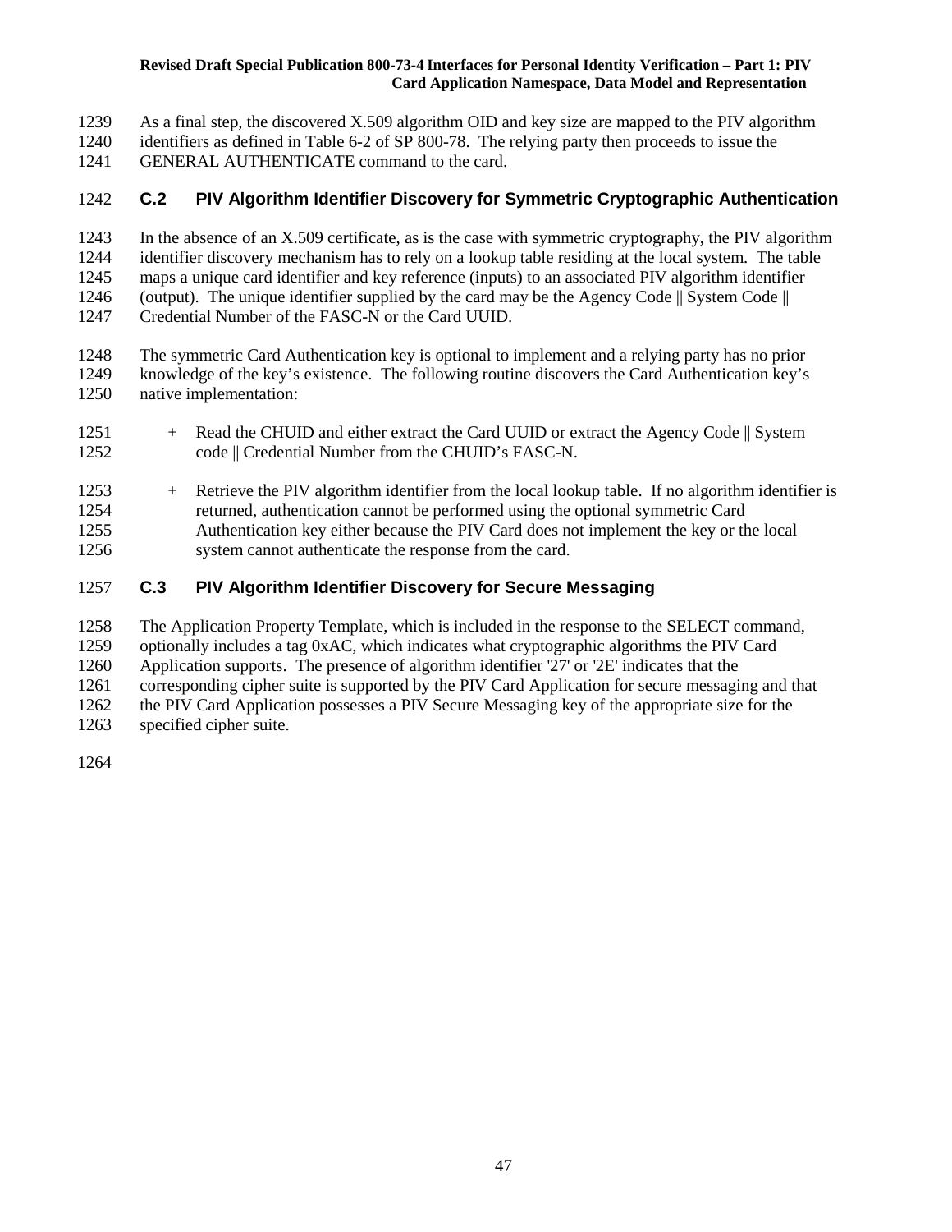As a final step, the discovered X.509 algorithm OID and key size are mapped to the PIV algorithm identifiers as defined in Table 6-2 of SP 800-78. The relying party then proceeds to issue the GENERAL AUTHENTICATE command to the card.

## C.2 PIV Algorithm Identifier Discovery for Symmetric Cryptographic Authentication

In the absence of an X.509 certificate, as is the case with symmetric cryptography, the PIV algorithm identifier discovery mechanism has to rely on a lookup table residing at the local system. The table maps a unique card identifier and key reference (inputs) to an associated PIV algorithm identifier (output). The unique identifier supplied by the card may be the Agency Code || System Code || Credential Number of the FASC-N or the Card UUID.

The symmetric Card Authentication key is optional to implement and a relying party has no prior knowledge of the key's existence. The following routine discovers the Card Authentication key's native implementation:

+ Read the CHUID and either extract the Card UUID or extract the Agency Code || System code || Credential Number from the CHUID's FASC-N.

+ Retrieve the PIV algorithm identifier from the local lookup table. If no algorithm identifier is returned, authentication cannot be performed using the optional symmetric Card Authentication key either because the PIV Card does not implement the key or the local system cannot authenticate the response from the card.

## C.3 PIV Algorithm Identifier Discovery for Secure Messaging

The Application Property Template, which is included in the response to the SELECT command, optionally includes a tag 0xAC, which indicates what cryptographic algorithms the PIV Card Application supports. The presence of algorithm identifier '27' or '2E' indicates that the corresponding cipher suite is supported by the PIV Card Application for secure messaging and that the PIV Card Application possesses a PIV Secure Messaging key of the appropriate size for the specified cipher suite.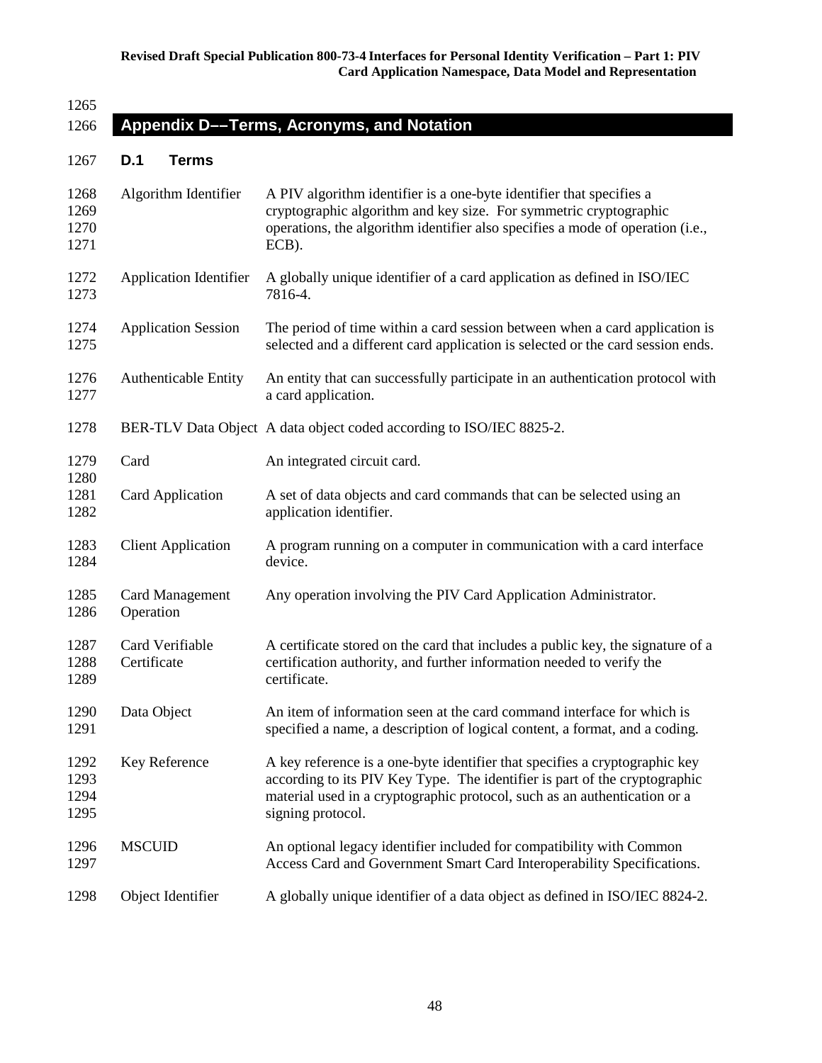## Appendix D––Terms, Acronyms, and Notation

### D.1 Terms

| | |
|---|---|
| Algorithm Identifier | A PIV algorithm identifier is a one-byte identifier that specifies a cryptographic algorithm and key size. For symmetric cryptographic operations, the algorithm identifier also specifies a mode of operation (i.e., ECB). |
| Application Identifier | A globally unique identifier of a card application as defined in ISO/IEC 7816-4. |
| Application Session | The period of time within a card session between when a card application is selected and a different card application is selected or the card session ends. |
| Authenticable Entity | An entity that can successfully participate in an authentication protocol with a card application. |
| BER-TLV Data Object | A data object coded according to ISO/IEC 8825-2. |
| Card | An integrated circuit card. |
| Card Application | A set of data objects and card commands that can be selected using an application identifier. |
| Client Application | A program running on a computer in communication with a card interface device. |
| Card Management Operation | Any operation involving the PIV Card Application Administrator. |
| Card Verifiable Certificate | A certificate stored on the card that includes a public key, the signature of a certification authority, and further information needed to verify the certificate. |
| Data Object | An item of information seen at the card command interface for which is specified a name, a description of logical content, a format, and a coding. |
| Key Reference | A key reference is a one-byte identifier that specifies a cryptographic key according to its PIV Key Type. The identifier is part of the cryptographic material used in a cryptographic protocol, such as an authentication or a signing protocol. |
| MSCUID | An optional legacy identifier included for compatibility with Common Access Card and Government Smart Card Interoperability Specifications. |
| Object Identifier | A globally unique identifier of a data object as defined in ISO/IEC 8824-2. |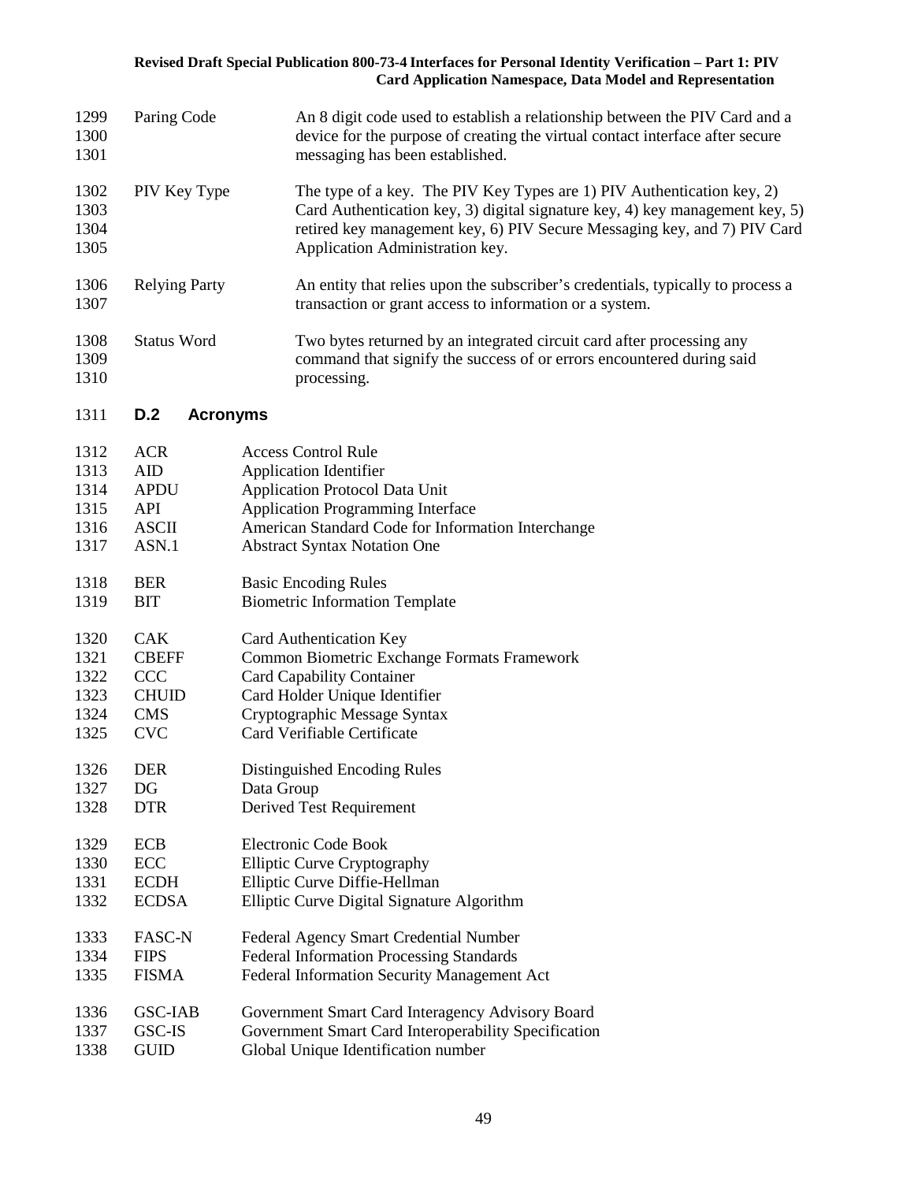| | |
|---|---|
| Paring Code | An 8 digit code used to establish a relationship between the PIV Card and a device for the purpose of creating the virtual contact interface after secure messaging has been established. |
| PIV Key Type | The type of a key. The PIV Key Types are 1) PIV Authentication key, 2) Card Authentication key, 3) digital signature key, 4) key management key, 5) retired key management key, 6) PIV Secure Messaging key, and 7) PIV Card Application Administration key. |
| Relying Party | An entity that relies upon the subscriber's credentials, typically to process a transaction or grant access to information or a system. |
| Status Word | Two bytes returned by an integrated circuit card after processing any command that signify the success of or errors encountered during said processing. |

### D.2 Acronyms

| | |
|---|---|
| ACR | Access Control Rule |
| AID | Application Identifier |
| APDU | Application Protocol Data Unit |
| API | Application Programming Interface |
| ASCII | American Standard Code for Information Interchange |
| ASN.1 | Abstract Syntax Notation One |
| BER | Basic Encoding Rules |
| BIT | Biometric Information Template |
| CAK | Card Authentication Key |
| CBEFF | Common Biometric Exchange Formats Framework |
| CCC | Card Capability Container |
| CHUID | Card Holder Unique Identifier |
| CMS | Cryptographic Message Syntax |
| CVC | Card Verifiable Certificate |
| DER | Distinguished Encoding Rules |
| DG | Data Group |
| DTR | Derived Test Requirement |
| ECB | Electronic Code Book |
| ECC | Elliptic Curve Cryptography |
| ECDH | Elliptic Curve Diffie-Hellman |
| ECDSA | Elliptic Curve Digital Signature Algorithm |
| FASC-N | Federal Agency Smart Credential Number |
| FIPS | Federal Information Processing Standards |
| FISMA | Federal Information Security Management Act |
| GSC-IAB | Government Smart Card Interagency Advisory Board |
| GSC-IS | Government Smart Card Interoperability Specification |
| GUID | Global Unique Identification number |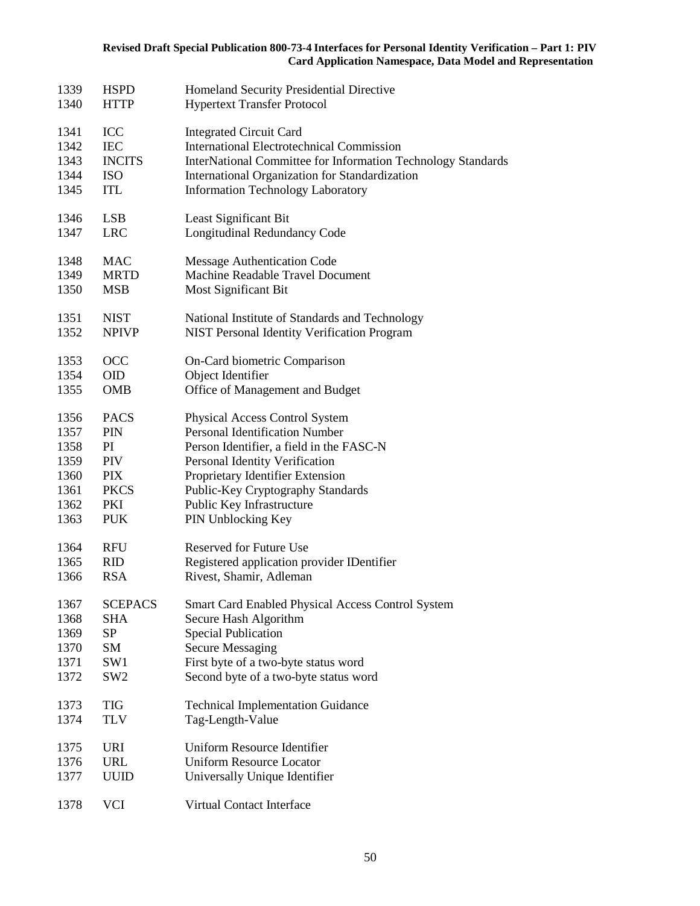| | | |
|---|---|---|
| 1339 | HSPD | Homeland Security Presidential Directive |
| 1340 | HTTP | Hypertext Transfer Protocol |
| 1341 | ICC | Integrated Circuit Card |
| 1342 | IEC | International Electrotechnical Commission |
| 1343 | INCITS | InterNational Committee for Information Technology Standards |
| 1344 | ISO | International Organization for Standardization |
| 1345 | ITL | Information Technology Laboratory |
| 1346 | LSB | Least Significant Bit |
| 1347 | LRC | Longitudinal Redundancy Code |
| 1348 | MAC | Message Authentication Code |
| 1349 | MRTD | Machine Readable Travel Document |
| 1350 | MSB | Most Significant Bit |
| 1351 | NIST | National Institute of Standards and Technology |
| 1352 | NPIVP | NIST Personal Identity Verification Program |
| 1353 | OCC | On-Card biometric Comparison |
| 1354 | OID | Object Identifier |
| 1355 | OMB | Office of Management and Budget |
| 1356 | PACS | Physical Access Control System |
| 1357 | PIN | Personal Identification Number |
| 1358 | PI | Person Identifier, a field in the FASC-N |
| 1359 | PIV | Personal Identity Verification |
| 1360 | PIX | Proprietary Identifier Extension |
| 1361 | PKCS | Public-Key Cryptography Standards |
| 1362 | PKI | Public Key Infrastructure |
| 1363 | PUK | PIN Unblocking Key |
| 1364 | RFU | Reserved for Future Use |
| 1365 | RID | Registered application provider IDentifier |
| 1366 | RSA | Rivest, Shamir, Adleman |
| 1367 | SCEPACS | Smart Card Enabled Physical Access Control System |
| 1368 | SHA | Secure Hash Algorithm |
| 1369 | SP | Special Publication |
| 1370 | SM | Secure Messaging |
| 1371 | SW1 | First byte of a two-byte status word |
| 1372 | SW2 | Second byte of a two-byte status word |
| 1373 | TIG | Technical Implementation Guidance |
| 1374 | TLV | Tag-Length-Value |
| 1375 | URI | Uniform Resource Identifier |
| 1376 | URL | Uniform Resource Locator |
| 1377 | UUID | Universally Unique Identifier |
| 1378 | VCI | Virtual Contact Interface |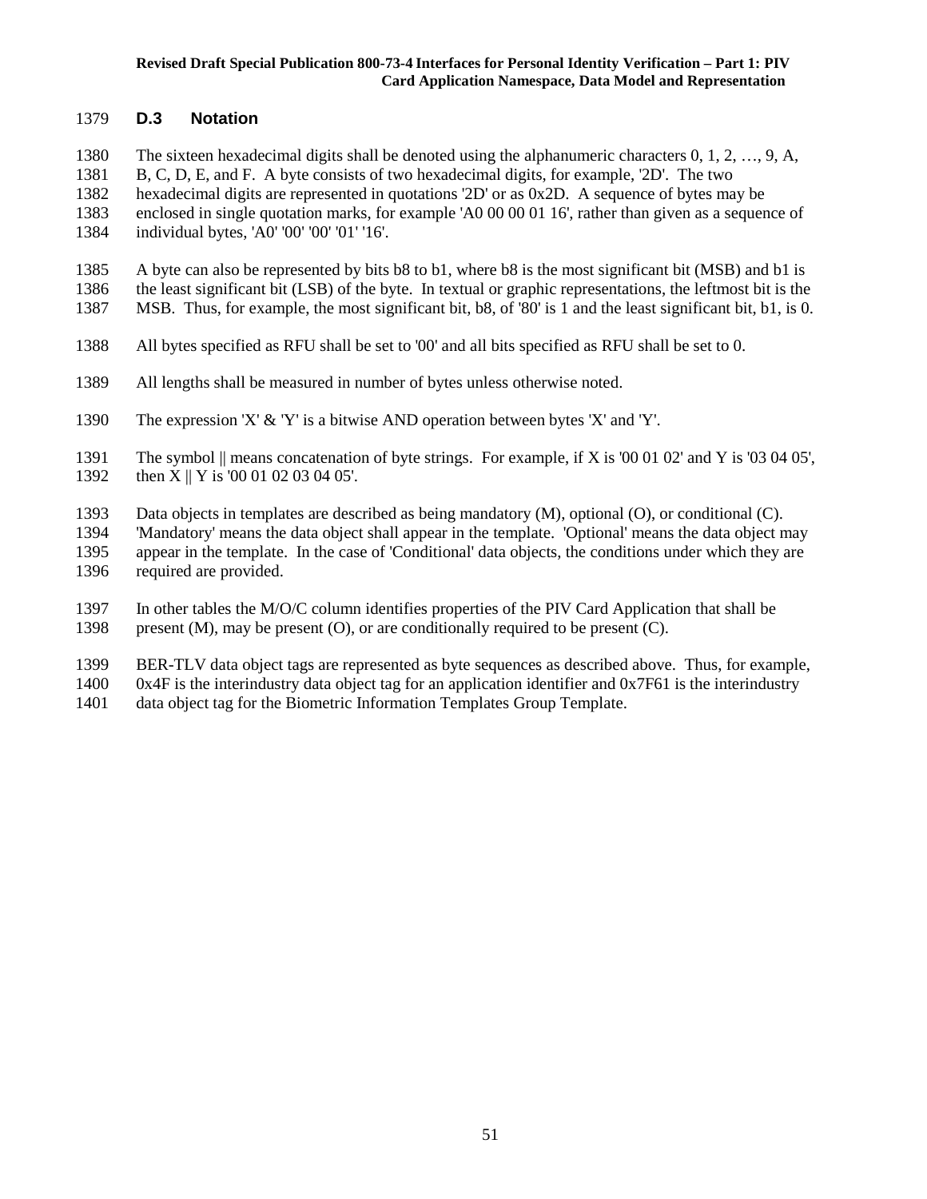### D.3 Notation

The sixteen hexadecimal digits shall be denoted using the alphanumeric characters 0, 1, 2, …, 9, A, B, C, D, E, and F. A byte consists of two hexadecimal digits, for example, '2D'. The two hexadecimal digits are represented in quotations '2D' or as 0x2D. A sequence of bytes may be enclosed in single quotation marks, for example 'A0 00 00 01 16', rather than given as a sequence of individual bytes, 'A0' '00' '00' '01' '16'.

A byte can also be represented by bits b8 to b1, where b8 is the most significant bit (MSB) and b1 is the least significant bit (LSB) of the byte. In textual or graphic representations, the leftmost bit is the MSB. Thus, for example, the most significant bit, b8, of '80' is 1 and the least significant bit, b1, is 0.

All bytes specified as RFU shall be set to '00' and all bits specified as RFU shall be set to 0.

All lengths shall be measured in number of bytes unless otherwise noted.

The expression 'X' & 'Y' is a bitwise AND operation between bytes 'X' and 'Y'.

The symbol || means concatenation of byte strings. For example, if X is '00 01 02' and Y is '03 04 05', then X || Y is '00 01 02 03 04 05'.

Data objects in templates are described as being mandatory (M), optional (O), or conditional (C). 'Mandatory' means the data object shall appear in the template. 'Optional' means the data object may appear in the template. In the case of 'Conditional' data objects, the conditions under which they are required are provided.

In other tables the M/O/C column identifies properties of the PIV Card Application that shall be present (M), may be present (O), or are conditionally required to be present (C).

BER-TLV data object tags are represented as byte sequences as described above. Thus, for example, 0x4F is the interindustry data object tag for an application identifier and 0x7F61 is the interindustry data object tag for the Biometric Information Templates Group Template.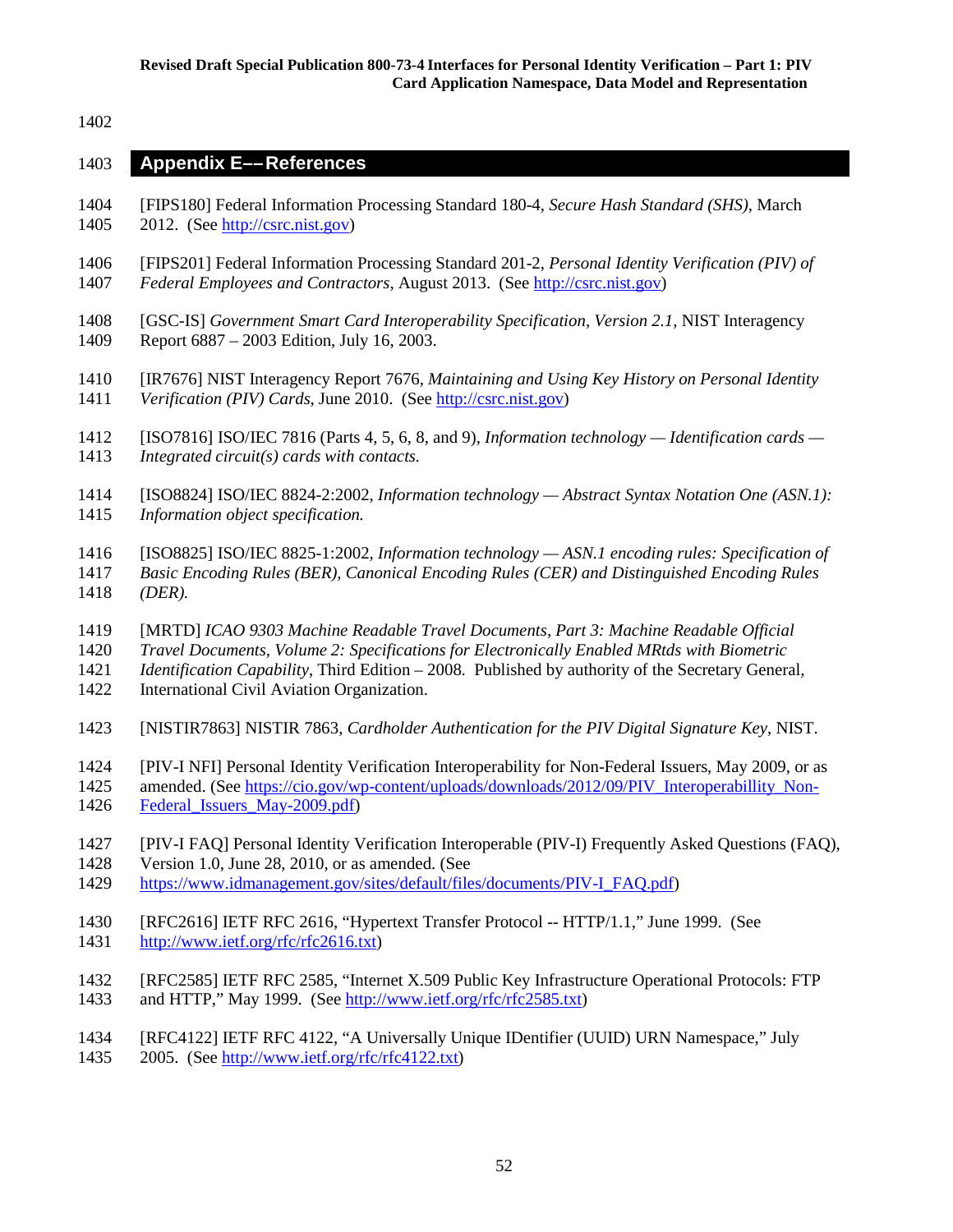## Appendix E— References

[FIPS180] Federal Information Processing Standard 180-4, *Secure Hash Standard (SHS)*, March 2012. (See http://csrc.nist.gov)

[FIPS201] Federal Information Processing Standard 201-2, *Personal Identity Verification (PIV) of Federal Employees and Contractors*, August 2013. (See http://csrc.nist.gov)

[GSC-IS] *Government Smart Card Interoperability Specification, Version 2.1*, NIST Interagency Report 6887 – 2003 Edition, July 16, 2003.

[IR7676] NIST Interagency Report 7676, *Maintaining and Using Key History on Personal Identity Verification (PIV) Cards*, June 2010. (See http://csrc.nist.gov)

[ISO7816] ISO/IEC 7816 (Parts 4, 5, 6, 8, and 9), *Information technology — Identification cards — Integrated circuit(s) cards with contacts.*

[ISO8824] ISO/IEC 8824-2:2002, *Information technology — Abstract Syntax Notation One (ASN.1): Information object specification.*

[ISO8825] ISO/IEC 8825-1:2002, *Information technology — ASN.1 encoding rules: Specification of Basic Encoding Rules (BER), Canonical Encoding Rules (CER) and Distinguished Encoding Rules (DER).*

[MRTD] *ICAO 9303 Machine Readable Travel Documents, Part 3: Machine Readable Official Travel Documents, Volume 2: Specifications for Electronically Enabled MRtds with Biometric Identification Capability*, Third Edition – 2008. Published by authority of the Secretary General, International Civil Aviation Organization.

[NISTIR7863] NISTIR 7863, *Cardholder Authentication for the PIV Digital Signature Key*, NIST.

[PIV-I NFI] Personal Identity Verification Interoperability for Non-Federal Issuers, May 2009, or as amended. (See https://cio.gov/wp-content/uploads/downloads/2012/09/PIV_Interoperabillity_Non-Federal_Issuers_May-2009.pdf)

[PIV-I FAQ] Personal Identity Verification Interoperable (PIV-I) Frequently Asked Questions (FAQ), Version 1.0, June 28, 2010, or as amended. (See https://www.idmanagement.gov/sites/default/files/documents/PIV-I_FAQ.pdf)

[RFC2616] IETF RFC 2616, "Hypertext Transfer Protocol -- HTTP/1.1," June 1999. (See http://www.ietf.org/rfc/rfc2616.txt)

[RFC2585] IETF RFC 2585, "Internet X.509 Public Key Infrastructure Operational Protocols: FTP and HTTP," May 1999. (See http://www.ietf.org/rfc/rfc2585.txt)

[RFC4122] IETF RFC 4122, "A Universally Unique IDentifier (UUID) URN Namespace," July 2005. (See http://www.ietf.org/rfc/rfc4122.txt)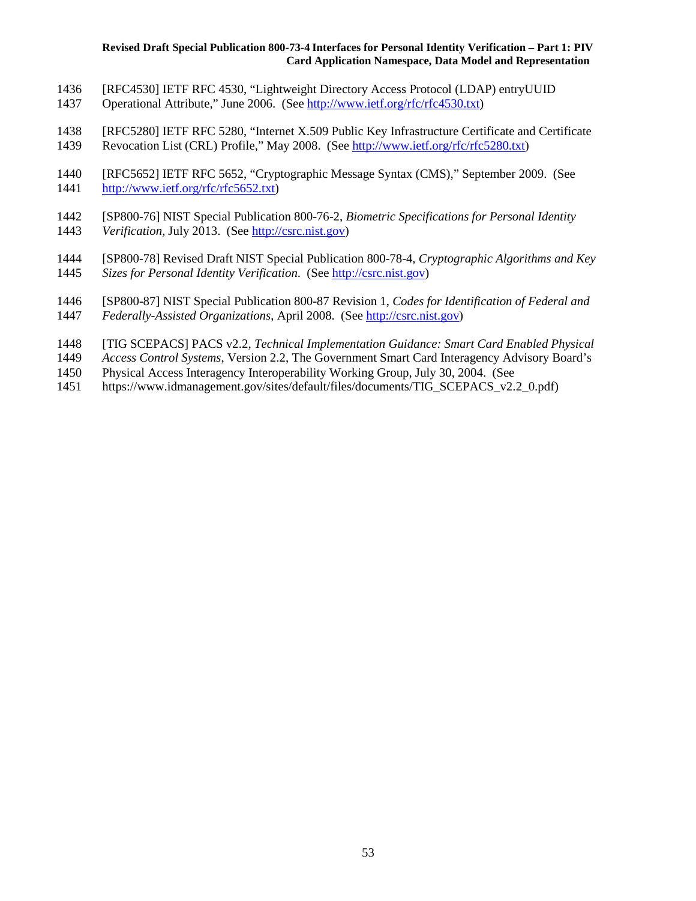[RFC4530] IETF RFC 4530, "Lightweight Directory Access Protocol (LDAP) entryUUID Operational Attribute," June 2006. (See http://www.ietf.org/rfc/rfc4530.txt)

[RFC5280] IETF RFC 5280, "Internet X.509 Public Key Infrastructure Certificate and Certificate Revocation List (CRL) Profile," May 2008. (See http://www.ietf.org/rfc/rfc5280.txt)

[RFC5652] IETF RFC 5652, "Cryptographic Message Syntax (CMS)," September 2009. (See http://www.ietf.org/rfc/rfc5652.txt)

[SP800-76] NIST Special Publication 800-76-2, *Biometric Specifications for Personal Identity Verification*, July 2013. (See http://csrc.nist.gov)

[SP800-78] Revised Draft NIST Special Publication 800-78-4, *Cryptographic Algorithms and Key Sizes for Personal Identity Verification*. (See http://csrc.nist.gov)

[SP800-87] NIST Special Publication 800-87 Revision 1, *Codes for Identification of Federal and Federally-Assisted Organizations*, April 2008. (See http://csrc.nist.gov)

[TIG SCEPACS] PACS v2.2, *Technical Implementation Guidance: Smart Card Enabled Physical Access Control Systems*, Version 2.2, The Government Smart Card Interagency Advisory Board's Physical Access Interagency Interoperability Working Group, July 30, 2004. (See https://www.idmanagement.gov/sites/default/files/documents/TIG_SCEPACS_v2.2_0.pdf)